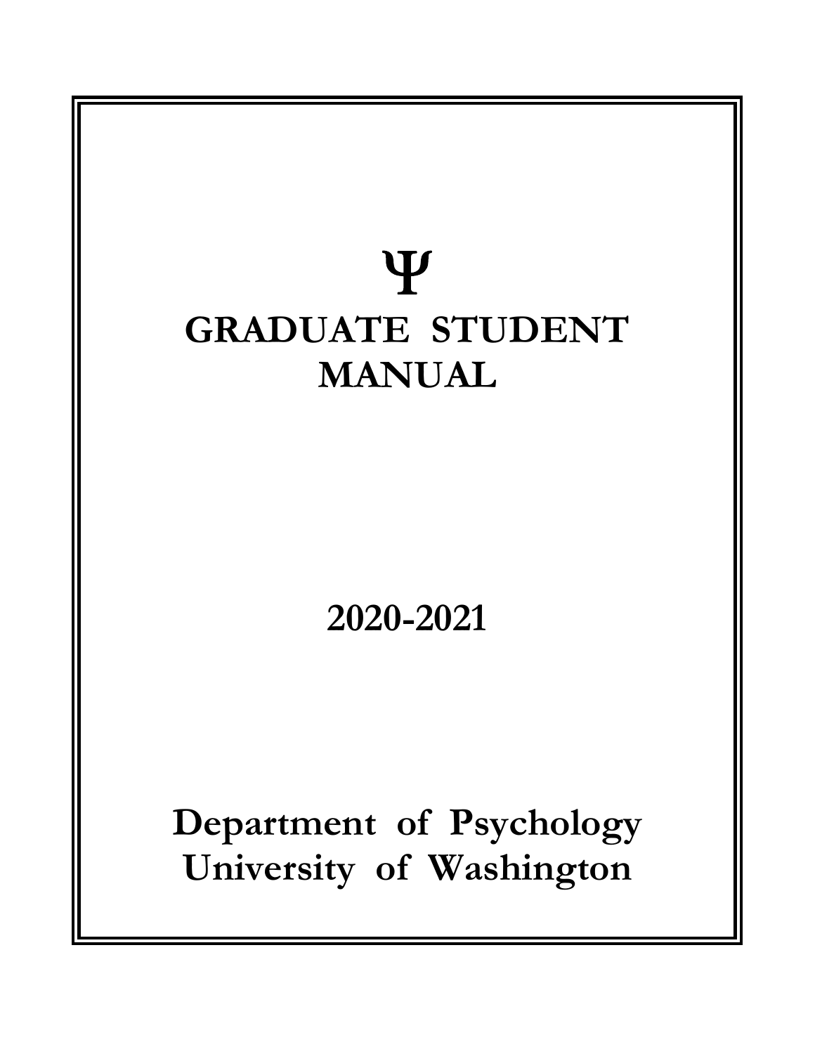Ψ

# GRADUATE STUDENT MANUAL

## 2020-2021

## Department of Psychology
## University of Washington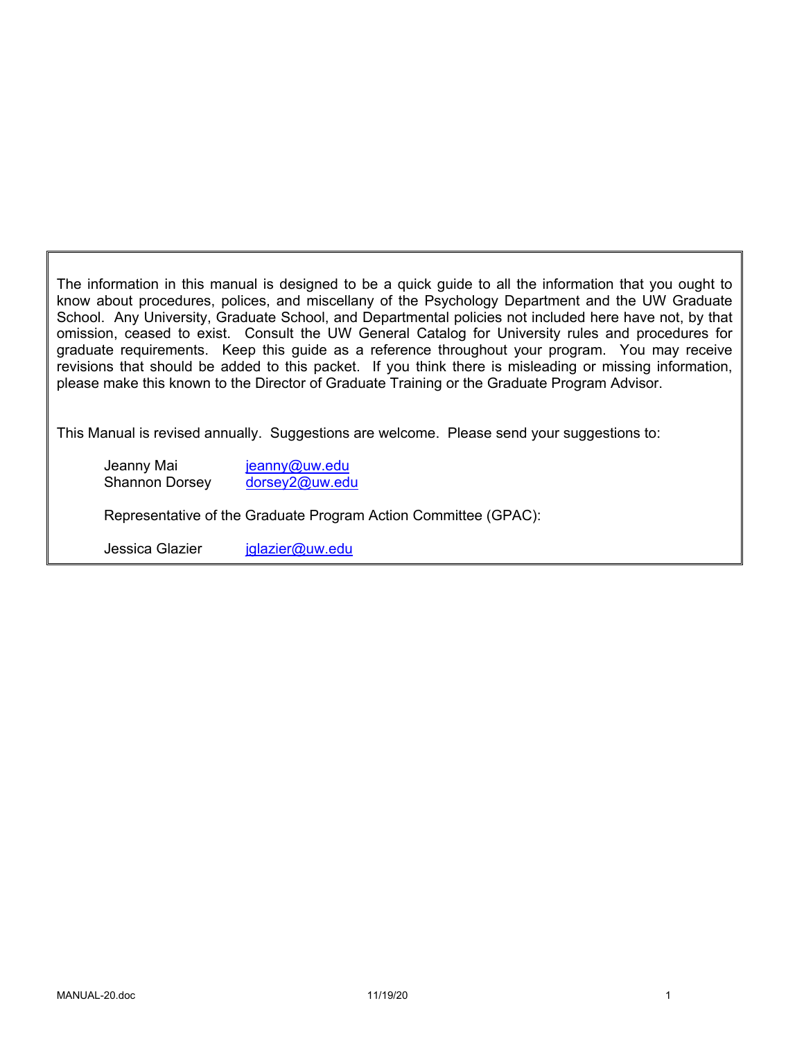The information in this manual is designed to be a quick guide to all the information that you ought to know about procedures, polices, and miscellany of the Psychology Department and the UW Graduate School. Any University, Graduate School, and Departmental policies not included here have not, by that omission, ceased to exist. Consult the UW General Catalog for University rules and procedures for graduate requirements. Keep this guide as a reference throughout your program. You may receive revisions that should be added to this packet. If you think there is misleading or missing information, please make this known to the Director of Graduate Training or the Graduate Program Advisor.

This Manual is revised annually. Suggestions are welcome. Please send your suggestions to:

Jeanny Mai — jeanny@uw.edu
Shannon Dorsey — dorsey2@uw.edu

Representative of the Graduate Program Action Committee (GPAC):

Jessica Glazier — jglazier@uw.edu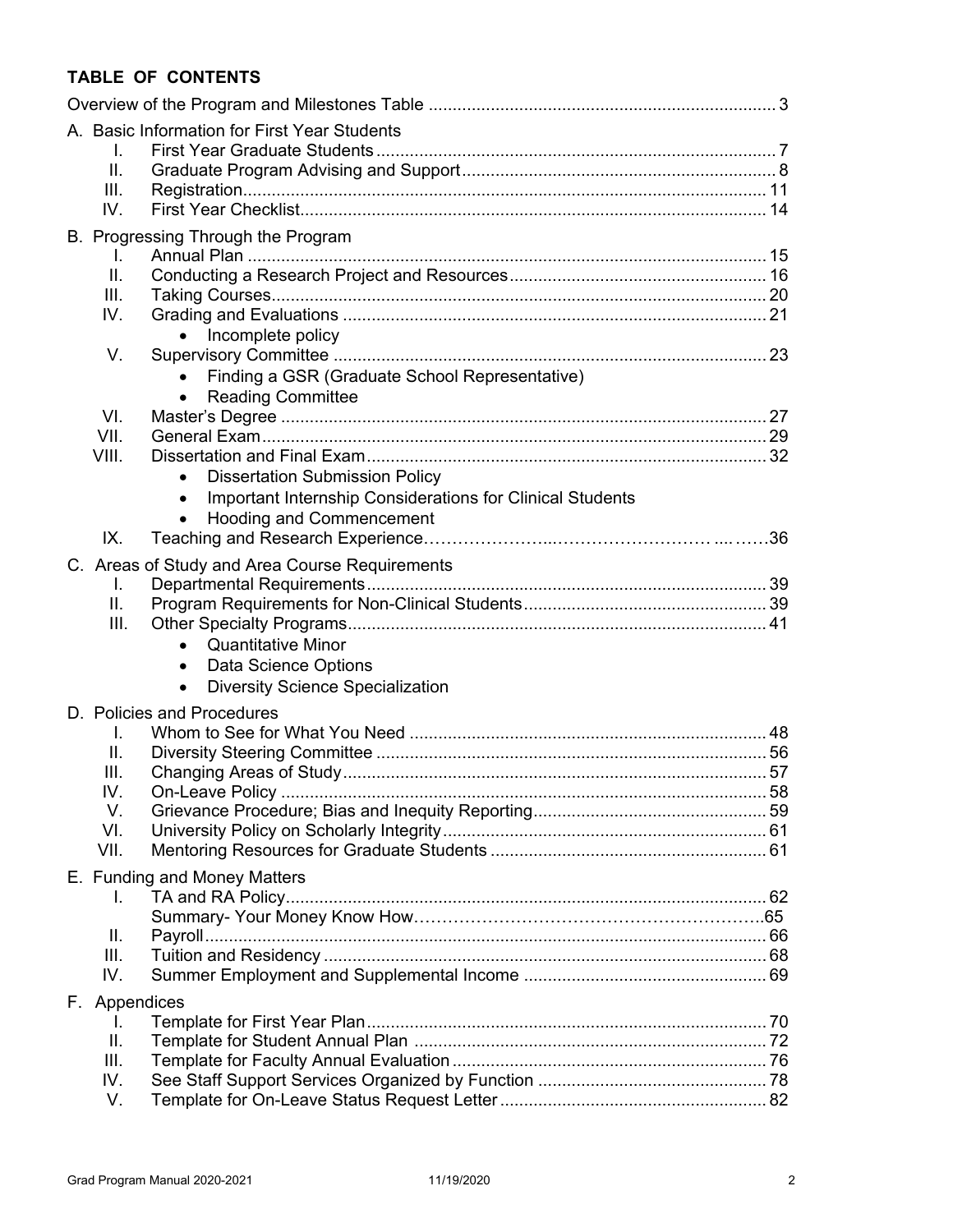## TABLE OF CONTENTS

Overview of the Program and Milestones Table ........................................................................ 3

A. Basic Information for First Year Students
- I. First Year Graduate Students ................................................................................. 7
- II. Graduate Program Advising and Support ................................................................ 8
- III. Registration ............................................................................................................ 11
- IV. First Year Checklist ................................................................................................ 14

B. Progressing Through the Program
- I. Annual Plan ............................................................................................................ 15
- II. Conducting a Research Project and Resources ...................................................... 16
- III. Taking Courses ....................................................................................................... 20
- IV. Grading and Evaluations ........................................................................................ 21
  - Incomplete policy
- V. Supervisory Committee .......................................................................................... 23
  - Finding a GSR (Graduate School Representative)
  - Reading Committee
- VI. Master's Degree ..................................................................................................... 27
- VII. General Exam ......................................................................................................... 29
- VIII. Dissertation and Final Exam ................................................................................... 32
  - Dissertation Submission Policy
  - Important Internship Considerations for Clinical Students
  - Hooding and Commencement
- IX. Teaching and Research Experience……………………..…………………… ... ……36

C. Areas of Study and Area Course Requirements
- I. Departmental Requirements .................................................................................. 39
- II. Program Requirements for Non-Clinical Students .................................................. 39
- III. Other Specialty Programs ....................................................................................... 41
  - Quantitative Minor
  - Data Science Options
  - Diversity Science Specialization

D. Policies and Procedures
- I. Whom to See for What You Need .......................................................................... 48
- II. Diversity Steering Committee ................................................................................. 56
- III. Changing Areas of Study ........................................................................................ 57
- IV. On-Leave Policy ..................................................................................................... 58
- V. Grievance Procedure; Bias and Inequity Reporting ................................................ 59
- VI. University Policy on Scholarly Integrity ................................................................... 61
- VII. Mentoring Resources for Graduate Students ......................................................... 61

E. Funding and Money Matters
- I. TA and RA Policy .................................................................................................... 62
  Summary- Your Money Know How…………………………………………………..65
- II. Payroll ..................................................................................................................... 66
- III. Tuition and Residency ............................................................................................ 68
- IV. Summer Employment and Supplemental Income .................................................. 69

F. Appendices
- I. Template for First Year Plan .................................................................................... 70
- II. Template for Student Annual Plan .......................................................................... 72
- III. Template for Faculty Annual Evaluation .................................................................. 76
- IV. See Staff Support Services Organized by Function ................................................ 78
- V. Template for On-Leave Status Request Letter ........................................................ 82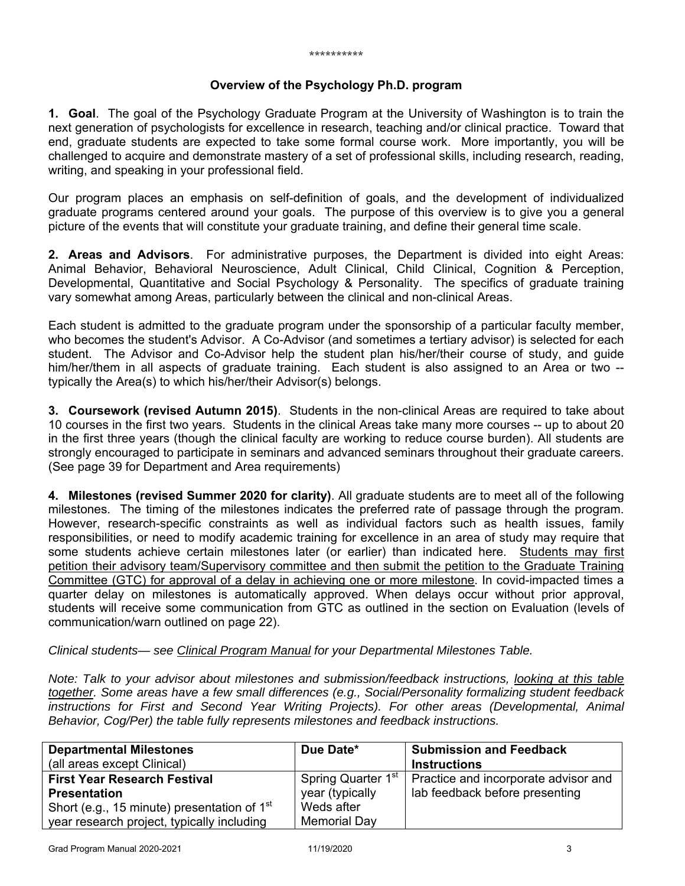\*\*\*\*\*\*\*\*\*\*

## Overview of the Psychology Ph.D. program

**1. Goal**. The goal of the Psychology Graduate Program at the University of Washington is to train the next generation of psychologists for excellence in research, teaching and/or clinical practice. Toward that end, graduate students are expected to take some formal course work. More importantly, you will be challenged to acquire and demonstrate mastery of a set of professional skills, including research, reading, writing, and speaking in your professional field.

Our program places an emphasis on self-definition of goals, and the development of individualized graduate programs centered around your goals. The purpose of this overview is to give you a general picture of the events that will constitute your graduate training, and define their general time scale.

**2. Areas and Advisors**. For administrative purposes, the Department is divided into eight Areas: Animal Behavior, Behavioral Neuroscience, Adult Clinical, Child Clinical, Cognition & Perception, Developmental, Quantitative and Social Psychology & Personality. The specifics of graduate training vary somewhat among Areas, particularly between the clinical and non-clinical Areas.

Each student is admitted to the graduate program under the sponsorship of a particular faculty member, who becomes the student's Advisor. A Co-Advisor (and sometimes a tertiary advisor) is selected for each student. The Advisor and Co-Advisor help the student plan his/her/their course of study, and guide him/her/them in all aspects of graduate training. Each student is also assigned to an Area or two -- typically the Area(s) to which his/her/their Advisor(s) belongs.

**3. Coursework (revised Autumn 2015)**. Students in the non-clinical Areas are required to take about 10 courses in the first two years. Students in the clinical Areas take many more courses -- up to about 20 in the first three years (though the clinical faculty are working to reduce course burden). All students are strongly encouraged to participate in seminars and advanced seminars throughout their graduate careers. (See page 39 for Department and Area requirements)

**4. Milestones (revised Summer 2020 for clarity)**. All graduate students are to meet all of the following milestones. The timing of the milestones indicates the preferred rate of passage through the program. However, research-specific constraints as well as individual factors such as health issues, family responsibilities, or need to modify academic training for excellence in an area of study may require that some students achieve certain milestones later (or earlier) than indicated here. Students may first petition their advisory team/Supervisory committee and then submit the petition to the Graduate Training Committee (GTC) for approval of a delay in achieving one or more milestone. In covid-impacted times a quarter delay on milestones is automatically approved. When delays occur without prior approval, students will receive some communication from GTC as outlined in the section on Evaluation (levels of communication/warn outlined on page 22).

*Clinical students— see Clinical Program Manual for your Departmental Milestones Table.*

*Note: Talk to your advisor about milestones and submission/feedback instructions, looking at this table together. Some areas have a few small differences (e.g., Social/Personality formalizing student feedback instructions for First and Second Year Writing Projects). For other areas (Developmental, Animal Behavior, Cog/Per) the table fully represents milestones and feedback instructions.*

| **Departmental Milestones** (all areas except Clinical) | **Due Date*** | **Submission and Feedback Instructions** |
|---|---|---|
| **First Year Research Festival Presentation** Short (e.g., 15 minute) presentation of 1st year research project, typically including | Spring Quarter 1st year (typically Weds after Memorial Day | Practice and incorporate advisor and lab feedback before presenting |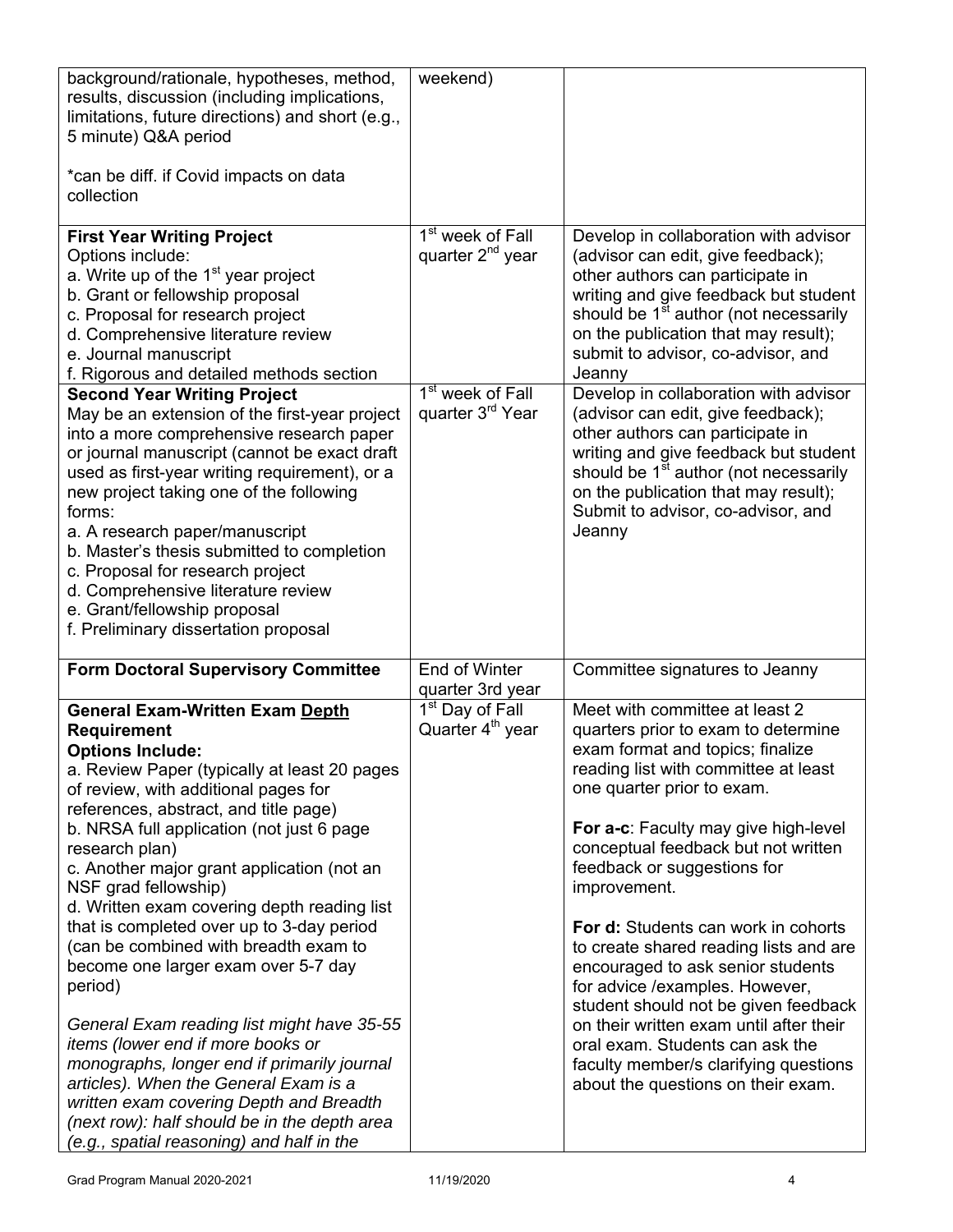| | | |
|---|---|---|
| background/rationale, hypotheses, method, results, discussion (including implications, limitations, future directions) and short (e.g., 5 minute) Q&A period<br><br>*can be diff. if Covid impacts on data collection | weekend) | |
| **First Year Writing Project**<br>Options include:<br>a. Write up of the 1st year project<br>b. Grant or fellowship proposal<br>c. Proposal for research project<br>d. Comprehensive literature review<br>e. Journal manuscript<br>f. Rigorous and detailed methods section | 1st week of Fall quarter 2nd year | Develop in collaboration with advisor (advisor can edit, give feedback); other authors can participate in writing and give feedback but student should be 1st author (not necessarily on the publication that may result); submit to advisor, co-advisor, and Jeanny |
| **Second Year Writing Project**<br>May be an extension of the first-year project into a more comprehensive research paper or journal manuscript (cannot be exact draft used as first-year writing requirement), or a new project taking one of the following forms:<br>a. A research paper/manuscript<br>b. Master's thesis submitted to completion<br>c. Proposal for research project<br>d. Comprehensive literature review<br>e. Grant/fellowship proposal<br>f. Preliminary dissertation proposal | 1st week of Fall quarter 3rd Year | Develop in collaboration with advisor (advisor can edit, give feedback); other authors can participate in writing and give feedback but student should be 1st author (not necessarily on the publication that may result); Submit to advisor, co-advisor, and Jeanny |
| **Form Doctoral Supervisory Committee** | End of Winter quarter 3rd year | Committee signatures to Jeanny |
| **General Exam-Written Exam Depth Requirement**<br>**Options Include:**<br>a. Review Paper (typically at least 20 pages of review, with additional pages for references, abstract, and title page)<br>b. NRSA full application (not just 6 page research plan)<br>c. Another major grant application (not an NSF grad fellowship)<br>d. Written exam covering depth reading list that is completed over up to 3-day period (can be combined with breadth exam to become one larger exam over 5-7 day period)<br><br>*General Exam reading list might have 35-55 items (lower end if more books or monographs, longer end if primarily journal articles). When the General Exam is a written exam covering Depth and Breadth (next row): half should be in the depth area (e.g., spatial reasoning) and half in the* | 1st Day of Fall Quarter 4th year | Meet with committee at least 2 quarters prior to exam to determine exam format and topics; finalize reading list with committee at least one quarter prior to exam.<br><br>**For a-c**: Faculty may give high-level conceptual feedback but not written feedback or suggestions for improvement.<br><br>**For d:** Students can work in cohorts to create shared reading lists and are encouraged to ask senior students for advice /examples. However, student should not be given feedback on their written exam until after their oral exam. Students can ask the faculty member/s clarifying questions about the questions on their exam. |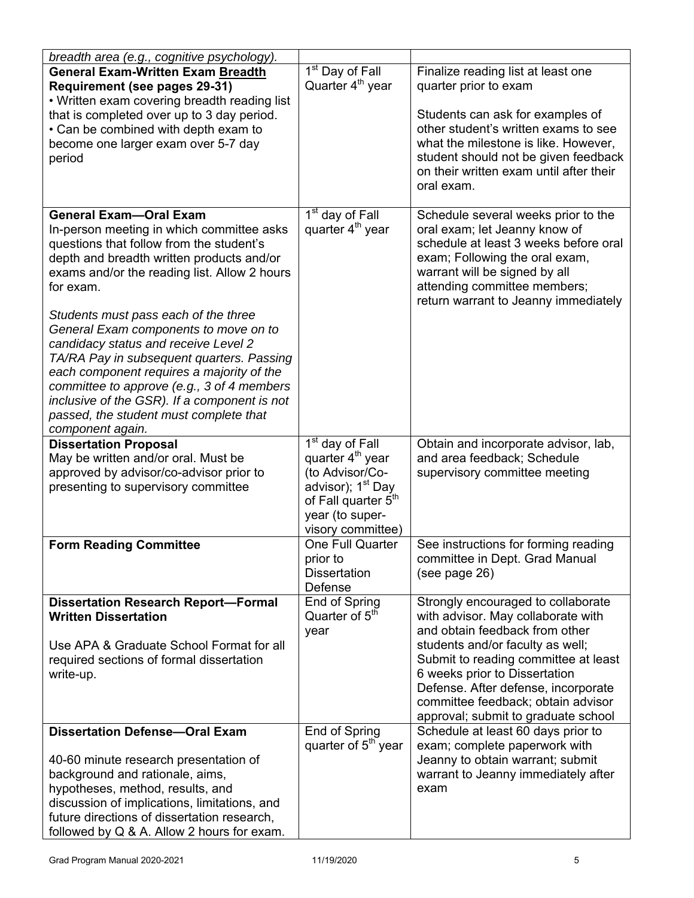| | | |
|---|---|---|
| *breadth area (e.g., cognitive psychology).* | | |
| **General Exam-Written Exam Breadth Requirement (see pages 29-31)**<br>• Written exam covering breadth reading list that is completed over up to 3 day period.<br>• Can be combined with depth exam to become one larger exam over 5-7 day period | 1st Day of Fall Quarter 4th year | Finalize reading list at least one quarter prior to exam<br><br>Students can ask for examples of other student's written exams to see what the milestone is like. However, student should not be given feedback on their written exam until after their oral exam. |
| **General Exam—Oral Exam**<br>In-person meeting in which committee asks questions that follow from the student's depth and breadth written products and/or exams and/or the reading list. Allow 2 hours for exam.<br><br>*Students must pass each of the three General Exam components to move on to candidacy status and receive Level 2 TA/RA Pay in subsequent quarters. Passing each component requires a majority of the committee to approve (e.g., 3 of 4 members inclusive of the GSR). If a component is not passed, the student must complete that component again.* | 1st day of Fall quarter 4th year | Schedule several weeks prior to the oral exam; let Jeanny know of schedule at least 3 weeks before oral exam; Following the oral exam, warrant will be signed by all attending committee members; return warrant to Jeanny immediately |
| **Dissertation Proposal**<br>May be written and/or oral. Must be approved by advisor/co-advisor prior to presenting to supervisory committee | 1st day of Fall quarter 4th year (to Advisor/Co-advisor); 1st Day of Fall quarter 5th year (to supervisory committee) | Obtain and incorporate advisor, lab, and area feedback; Schedule supervisory committee meeting |
| **Form Reading Committee** | One Full Quarter prior to Dissertation Defense | See instructions for forming reading committee in Dept. Grad Manual (see page 26) |
| **Dissertation Research Report—Formal Written Dissertation**<br><br>Use APA & Graduate School Format for all required sections of formal dissertation write-up. | End of Spring Quarter of 5th year | Strongly encouraged to collaborate with advisor. May collaborate with and obtain feedback from other students and/or faculty as well; Submit to reading committee at least 6 weeks prior to Dissertation Defense. After defense, incorporate committee feedback; obtain advisor approval; submit to graduate school |
| **Dissertation Defense—Oral Exam**<br><br>40-60 minute research presentation of background and rationale, aims, hypotheses, method, results, and discussion of implications, limitations, and future directions of dissertation research, followed by Q & A. Allow 2 hours for exam. | End of Spring quarter of 5th year | Schedule at least 60 days prior to exam; complete paperwork with Jeanny to obtain warrant; submit warrant to Jeanny immediately after exam |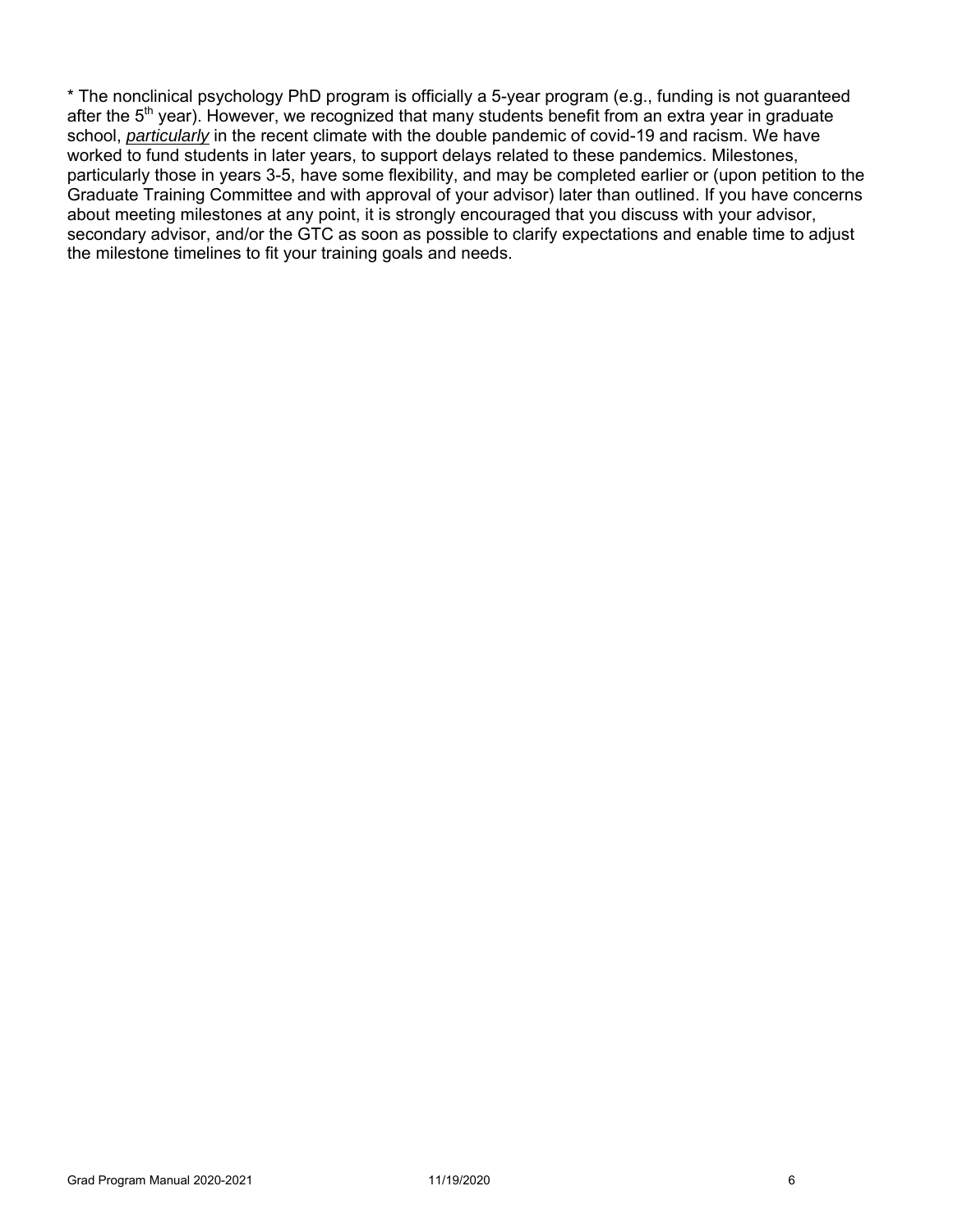* The nonclinical psychology PhD program is officially a 5-year program (e.g., funding is not guaranteed after the 5th year). However, we recognized that many students benefit from an extra year in graduate school, *particularly* in the recent climate with the double pandemic of covid-19 and racism. We have worked to fund students in later years, to support delays related to these pandemics. Milestones, particularly those in years 3-5, have some flexibility, and may be completed earlier or (upon petition to the Graduate Training Committee and with approval of your advisor) later than outlined. If you have concerns about meeting milestones at any point, it is strongly encouraged that you discuss with your advisor, secondary advisor, and/or the GTC as soon as possible to clarify expectations and enable time to adjust the milestone timelines to fit your training goals and needs.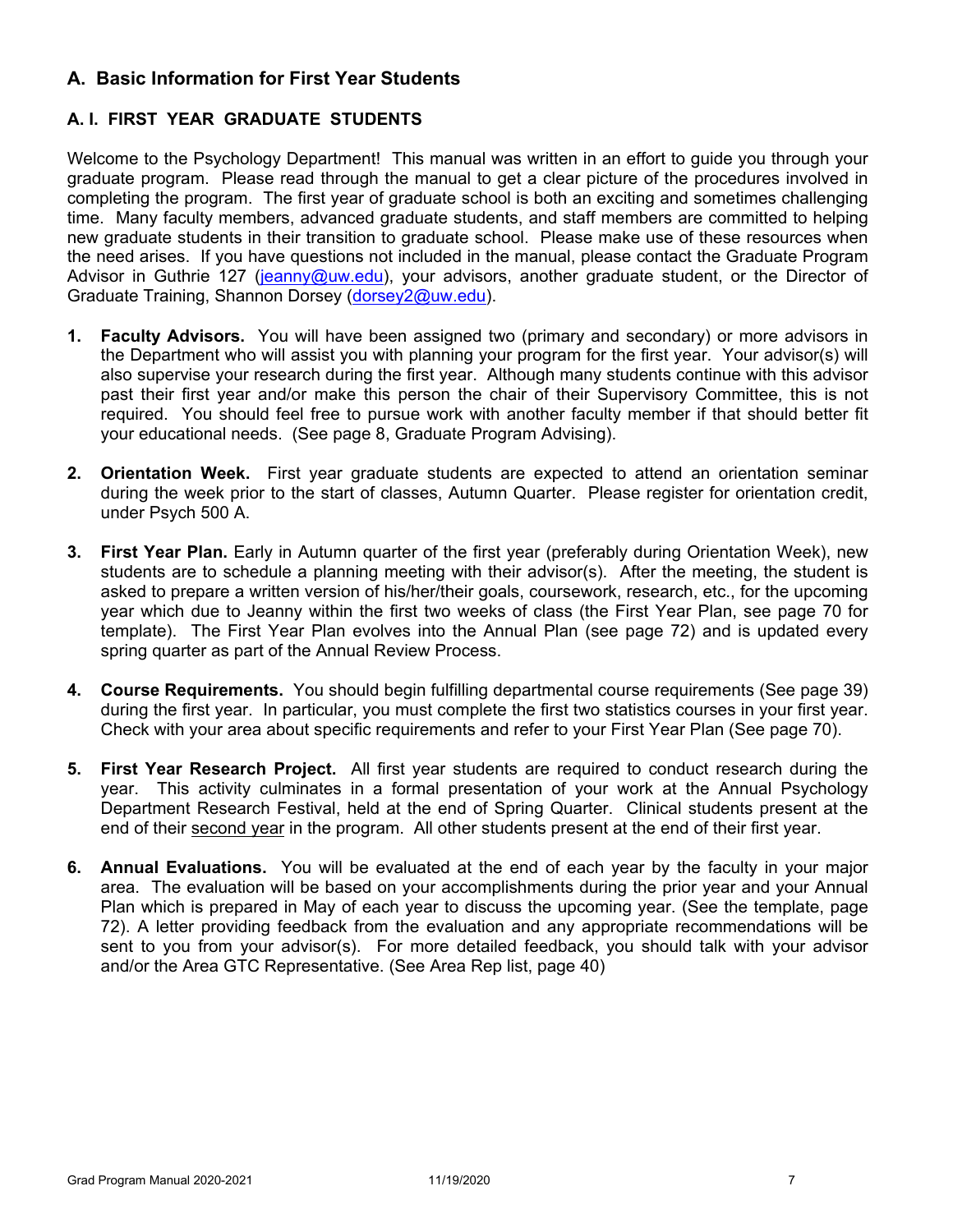## A. Basic Information for First Year Students

### A. I. FIRST YEAR GRADUATE STUDENTS

Welcome to the Psychology Department! This manual was written in an effort to guide you through your graduate program. Please read through the manual to get a clear picture of the procedures involved in completing the program. The first year of graduate school is both an exciting and sometimes challenging time. Many faculty members, advanced graduate students, and staff members are committed to helping new graduate students in their transition to graduate school. Please make use of these resources when the need arises. If you have questions not included in the manual, please contact the Graduate Program Advisor in Guthrie 127 (jeanny@uw.edu), your advisors, another graduate student, or the Director of Graduate Training, Shannon Dorsey (dorsey2@uw.edu).

1. **Faculty Advisors.** You will have been assigned two (primary and secondary) or more advisors in the Department who will assist you with planning your program for the first year. Your advisor(s) will also supervise your research during the first year. Although many students continue with this advisor past their first year and/or make this person the chair of their Supervisory Committee, this is not required. You should feel free to pursue work with another faculty member if that should better fit your educational needs. (See page 8, Graduate Program Advising).

2. **Orientation Week.** First year graduate students are expected to attend an orientation seminar during the week prior to the start of classes, Autumn Quarter. Please register for orientation credit, under Psych 500 A.

3. **First Year Plan.** Early in Autumn quarter of the first year (preferably during Orientation Week), new students are to schedule a planning meeting with their advisor(s). After the meeting, the student is asked to prepare a written version of his/her/their goals, coursework, research, etc., for the upcoming year which due to Jeanny within the first two weeks of class (the First Year Plan, see page 70 for template). The First Year Plan evolves into the Annual Plan (see page 72) and is updated every spring quarter as part of the Annual Review Process.

4. **Course Requirements.** You should begin fulfilling departmental course requirements (See page 39) during the first year. In particular, you must complete the first two statistics courses in your first year. Check with your area about specific requirements and refer to your First Year Plan (See page 70).

5. **First Year Research Project.** All first year students are required to conduct research during the year. This activity culminates in a formal presentation of your work at the Annual Psychology Department Research Festival, held at the end of Spring Quarter. Clinical students present at the end of their second year in the program. All other students present at the end of their first year.

6. **Annual Evaluations.** You will be evaluated at the end of each year by the faculty in your major area. The evaluation will be based on your accomplishments during the prior year and your Annual Plan which is prepared in May of each year to discuss the upcoming year. (See the template, page 72). A letter providing feedback from the evaluation and any appropriate recommendations will be sent to you from your advisor(s). For more detailed feedback, you should talk with your advisor and/or the Area GTC Representative. (See Area Rep list, page 40)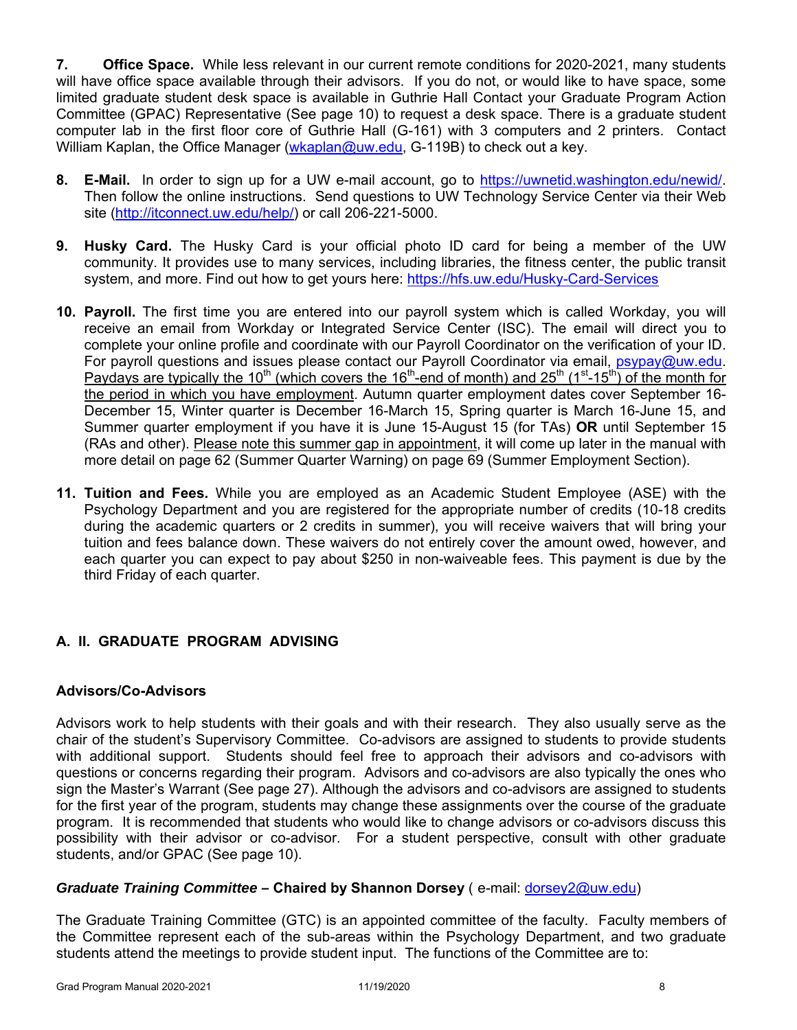**7. Office Space.** While less relevant in our current remote conditions for 2020-2021, many students will have office space available through their advisors. If you do not, or would like to have space, some limited graduate student desk space is available in Guthrie Hall Contact your Graduate Program Action Committee (GPAC) Representative (See page 10) to request a desk space. There is a graduate student computer lab in the first floor core of Guthrie Hall (G-161) with 3 computers and 2 printers. Contact William Kaplan, the Office Manager (wkaplan@uw.edu, G-119B) to check out a key.

**8. E-Mail.** In order to sign up for a UW e-mail account, go to https://uwnetid.washington.edu/newid/. Then follow the online instructions. Send questions to UW Technology Service Center via their Web site (http://itconnect.uw.edu/help/) or call 206-221-5000.

**9. Husky Card.** The Husky Card is your official photo ID card for being a member of the UW community. It provides use to many services, including libraries, the fitness center, the public transit system, and more. Find out how to get yours here: https://hfs.uw.edu/Husky-Card-Services

**10. Payroll.** The first time you are entered into our payroll system which is called Workday, you will receive an email from Workday or Integrated Service Center (ISC). The email will direct you to complete your online profile and coordinate with our Payroll Coordinator on the verification of your ID. For payroll questions and issues please contact our Payroll Coordinator via email, psypay@uw.edu. <u>Paydays are typically the 10th (which covers the 16th-end of month) and 25th (1st-15th) of the month for the period in which you have employment</u>. Autumn quarter employment dates cover September 16-December 15, Winter quarter is December 16-March 15, Spring quarter is March 16-June 15, and Summer quarter employment if you have it is June 15-August 15 (for TAs) **OR** until September 15 (RAs and other). <u>Please note this summer gap in appointment</u>, it will come up later in the manual with more detail on page 62 (Summer Quarter Warning) on page 69 (Summer Employment Section).

**11. Tuition and Fees.** While you are employed as an Academic Student Employee (ASE) with the Psychology Department and you are registered for the appropriate number of credits (10-18 credits during the academic quarters or 2 credits in summer), you will receive waivers that will bring your tuition and fees balance down. These waivers do not entirely cover the amount owed, however, and each quarter you can expect to pay about $250 in non-waiveable fees. This payment is due by the third Friday of each quarter.

## A. II. GRADUATE PROGRAM ADVISING

### Advisors/Co-Advisors

Advisors work to help students with their goals and with their research. They also usually serve as the chair of the student's Supervisory Committee. Co-advisors are assigned to students to provide students with additional support. Students should feel free to approach their advisors and co-advisors with questions or concerns regarding their program. Advisors and co-advisors are also typically the ones who sign the Master's Warrant (See page 27). Although the advisors and co-advisors are assigned to students for the first year of the program, students may change these assignments over the course of the graduate program. It is recommended that students who would like to change advisors or co-advisors discuss this possibility with their advisor or co-advisor. For a student perspective, consult with other graduate students, and/or GPAC (See page 10).

***Graduate Training Committee* – Chaired by Shannon Dorsey** ( e-mail: dorsey2@uw.edu)

The Graduate Training Committee (GTC) is an appointed committee of the faculty. Faculty members of the Committee represent each of the sub-areas within the Psychology Department, and two graduate students attend the meetings to provide student input. The functions of the Committee are to: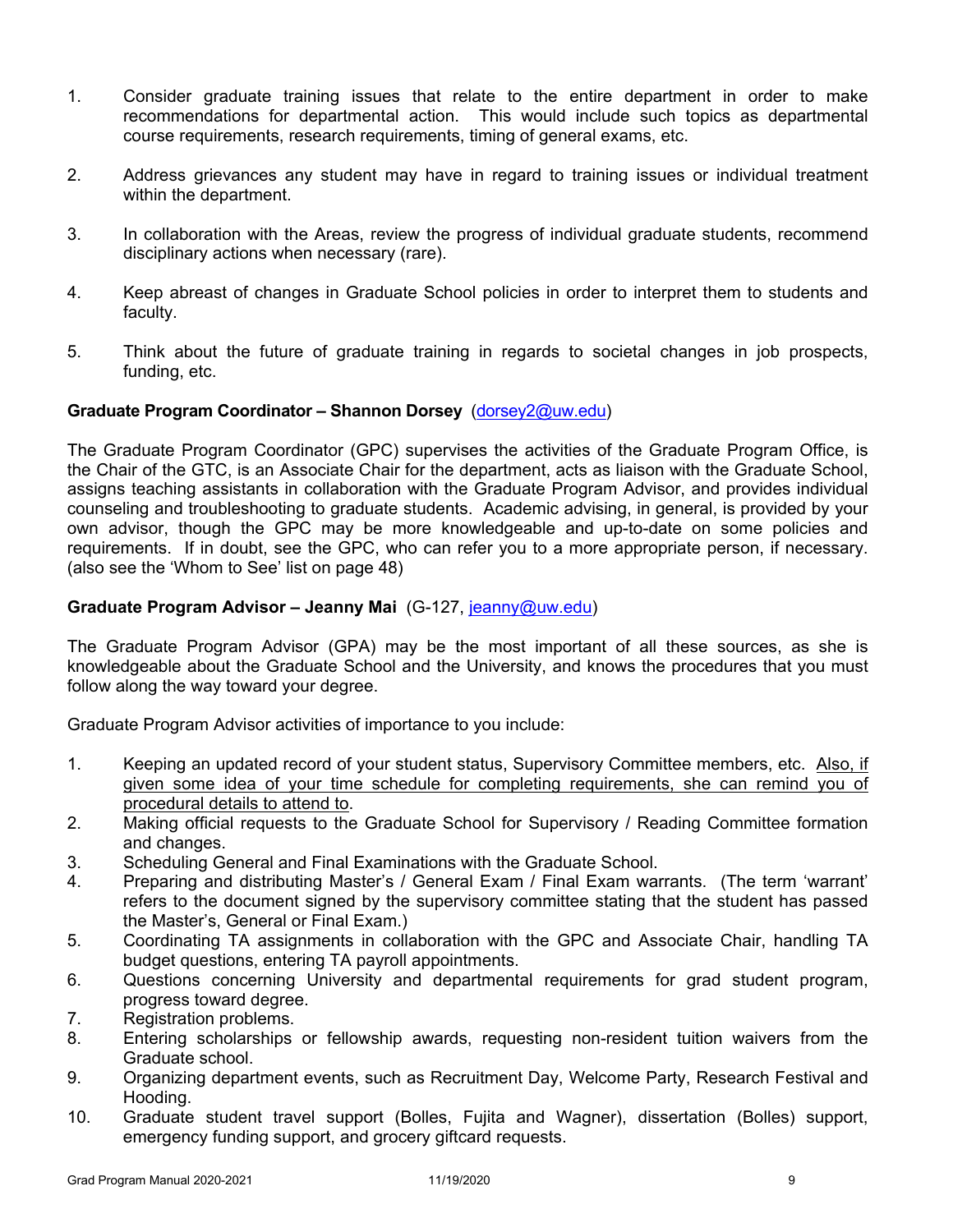1. Consider graduate training issues that relate to the entire department in order to make recommendations for departmental action. This would include such topics as departmental course requirements, research requirements, timing of general exams, etc.

2. Address grievances any student may have in regard to training issues or individual treatment within the department.

3. In collaboration with the Areas, review the progress of individual graduate students, recommend disciplinary actions when necessary (rare).

4. Keep abreast of changes in Graduate School policies in order to interpret them to students and faculty.

5. Think about the future of graduate training in regards to societal changes in job prospects, funding, etc.

**Graduate Program Coordinator – Shannon Dorsey** (dorsey2@uw.edu)

The Graduate Program Coordinator (GPC) supervises the activities of the Graduate Program Office, is the Chair of the GTC, is an Associate Chair for the department, acts as liaison with the Graduate School, assigns teaching assistants in collaboration with the Graduate Program Advisor, and provides individual counseling and troubleshooting to graduate students. Academic advising, in general, is provided by your own advisor, though the GPC may be more knowledgeable and up-to-date on some policies and requirements. If in doubt, see the GPC, who can refer you to a more appropriate person, if necessary. (also see the 'Whom to See' list on page 48)

**Graduate Program Advisor – Jeanny Mai** (G-127, jeanny@uw.edu)

The Graduate Program Advisor (GPA) may be the most important of all these sources, as she is knowledgeable about the Graduate School and the University, and knows the procedures that you must follow along the way toward your degree.

Graduate Program Advisor activities of importance to you include:

1. Keeping an updated record of your student status, Supervisory Committee members, etc. Also, if given some idea of your time schedule for completing requirements, she can remind you of procedural details to attend to.
2. Making official requests to the Graduate School for Supervisory / Reading Committee formation and changes.
3. Scheduling General and Final Examinations with the Graduate School.
4. Preparing and distributing Master's / General Exam / Final Exam warrants. (The term 'warrant' refers to the document signed by the supervisory committee stating that the student has passed the Master's, General or Final Exam.)
5. Coordinating TA assignments in collaboration with the GPC and Associate Chair, handling TA budget questions, entering TA payroll appointments.
6. Questions concerning University and departmental requirements for grad student program, progress toward degree.
7. Registration problems.
8. Entering scholarships or fellowship awards, requesting non-resident tuition waivers from the Graduate school.
9. Organizing department events, such as Recruitment Day, Welcome Party, Research Festival and Hooding.
10. Graduate student travel support (Bolles, Fujita and Wagner), dissertation (Bolles) support, emergency funding support, and grocery giftcard requests.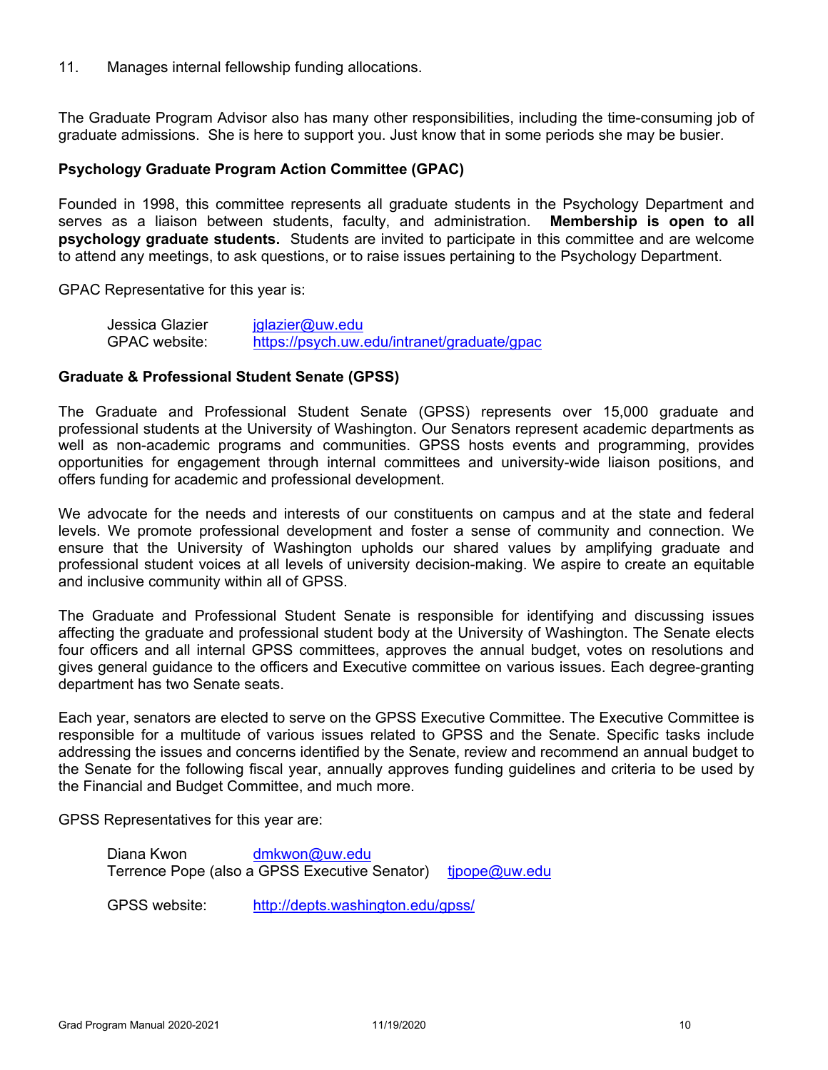11. Manages internal fellowship funding allocations.

The Graduate Program Advisor also has many other responsibilities, including the time-consuming job of graduate admissions. She is here to support you. Just know that in some periods she may be busier.

### Psychology Graduate Program Action Committee (GPAC)

Founded in 1998, this committee represents all graduate students in the Psychology Department and serves as a liaison between students, faculty, and administration. **Membership is open to all psychology graduate students.** Students are invited to participate in this committee and are welcome to attend any meetings, to ask questions, or to raise issues pertaining to the Psychology Department.

GPAC Representative for this year is:

Jessica Glazier — jglazier@uw.edu
GPAC website: https://psych.uw.edu/intranet/graduate/gpac

### Graduate & Professional Student Senate (GPSS)

The Graduate and Professional Student Senate (GPSS) represents over 15,000 graduate and professional students at the University of Washington. Our Senators represent academic departments as well as non-academic programs and communities. GPSS hosts events and programming, provides opportunities for engagement through internal committees and university-wide liaison positions, and offers funding for academic and professional development.

We advocate for the needs and interests of our constituents on campus and at the state and federal levels. We promote professional development and foster a sense of community and connection. We ensure that the University of Washington upholds our shared values by amplifying graduate and professional student voices at all levels of university decision-making. We aspire to create an equitable and inclusive community within all of GPSS.

The Graduate and Professional Student Senate is responsible for identifying and discussing issues affecting the graduate and professional student body at the University of Washington. The Senate elects four officers and all internal GPSS committees, approves the annual budget, votes on resolutions and gives general guidance to the officers and Executive committee on various issues. Each degree-granting department has two Senate seats.

Each year, senators are elected to serve on the GPSS Executive Committee. The Executive Committee is responsible for a multitude of various issues related to GPSS and the Senate. Specific tasks include addressing the issues and concerns identified by the Senate, review and recommend an annual budget to the Senate for the following fiscal year, annually approves funding guidelines and criteria to be used by the Financial and Budget Committee, and much more.

GPSS Representatives for this year are:

Diana Kwon — dmkwon@uw.edu
Terrence Pope (also a GPSS Executive Senator) — tjpope@uw.edu

GPSS website: http://depts.washington.edu/gpss/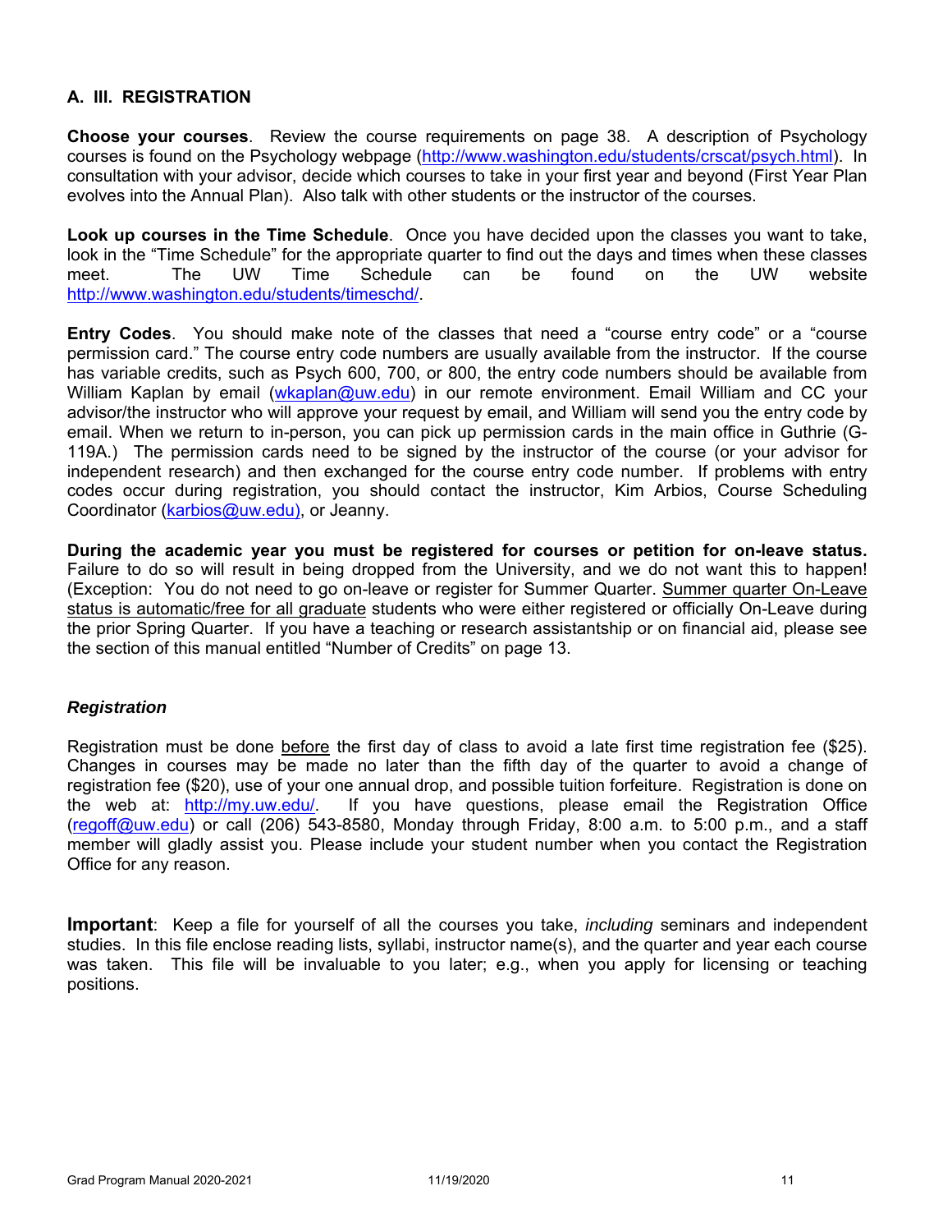## A. III. REGISTRATION

**Choose your courses**. Review the course requirements on page 38. A description of Psychology courses is found on the Psychology webpage (http://www.washington.edu/students/crscat/psych.html). In consultation with your advisor, decide which courses to take in your first year and beyond (First Year Plan evolves into the Annual Plan). Also talk with other students or the instructor of the courses.

**Look up courses in the Time Schedule**. Once you have decided upon the classes you want to take, look in the "Time Schedule" for the appropriate quarter to find out the days and times when these classes meet. The UW Time Schedule can be found on the UW website http://www.washington.edu/students/timeschd/.

**Entry Codes**. You should make note of the classes that need a "course entry code" or a "course permission card." The course entry code numbers are usually available from the instructor. If the course has variable credits, such as Psych 600, 700, or 800, the entry code numbers should be available from William Kaplan by email (wkaplan@uw.edu) in our remote environment. Email William and CC your advisor/the instructor who will approve your request by email, and William will send you the entry code by email. When we return to in-person, you can pick up permission cards in the main office in Guthrie (G-119A.) The permission cards need to be signed by the instructor of the course (or your advisor for independent research) and then exchanged for the course entry code number. If problems with entry codes occur during registration, you should contact the instructor, Kim Arbios, Course Scheduling Coordinator (karbios@uw.edu), or Jeanny.

**During the academic year you must be registered for courses or petition for on-leave status.** Failure to do so will result in being dropped from the University, and we do not want this to happen! (Exception: You do not need to go on-leave or register for Summer Quarter. Summer quarter On-Leave status is automatic/free for all graduate students who were either registered or officially On-Leave during the prior Spring Quarter. If you have a teaching or research assistantship or on financial aid, please see the section of this manual entitled "Number of Credits" on page 13.

### *Registration*

Registration must be done before the first day of class to avoid a late first time registration fee ($25). Changes in courses may be made no later than the fifth day of the quarter to avoid a change of registration fee ($20), use of your one annual drop, and possible tuition forfeiture. Registration is done on the web at: http://my.uw.edu/. If you have questions, please email the Registration Office (regoff@uw.edu) or call (206) 543-8580, Monday through Friday, 8:00 a.m. to 5:00 p.m., and a staff member will gladly assist you. Please include your student number when you contact the Registration Office for any reason.

**Important**: Keep a file for yourself of all the courses you take, *including* seminars and independent studies. In this file enclose reading lists, syllabi, instructor name(s), and the quarter and year each course was taken. This file will be invaluable to you later; e.g., when you apply for licensing or teaching positions.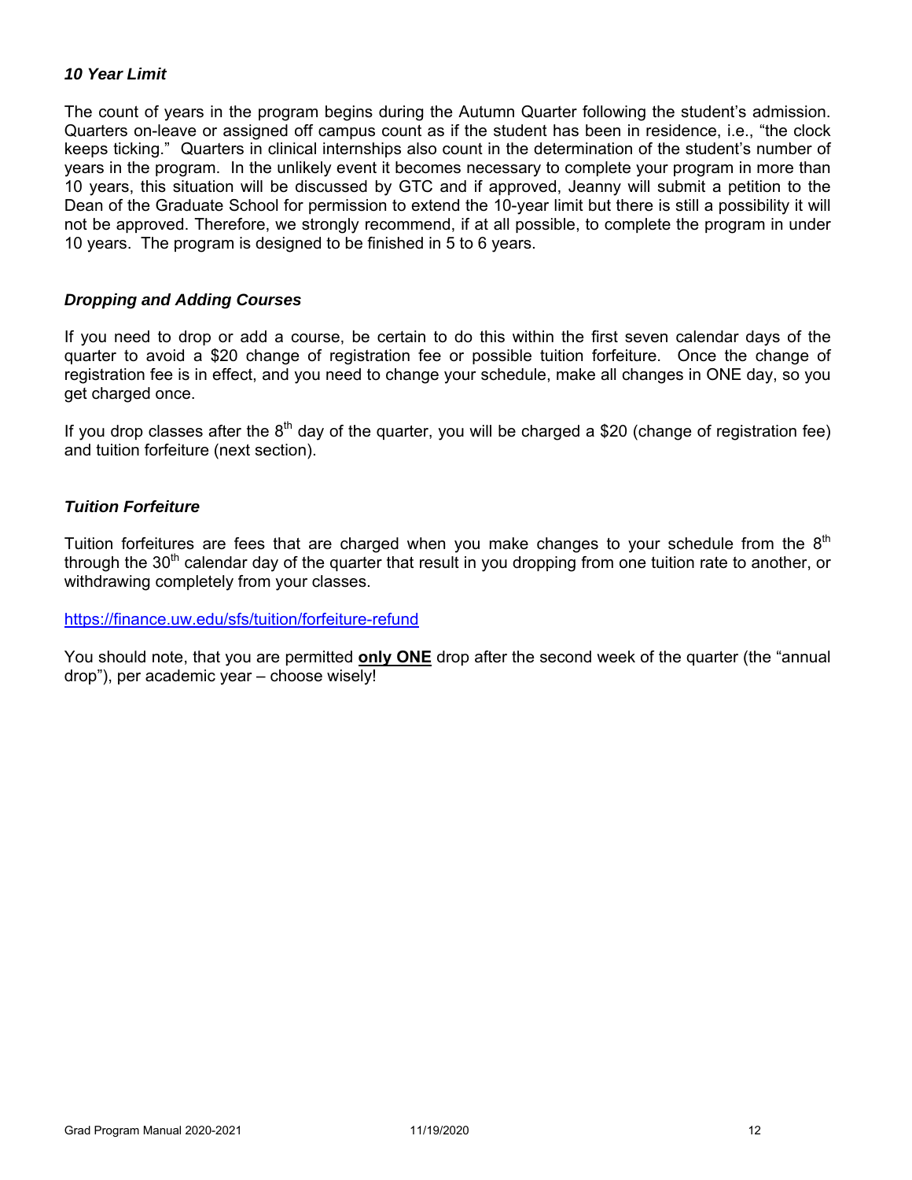### *10 Year Limit*

The count of years in the program begins during the Autumn Quarter following the student's admission. Quarters on-leave or assigned off campus count as if the student has been in residence, i.e., "the clock keeps ticking." Quarters in clinical internships also count in the determination of the student's number of years in the program. In the unlikely event it becomes necessary to complete your program in more than 10 years, this situation will be discussed by GTC and if approved, Jeanny will submit a petition to the Dean of the Graduate School for permission to extend the 10-year limit but there is still a possibility it will not be approved. Therefore, we strongly recommend, if at all possible, to complete the program in under 10 years. The program is designed to be finished in 5 to 6 years.

### *Dropping and Adding Courses*

If you need to drop or add a course, be certain to do this within the first seven calendar days of the quarter to avoid a $20 change of registration fee or possible tuition forfeiture. Once the change of registration fee is in effect, and you need to change your schedule, make all changes in ONE day, so you get charged once.

If you drop classes after the 8th day of the quarter, you will be charged a $20 (change of registration fee) and tuition forfeiture (next section).

### *Tuition Forfeiture*

Tuition forfeitures are fees that are charged when you make changes to your schedule from the 8th through the 30th calendar day of the quarter that result in you dropping from one tuition rate to another, or withdrawing completely from your classes.

https://finance.uw.edu/sfs/tuition/forfeiture-refund

You should note, that you are permitted **only ONE** drop after the second week of the quarter (the "annual drop"), per academic year – choose wisely!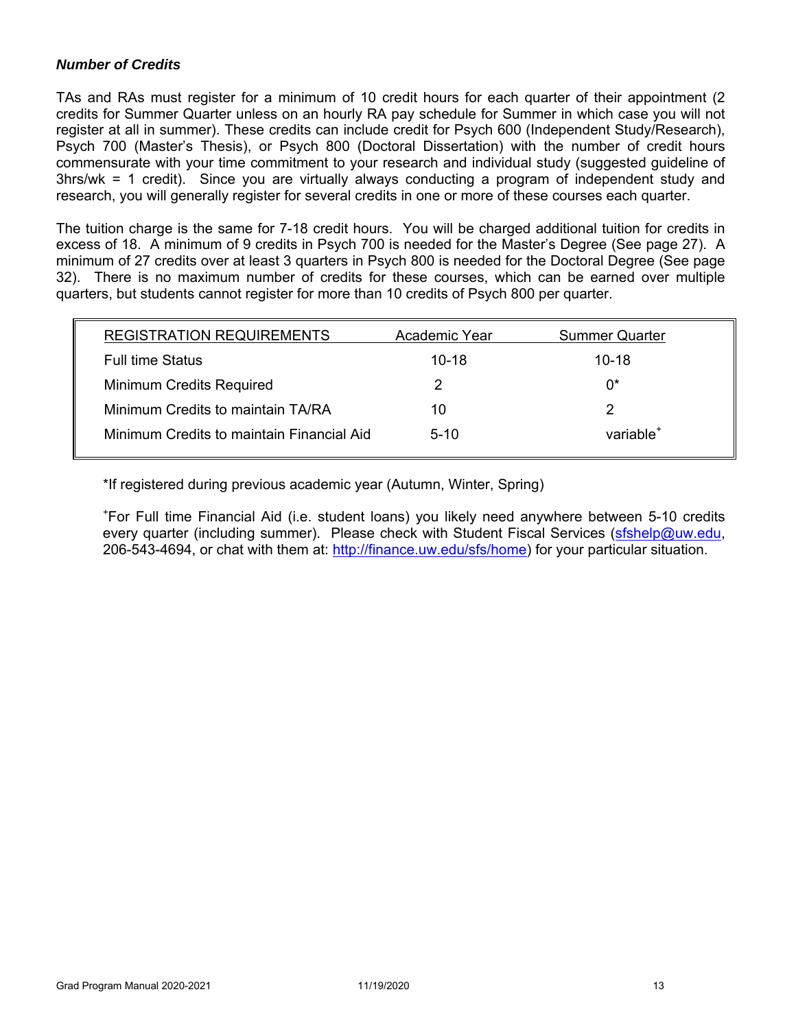### *Number of Credits*

TAs and RAs must register for a minimum of 10 credit hours for each quarter of their appointment (2 credits for Summer Quarter unless on an hourly RA pay schedule for Summer in which case you will not register at all in summer). These credits can include credit for Psych 600 (Independent Study/Research), Psych 700 (Master's Thesis), or Psych 800 (Doctoral Dissertation) with the number of credit hours commensurate with your time commitment to your research and individual study (suggested guideline of 3hrs/wk = 1 credit). Since you are virtually always conducting a program of independent study and research, you will generally register for several credits in one or more of these courses each quarter.

The tuition charge is the same for 7-18 credit hours. You will be charged additional tuition for credits in excess of 18. A minimum of 9 credits in Psych 700 is needed for the Master's Degree (See page 27). A minimum of 27 credits over at least 3 quarters in Psych 800 is needed for the Doctoral Degree (See page 32). There is no maximum number of credits for these courses, which can be earned over multiple quarters, but students cannot register for more than 10 credits of Psych 800 per quarter.

| REGISTRATION REQUIREMENTS | Academic Year | Summer Quarter |
|---|---|---|
| Full time Status | 10-18 | 10-18 |
| Minimum Credits Required | 2 | 0* |
| Minimum Credits to maintain TA/RA | 10 | 2 |
| Minimum Credits to maintain Financial Aid | 5-10 | variable+ |

*If registered during previous academic year (Autumn, Winter, Spring)

+For Full time Financial Aid (i.e. student loans) you likely need anywhere between 5-10 credits every quarter (including summer). Please check with Student Fiscal Services (sfshelp@uw.edu, 206-543-4694, or chat with them at: http://finance.uw.edu/sfs/home) for your particular situation.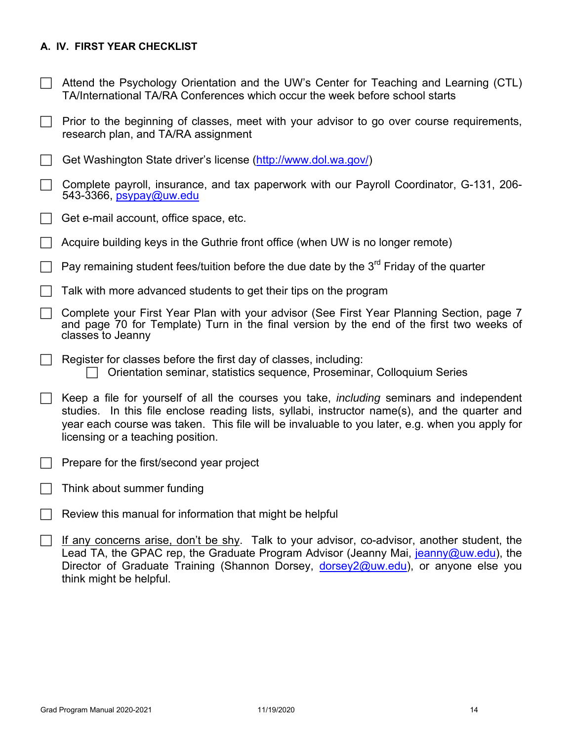## A. IV. FIRST YEAR CHECKLIST

- [ ] Attend the Psychology Orientation and the UW's Center for Teaching and Learning (CTL) TA/International TA/RA Conferences which occur the week before school starts
- [ ] Prior to the beginning of classes, meet with your advisor to go over course requirements, research plan, and TA/RA assignment
- [ ] Get Washington State driver's license (http://www.dol.wa.gov/)
- [ ] Complete payroll, insurance, and tax paperwork with our Payroll Coordinator, G-131, 206-543-3366, psypay@uw.edu
- [ ] Get e-mail account, office space, etc.
- [ ] Acquire building keys in the Guthrie front office (when UW is no longer remote)
- [ ] Pay remaining student fees/tuition before the due date by the 3rd Friday of the quarter
- [ ] Talk with more advanced students to get their tips on the program
- [ ] Complete your First Year Plan with your advisor (See First Year Planning Section, page 7 and page 70 for Template) Turn in the final version by the end of the first two weeks of classes to Jeanny
- [ ] Register for classes before the first day of classes, including:
  - [ ] Orientation seminar, statistics sequence, Proseminar, Colloquium Series
- [ ] Keep a file for yourself of all the courses you take, *including* seminars and independent studies. In this file enclose reading lists, syllabi, instructor name(s), and the quarter and year each course was taken. This file will be invaluable to you later, e.g. when you apply for licensing or a teaching position.
- [ ] Prepare for the first/second year project
- [ ] Think about summer funding
- [ ] Review this manual for information that might be helpful
- [ ] <u>If any concerns arise, don't be shy</u>. Talk to your advisor, co-advisor, another student, the Lead TA, the GPAC rep, the Graduate Program Advisor (Jeanny Mai, jeanny@uw.edu), the Director of Graduate Training (Shannon Dorsey, dorsey2@uw.edu), or anyone else you think might be helpful.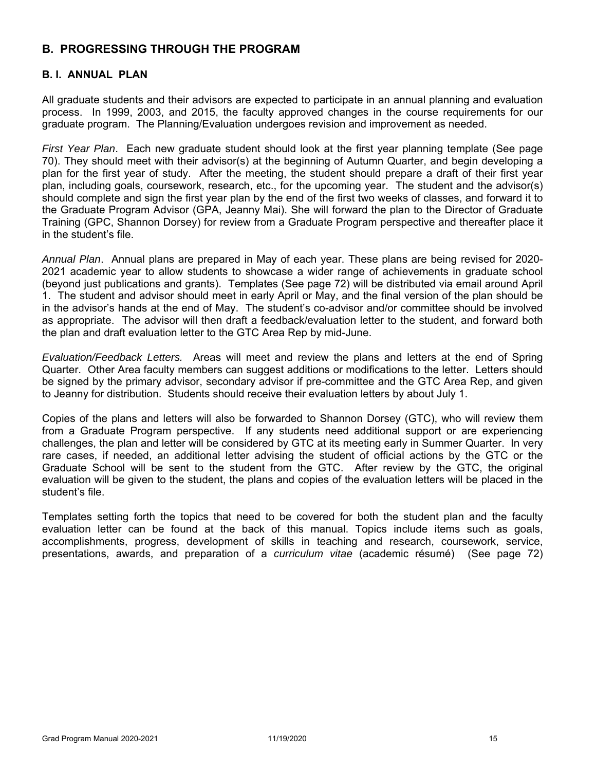## B. PROGRESSING THROUGH THE PROGRAM

### B. I. ANNUAL PLAN

All graduate students and their advisors are expected to participate in an annual planning and evaluation process. In 1999, 2003, and 2015, the faculty approved changes in the course requirements for our graduate program. The Planning/Evaluation undergoes revision and improvement as needed.

*First Year Plan*. Each new graduate student should look at the first year planning template (See page 70). They should meet with their advisor(s) at the beginning of Autumn Quarter, and begin developing a plan for the first year of study. After the meeting, the student should prepare a draft of their first year plan, including goals, coursework, research, etc., for the upcoming year. The student and the advisor(s) should complete and sign the first year plan by the end of the first two weeks of classes, and forward it to the Graduate Program Advisor (GPA, Jeanny Mai). She will forward the plan to the Director of Graduate Training (GPC, Shannon Dorsey) for review from a Graduate Program perspective and thereafter place it in the student's file.

*Annual Plan*. Annual plans are prepared in May of each year. These plans are being revised for 2020-2021 academic year to allow students to showcase a wider range of achievements in graduate school (beyond just publications and grants). Templates (See page 72) will be distributed via email around April 1. The student and advisor should meet in early April or May, and the final version of the plan should be in the advisor's hands at the end of May. The student's co-advisor and/or committee should be involved as appropriate. The advisor will then draft a feedback/evaluation letter to the student, and forward both the plan and draft evaluation letter to the GTC Area Rep by mid-June.

*Evaluation/Feedback Letters.* Areas will meet and review the plans and letters at the end of Spring Quarter. Other Area faculty members can suggest additions or modifications to the letter. Letters should be signed by the primary advisor, secondary advisor if pre-committee and the GTC Area Rep, and given to Jeanny for distribution. Students should receive their evaluation letters by about July 1.

Copies of the plans and letters will also be forwarded to Shannon Dorsey (GTC), who will review them from a Graduate Program perspective. If any students need additional support or are experiencing challenges, the plan and letter will be considered by GTC at its meeting early in Summer Quarter. In very rare cases, if needed, an additional letter advising the student of official actions by the GTC or the Graduate School will be sent to the student from the GTC. After review by the GTC, the original evaluation will be given to the student, the plans and copies of the evaluation letters will be placed in the student's file.

Templates setting forth the topics that need to be covered for both the student plan and the faculty evaluation letter can be found at the back of this manual. Topics include items such as goals, accomplishments, progress, development of skills in teaching and research, coursework, service, presentations, awards, and preparation of a *curriculum vitae* (academic résumé) (See page 72)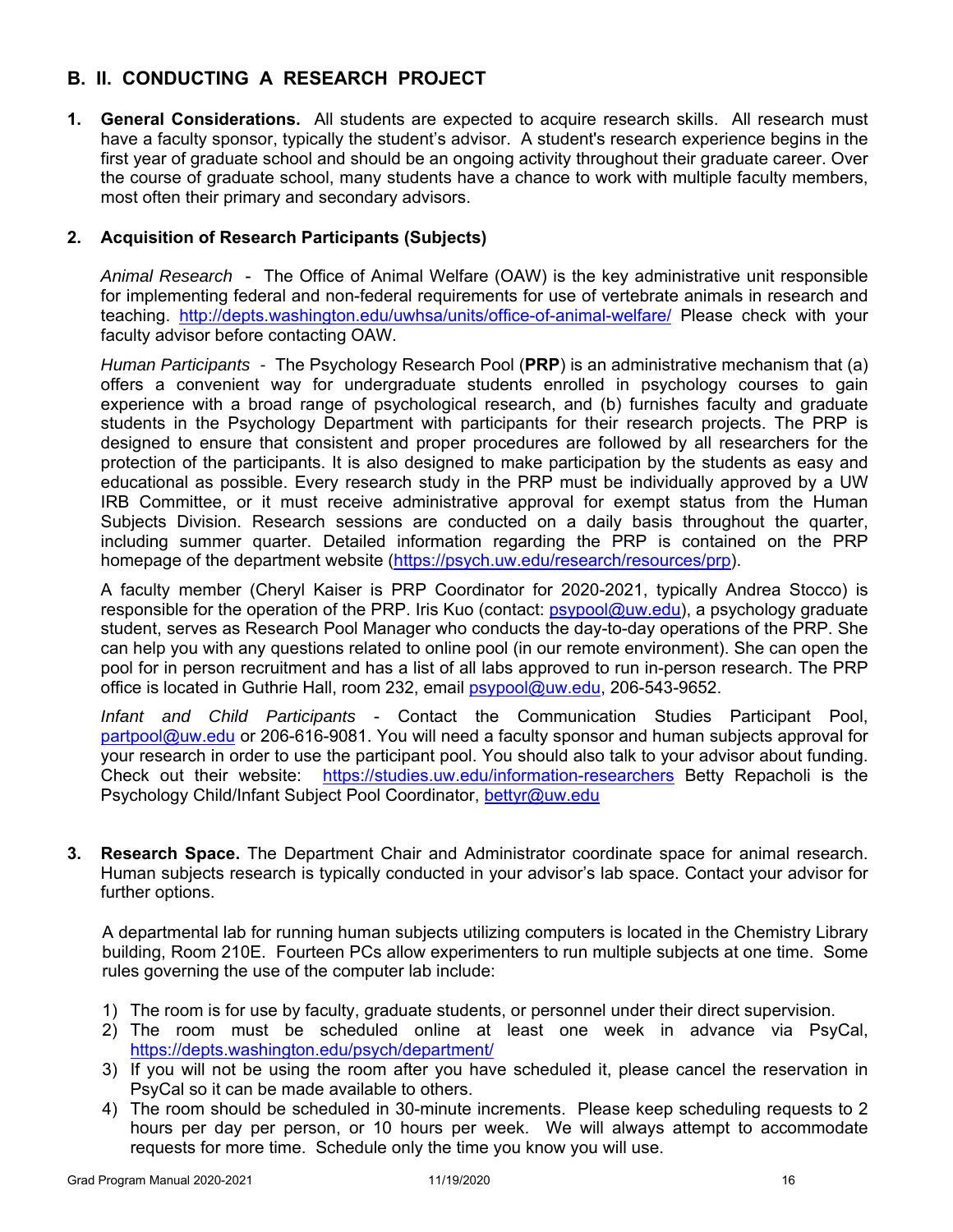## B. II. CONDUCTING A RESEARCH PROJECT

1. **General Considerations.** All students are expected to acquire research skills. All research must have a faculty sponsor, typically the student's advisor. A student's research experience begins in the first year of graduate school and should be an ongoing activity throughout their graduate career. Over the course of graduate school, many students have a chance to work with multiple faculty members, most often their primary and secondary advisors.

2. **Acquisition of Research Participants (Subjects)**

   *Animal Research* - The Office of Animal Welfare (OAW) is the key administrative unit responsible for implementing federal and non-federal requirements for use of vertebrate animals in research and teaching. http://depts.washington.edu/uwhsa/units/office-of-animal-welfare/ Please check with your faculty advisor before contacting OAW.

   *Human Participants* - The Psychology Research Pool (**PRP**) is an administrative mechanism that (a) offers a convenient way for undergraduate students enrolled in psychology courses to gain experience with a broad range of psychological research, and (b) furnishes faculty and graduate students in the Psychology Department with participants for their research projects. The PRP is designed to ensure that consistent and proper procedures are followed by all researchers for the protection of the participants. It is also designed to make participation by the students as easy and educational as possible. Every research study in the PRP must be individually approved by a UW IRB Committee, or it must receive administrative approval for exempt status from the Human Subjects Division. Research sessions are conducted on a daily basis throughout the quarter, including summer quarter. Detailed information regarding the PRP is contained on the PRP homepage of the department website (https://psych.uw.edu/research/resources/prp).

   A faculty member (Cheryl Kaiser is PRP Coordinator for 2020-2021, typically Andrea Stocco) is responsible for the operation of the PRP. Iris Kuo (contact: psypool@uw.edu), a psychology graduate student, serves as Research Pool Manager who conducts the day-to-day operations of the PRP. She can help you with any questions related to online pool (in our remote environment). She can open the pool for in person recruitment and has a list of all labs approved to run in-person research. The PRP office is located in Guthrie Hall, room 232, email psypool@uw.edu, 206-543-9652.

   *Infant and Child Participants* - Contact the Communication Studies Participant Pool, partpool@uw.edu or 206-616-9081. You will need a faculty sponsor and human subjects approval for your research in order to use the participant pool. You should also talk to your advisor about funding. Check out their website: https://studies.uw.edu/information-researchers Betty Repacholi is the Psychology Child/Infant Subject Pool Coordinator, bettyr@uw.edu

3. **Research Space.** The Department Chair and Administrator coordinate space for animal research. Human subjects research is typically conducted in your advisor's lab space. Contact your advisor for further options.

   A departmental lab for running human subjects utilizing computers is located in the Chemistry Library building, Room 210E. Fourteen PCs allow experimenters to run multiple subjects at one time. Some rules governing the use of the computer lab include:

   1) The room is for use by faculty, graduate students, or personnel under their direct supervision.
   2) The room must be scheduled online at least one week in advance via PsyCal, https://depts.washington.edu/psych/department/
   3) If you will not be using the room after you have scheduled it, please cancel the reservation in PsyCal so it can be made available to others.
   4) The room should be scheduled in 30-minute increments. Please keep scheduling requests to 2 hours per day per person, or 10 hours per week. We will always attempt to accommodate requests for more time. Schedule only the time you know you will use.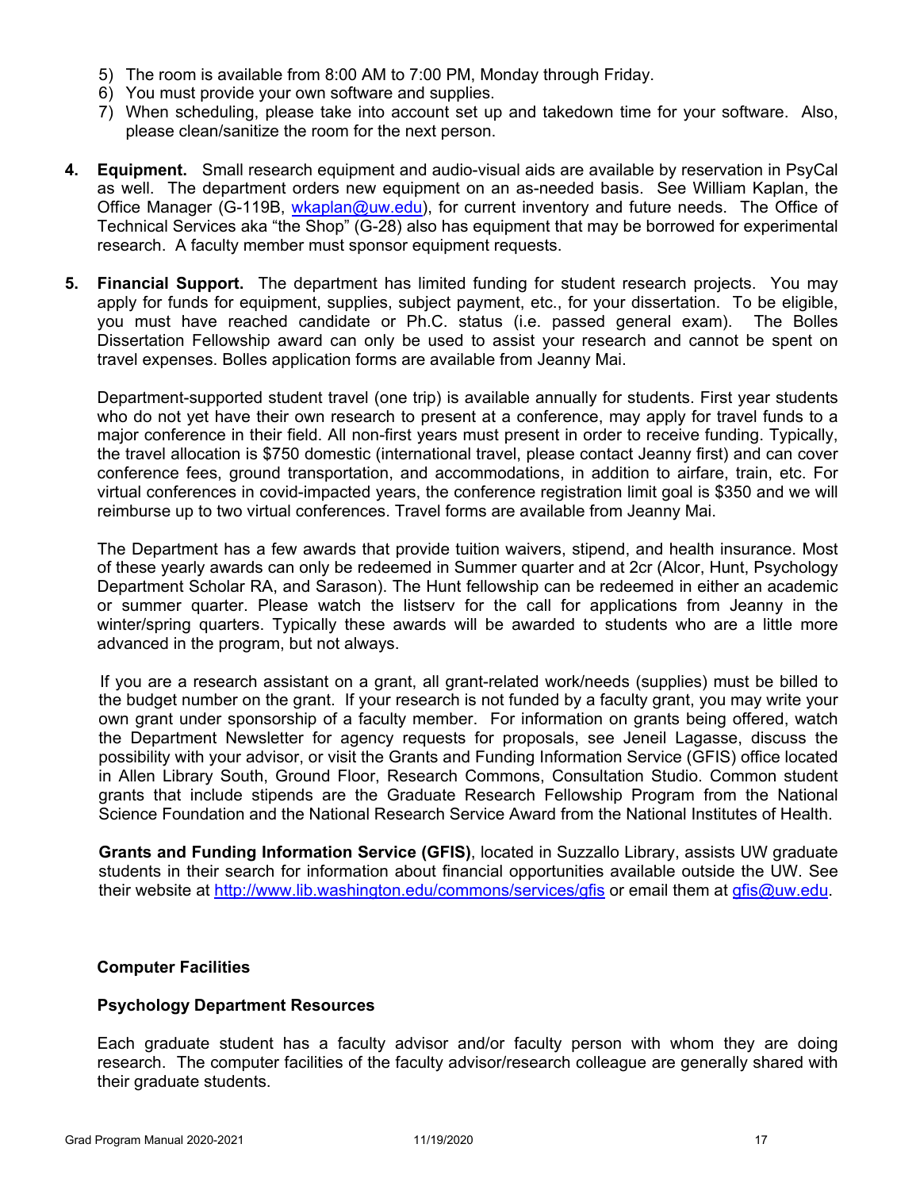5) The room is available from 8:00 AM to 7:00 PM, Monday through Friday.
6) You must provide your own software and supplies.
7) When scheduling, please take into account set up and takedown time for your software. Also, please clean/sanitize the room for the next person.

4. **Equipment.** Small research equipment and audio-visual aids are available by reservation in PsyCal as well. The department orders new equipment on an as-needed basis. See William Kaplan, the Office Manager (G-119B, wkaplan@uw.edu), for current inventory and future needs. The Office of Technical Services aka "the Shop" (G-28) also has equipment that may be borrowed for experimental research. A faculty member must sponsor equipment requests.

5. **Financial Support.** The department has limited funding for student research projects. You may apply for funds for equipment, supplies, subject payment, etc., for your dissertation. To be eligible, you must have reached candidate or Ph.C. status (i.e. passed general exam). The Bolles Dissertation Fellowship award can only be used to assist your research and cannot be spent on travel expenses. Bolles application forms are available from Jeanny Mai.

   Department-supported student travel (one trip) is available annually for students. First year students who do not yet have their own research to present at a conference, may apply for travel funds to a major conference in their field. All non-first years must present in order to receive funding. Typically, the travel allocation is $750 domestic (international travel, please contact Jeanny first) and can cover conference fees, ground transportation, and accommodations, in addition to airfare, train, etc. For virtual conferences in covid-impacted years, the conference registration limit goal is $350 and we will reimburse up to two virtual conferences. Travel forms are available from Jeanny Mai.

   The Department has a few awards that provide tuition waivers, stipend, and health insurance. Most of these yearly awards can only be redeemed in Summer quarter and at 2cr (Alcor, Hunt, Psychology Department Scholar RA, and Sarason). The Hunt fellowship can be redeemed in either an academic or summer quarter. Please watch the listserv for the call for applications from Jeanny in the winter/spring quarters. Typically these awards will be awarded to students who are a little more advanced in the program, but not always.

   If you are a research assistant on a grant, all grant-related work/needs (supplies) must be billed to the budget number on the grant. If your research is not funded by a faculty grant, you may write your own grant under sponsorship of a faculty member. For information on grants being offered, watch the Department Newsletter for agency requests for proposals, see Jeneil Lagasse, discuss the possibility with your advisor, or visit the Grants and Funding Information Service (GFIS) office located in Allen Library South, Ground Floor, Research Commons, Consultation Studio. Common student grants that include stipends are the Graduate Research Fellowship Program from the National Science Foundation and the National Research Service Award from the National Institutes of Health.

   **Grants and Funding Information Service (GFIS)**, located in Suzzallo Library, assists UW graduate students in their search for information about financial opportunities available outside the UW. See their website at http://www.lib.washington.edu/commons/services/gfis or email them at gfis@uw.edu.

**Computer Facilities**

**Psychology Department Resources**

Each graduate student has a faculty advisor and/or faculty person with whom they are doing research. The computer facilities of the faculty advisor/research colleague are generally shared with their graduate students.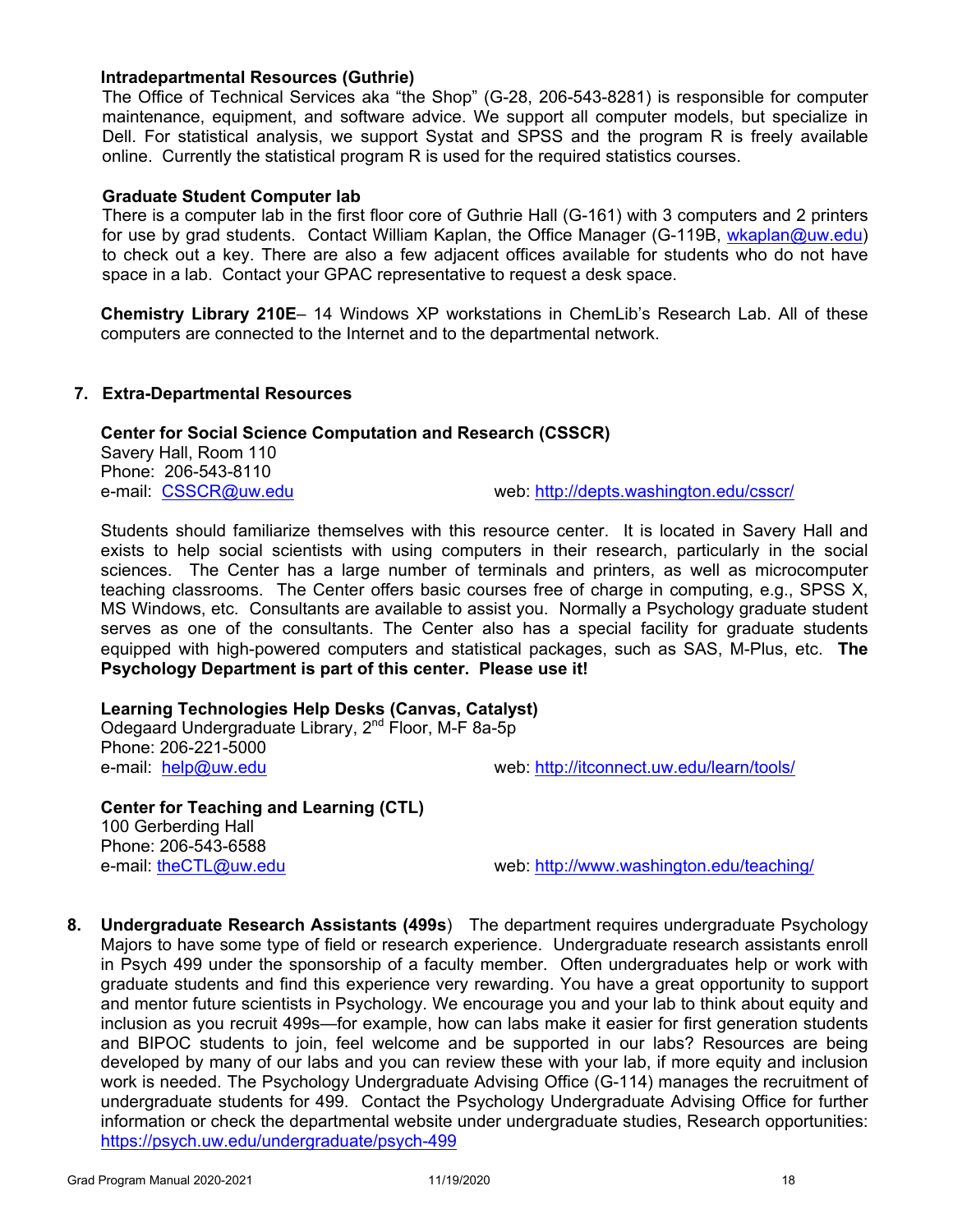**Intradepartmental Resources (Guthrie)**

The Office of Technical Services aka "the Shop" (G-28, 206-543-8281) is responsible for computer maintenance, equipment, and software advice. We support all computer models, but specialize in Dell. For statistical analysis, we support Systat and SPSS and the program R is freely available online. Currently the statistical program R is used for the required statistics courses.

**Graduate Student Computer lab**

There is a computer lab in the first floor core of Guthrie Hall (G-161) with 3 computers and 2 printers for use by grad students. Contact William Kaplan, the Office Manager (G-119B, wkaplan@uw.edu) to check out a key. There are also a few adjacent offices available for students who do not have space in a lab. Contact your GPAC representative to request a desk space.

**Chemistry Library 210E**– 14 Windows XP workstations in ChemLib's Research Lab. All of these computers are connected to the Internet and to the departmental network.

## 7. Extra-Departmental Resources

**Center for Social Science Computation and Research (CSSCR)**
Savery Hall, Room 110
Phone: 206-543-8110
e-mail: CSSCR@uw.edu web: http://depts.washington.edu/csscr/

Students should familiarize themselves with this resource center. It is located in Savery Hall and exists to help social scientists with using computers in their research, particularly in the social sciences. The Center has a large number of terminals and printers, as well as microcomputer teaching classrooms. The Center offers basic courses free of charge in computing, e.g., SPSS X, MS Windows, etc. Consultants are available to assist you. Normally a Psychology graduate student serves as one of the consultants. The Center also has a special facility for graduate students equipped with high-powered computers and statistical packages, such as SAS, M-Plus, etc. **The Psychology Department is part of this center. Please use it!**

**Learning Technologies Help Desks (Canvas, Catalyst)**
Odegaard Undergraduate Library, 2nd Floor, M-F 8a-5p
Phone: 206-221-5000
e-mail: help@uw.edu web: http://itconnect.uw.edu/learn/tools/

**Center for Teaching and Learning (CTL)**
100 Gerberding Hall
Phone: 206-543-6588
e-mail: theCTL@uw.edu web: http://www.washington.edu/teaching/

## 8. Undergraduate Research Assistants (499s)

The department requires undergraduate Psychology Majors to have some type of field or research experience. Undergraduate research assistants enroll in Psych 499 under the sponsorship of a faculty member. Often undergraduates help or work with graduate students and find this experience very rewarding. You have a great opportunity to support and mentor future scientists in Psychology. We encourage you and your lab to think about equity and inclusion as you recruit 499s—for example, how can labs make it easier for first generation students and BIPOC students to join, feel welcome and be supported in our labs? Resources are being developed by many of our labs and you can review these with your lab, if more equity and inclusion work is needed. The Psychology Undergraduate Advising Office (G-114) manages the recruitment of undergraduate students for 499. Contact the Psychology Undergraduate Advising Office for further information or check the departmental website under undergraduate studies, Research opportunities: https://psych.uw.edu/undergraduate/psych-499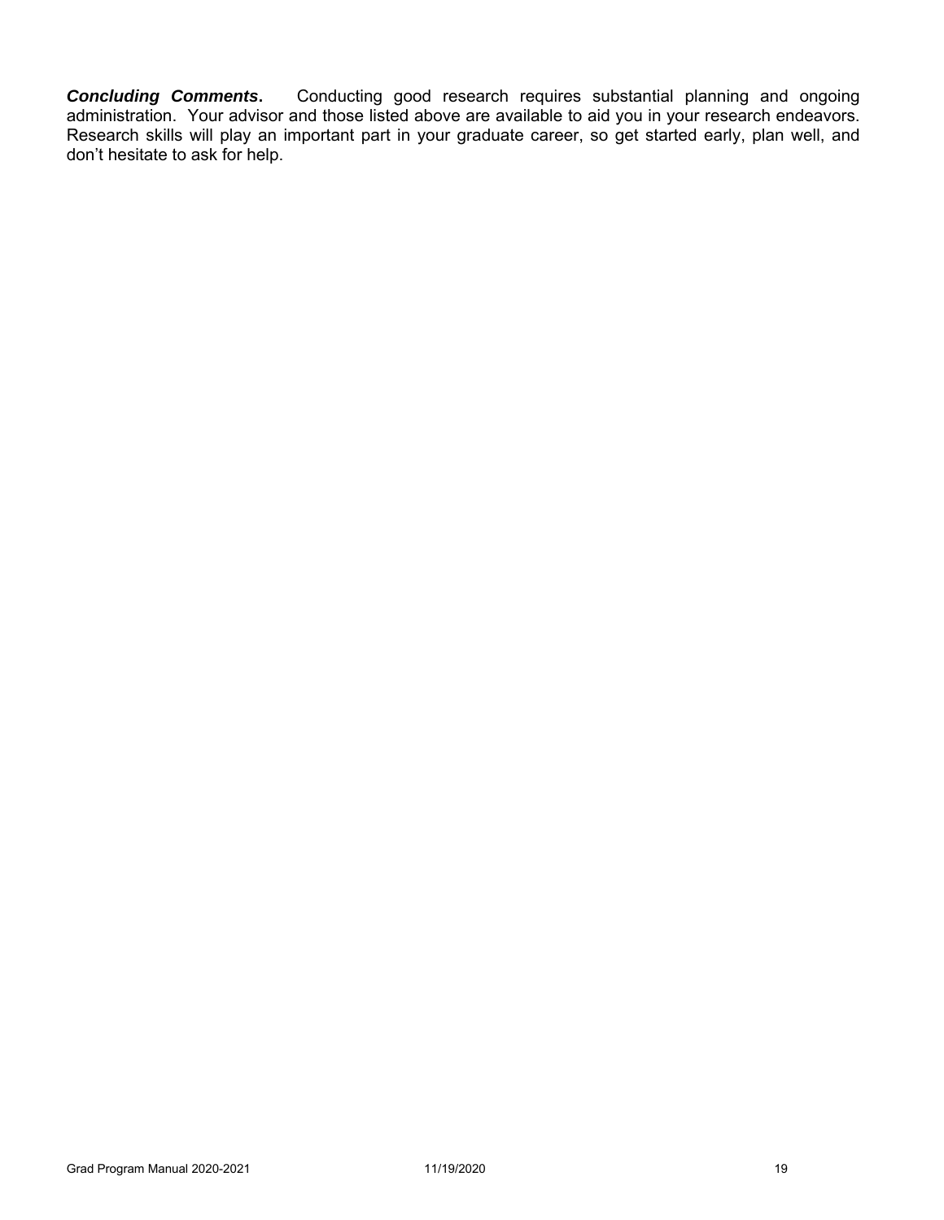***Concluding Comments***. Conducting good research requires substantial planning and ongoing administration. Your advisor and those listed above are available to aid you in your research endeavors. Research skills will play an important part in your graduate career, so get started early, plan well, and don't hesitate to ask for help.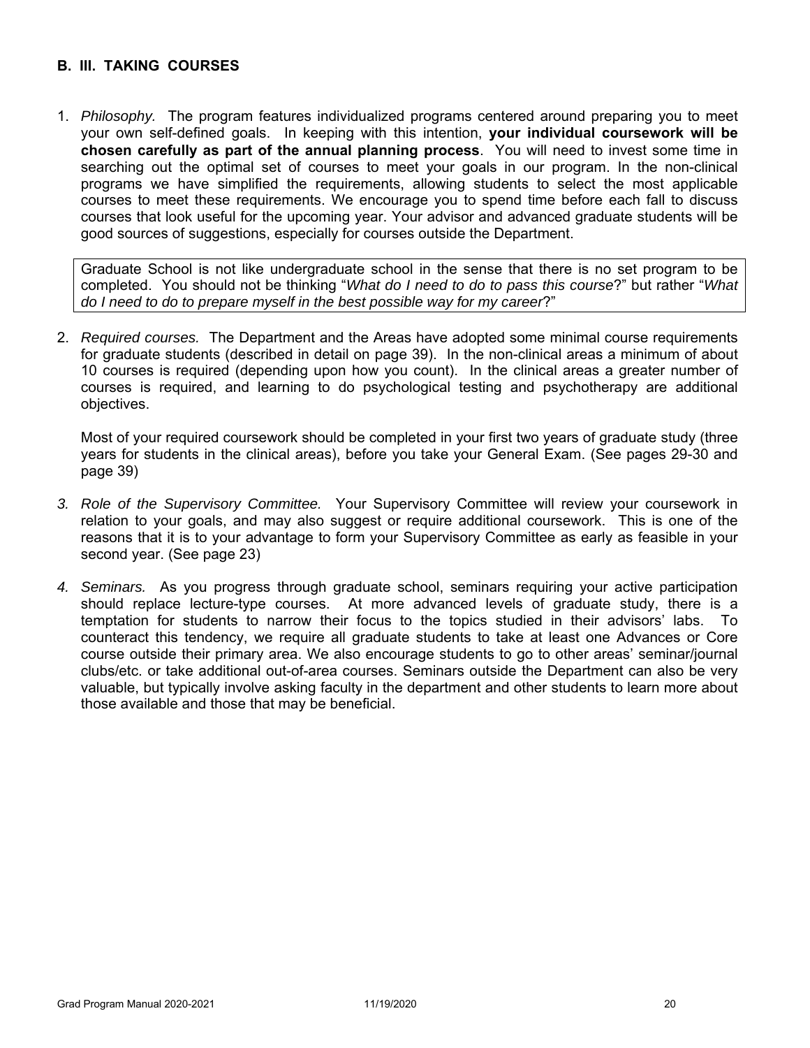## B. III. TAKING COURSES

1. *Philosophy.* The program features individualized programs centered around preparing you to meet your own self-defined goals. In keeping with this intention, **your individual coursework will be chosen carefully as part of the annual planning process**. You will need to invest some time in searching out the optimal set of courses to meet your goals in our program. In the non-clinical programs we have simplified the requirements, allowing students to select the most applicable courses to meet these requirements. We encourage you to spend time before each fall to discuss courses that look useful for the upcoming year. Your advisor and advanced graduate students will be good sources of suggestions, especially for courses outside the Department.

   Graduate School is not like undergraduate school in the sense that there is no set program to be completed. You should not be thinking "*What do I need to do to pass this course*?" but rather "*What do I need to do to prepare myself in the best possible way for my career*?"

2. *Required courses.* The Department and the Areas have adopted some minimal course requirements for graduate students (described in detail on page 39). In the non-clinical areas a minimum of about 10 courses is required (depending upon how you count). In the clinical areas a greater number of courses is required, and learning to do psychological testing and psychotherapy are additional objectives.

   Most of your required coursework should be completed in your first two years of graduate study (three years for students in the clinical areas), before you take your General Exam. (See pages 29-30 and page 39)

3. *Role of the Supervisory Committee.* Your Supervisory Committee will review your coursework in relation to your goals, and may also suggest or require additional coursework. This is one of the reasons that it is to your advantage to form your Supervisory Committee as early as feasible in your second year. (See page 23)

4. *Seminars.* As you progress through graduate school, seminars requiring your active participation should replace lecture-type courses. At more advanced levels of graduate study, there is a temptation for students to narrow their focus to the topics studied in their advisors' labs. To counteract this tendency, we require all graduate students to take at least one Advances or Core course outside their primary area. We also encourage students to go to other areas' seminar/journal clubs/etc. or take additional out-of-area courses. Seminars outside the Department can also be very valuable, but typically involve asking faculty in the department and other students to learn more about those available and those that may be beneficial.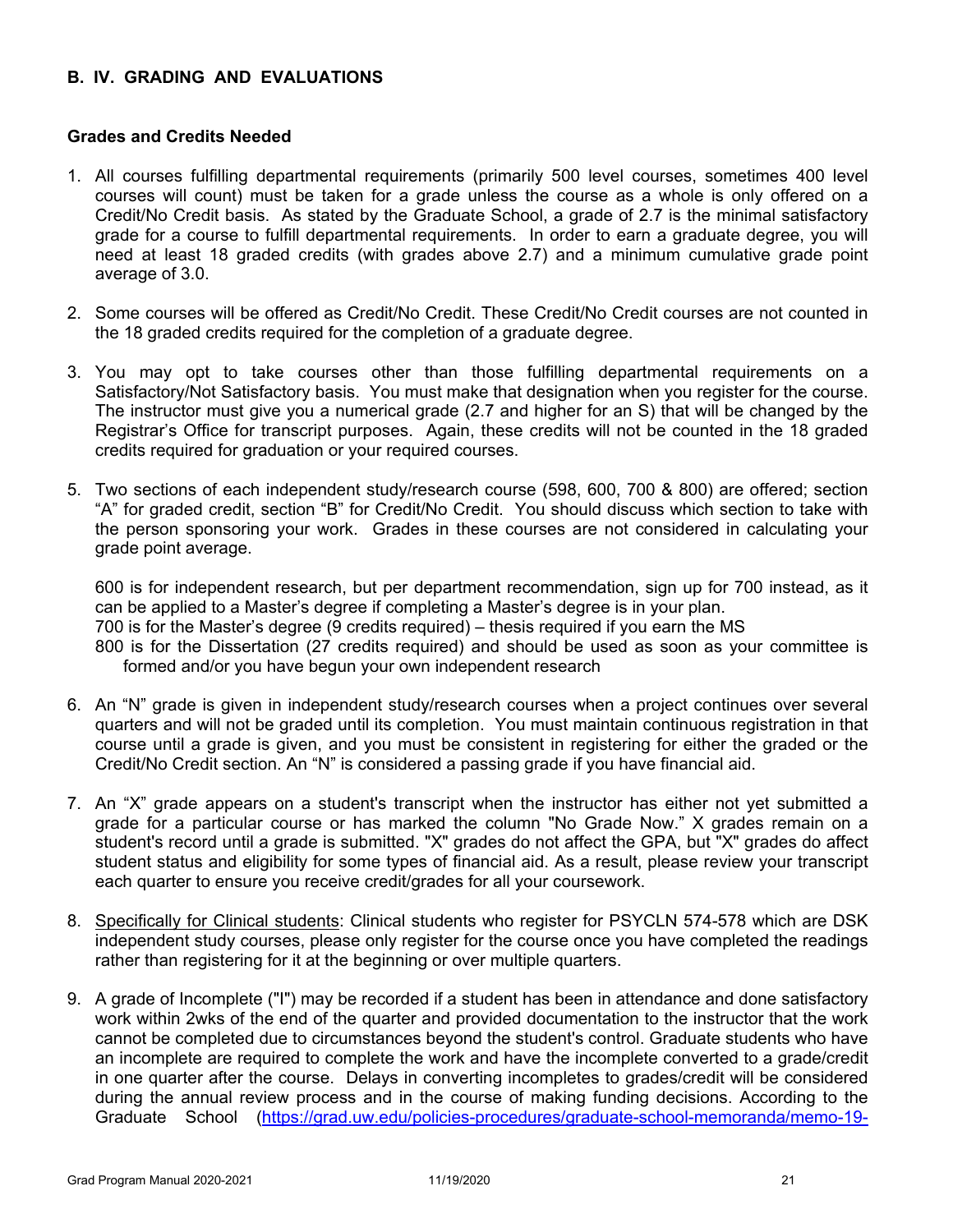## B. IV. GRADING AND EVALUATIONS

### Grades and Credits Needed

1. All courses fulfilling departmental requirements (primarily 500 level courses, sometimes 400 level courses will count) must be taken for a grade unless the course as a whole is only offered on a Credit/No Credit basis. As stated by the Graduate School, a grade of 2.7 is the minimal satisfactory grade for a course to fulfill departmental requirements. In order to earn a graduate degree, you will need at least 18 graded credits (with grades above 2.7) and a minimum cumulative grade point average of 3.0.

2. Some courses will be offered as Credit/No Credit. These Credit/No Credit courses are not counted in the 18 graded credits required for the completion of a graduate degree.

3. You may opt to take courses other than those fulfilling departmental requirements on a Satisfactory/Not Satisfactory basis. You must make that designation when you register for the course. The instructor must give you a numerical grade (2.7 and higher for an S) that will be changed by the Registrar's Office for transcript purposes. Again, these credits will not be counted in the 18 graded credits required for graduation or your required courses.

5. Two sections of each independent study/research course (598, 600, 700 & 800) are offered; section "A" for graded credit, section "B" for Credit/No Credit. You should discuss which section to take with the person sponsoring your work. Grades in these courses are not considered in calculating your grade point average.

   600 is for independent research, but per department recommendation, sign up for 700 instead, as it can be applied to a Master's degree if completing a Master's degree is in your plan.
   700 is for the Master's degree (9 credits required) – thesis required if you earn the MS
   800 is for the Dissertation (27 credits required) and should be used as soon as your committee is formed and/or you have begun your own independent research

6. An "N" grade is given in independent study/research courses when a project continues over several quarters and will not be graded until its completion. You must maintain continuous registration in that course until a grade is given, and you must be consistent in registering for either the graded or the Credit/No Credit section. An "N" is considered a passing grade if you have financial aid.

7. An "X" grade appears on a student's transcript when the instructor has either not yet submitted a grade for a particular course or has marked the column "No Grade Now." X grades remain on a student's record until a grade is submitted. "X" grades do not affect the GPA, but "X" grades do affect student status and eligibility for some types of financial aid. As a result, please review your transcript each quarter to ensure you receive credit/grades for all your coursework.

8. Specifically for Clinical students: Clinical students who register for PSYCLN 574-578 which are DSK independent study courses, please only register for the course once you have completed the readings rather than registering for it at the beginning or over multiple quarters.

9. A grade of Incomplete ("I") may be recorded if a student has been in attendance and done satisfactory work within 2wks of the end of the quarter and provided documentation to the instructor that the work cannot be completed due to circumstances beyond the student's control. Graduate students who have an incomplete are required to complete the work and have the incomplete converted to a grade/credit in one quarter after the course. Delays in converting incompletes to grades/credit will be considered during the annual review process and in the course of making funding decisions. According to the Graduate School (https://grad.uw.edu/policies-procedures/graduate-school-memoranda/memo-19-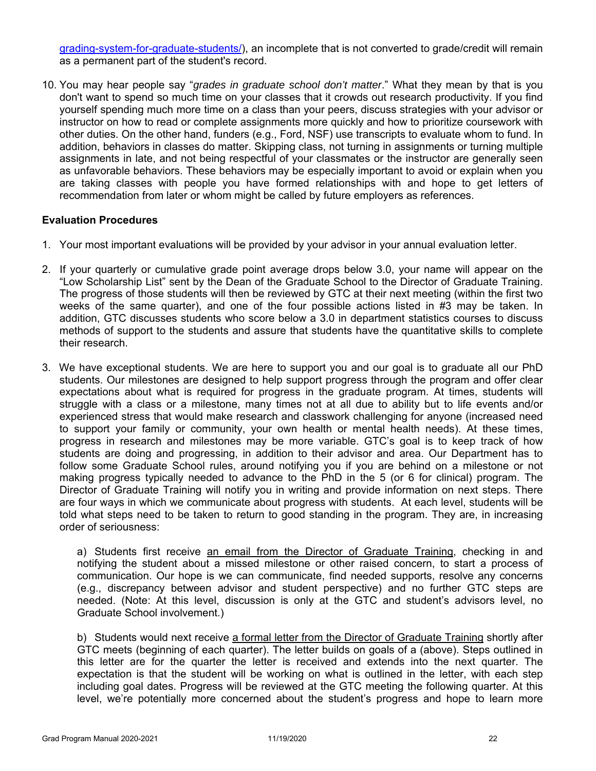grading-system-for-graduate-students/), an incomplete that is not converted to grade/credit will remain as a permanent part of the student's record.

10. You may hear people say "*grades in graduate school don't matter*." What they mean by that is you don't want to spend so much time on your classes that it crowds out research productivity. If you find yourself spending much more time on a class than your peers, discuss strategies with your advisor or instructor on how to read or complete assignments more quickly and how to prioritize coursework with other duties. On the other hand, funders (e.g., Ford, NSF) use transcripts to evaluate whom to fund. In addition, behaviors in classes do matter. Skipping class, not turning in assignments or turning multiple assignments in late, and not being respectful of your classmates or the instructor are generally seen as unfavorable behaviors. These behaviors may be especially important to avoid or explain when you are taking classes with people you have formed relationships with and hope to get letters of recommendation from later or whom might be called by future employers as references.

**Evaluation Procedures**

1. Your most important evaluations will be provided by your advisor in your annual evaluation letter.

2. If your quarterly or cumulative grade point average drops below 3.0, your name will appear on the "Low Scholarship List" sent by the Dean of the Graduate School to the Director of Graduate Training. The progress of those students will then be reviewed by GTC at their next meeting (within the first two weeks of the same quarter), and one of the four possible actions listed in #3 may be taken. In addition, GTC discusses students who score below a 3.0 in department statistics courses to discuss methods of support to the students and assure that students have the quantitative skills to complete their research.

3. We have exceptional students. We are here to support you and our goal is to graduate all our PhD students. Our milestones are designed to help support progress through the program and offer clear expectations about what is required for progress in the graduate program. At times, students will struggle with a class or a milestone, many times not at all due to ability but to life events and/or experienced stress that would make research and classwork challenging for anyone (increased need to support your family or community, your own health or mental health needs). At these times, progress in research and milestones may be more variable. GTC's goal is to keep track of how students are doing and progressing, in addition to their advisor and area. Our Department has to follow some Graduate School rules, around notifying you if you are behind on a milestone or not making progress typically needed to advance to the PhD in the 5 (or 6 for clinical) program. The Director of Graduate Training will notify you in writing and provide information on next steps. There are four ways in which we communicate about progress with students. At each level, students will be told what steps need to be taken to return to good standing in the program. They are, in increasing order of seriousness:

   a) Students first receive an email from the Director of Graduate Training, checking in and notifying the student about a missed milestone or other raised concern, to start a process of communication. Our hope is we can communicate, find needed supports, resolve any concerns (e.g., discrepancy between advisor and student perspective) and no further GTC steps are needed. (Note: At this level, discussion is only at the GTC and student's advisors level, no Graduate School involvement.)

   b) Students would next receive a formal letter from the Director of Graduate Training shortly after GTC meets (beginning of each quarter). The letter builds on goals of a (above). Steps outlined in this letter are for the quarter the letter is received and extends into the next quarter. The expectation is that the student will be working on what is outlined in the letter, with each step including goal dates. Progress will be reviewed at the GTC meeting the following quarter. At this level, we're potentially more concerned about the student's progress and hope to learn more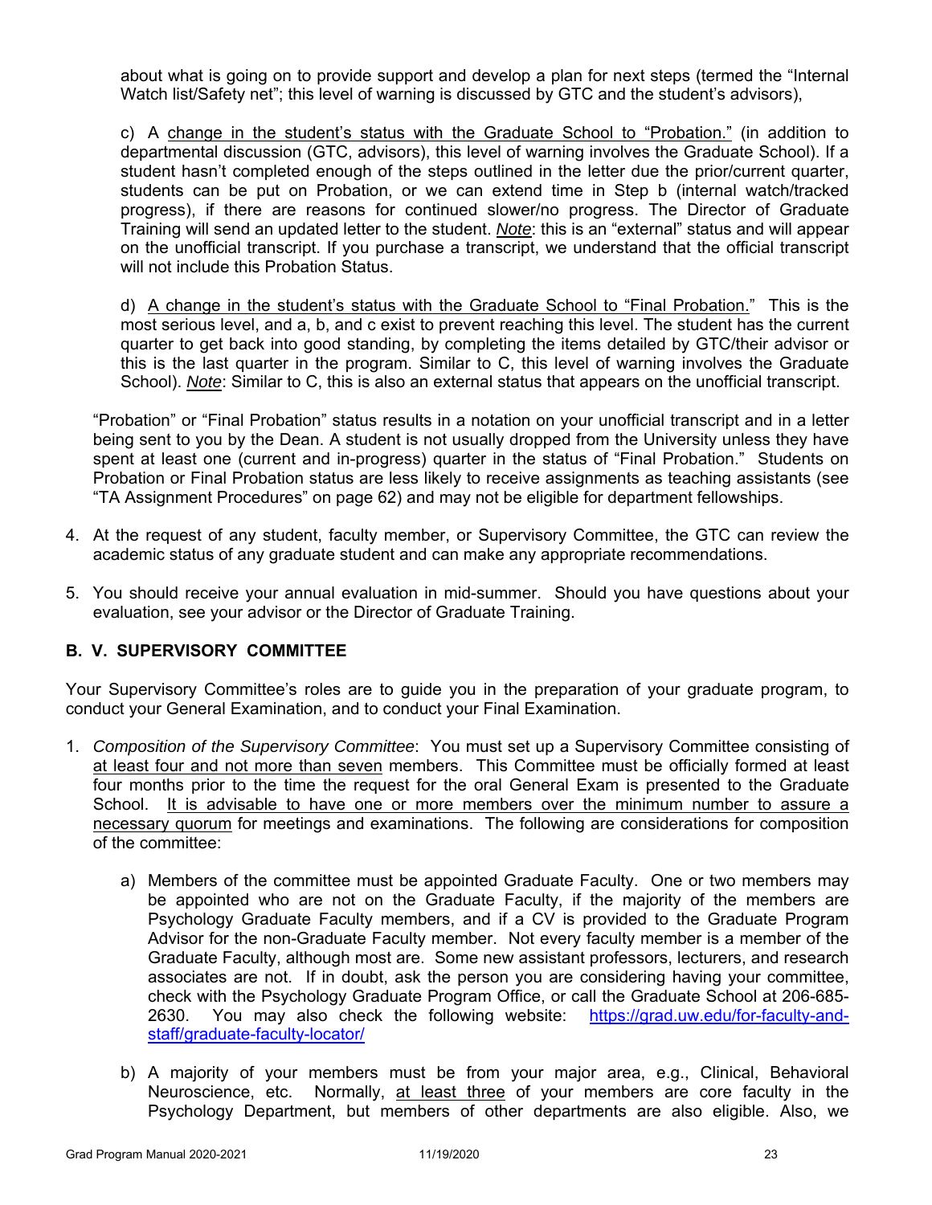about what is going on to provide support and develop a plan for next steps (termed the "Internal Watch list/Safety net"; this level of warning is discussed by GTC and the student's advisors),

c) A <u>change in the student's status with the Graduate School to "Probation."</u> (in addition to departmental discussion (GTC, advisors), this level of warning involves the Graduate School). If a student hasn't completed enough of the steps outlined in the letter due the prior/current quarter, students can be put on Probation, or we can extend time in Step b (internal watch/tracked progress), if there are reasons for continued slower/no progress. The Director of Graduate Training will send an updated letter to the student. <u>*Note*</u>: this is an "external" status and will appear on the unofficial transcript. If you purchase a transcript, we understand that the official transcript will not include this Probation Status.

d) <u>A change in the student's status with the Graduate School to "Final Probation."</u> This is the most serious level, and a, b, and c exist to prevent reaching this level. The student has the current quarter to get back into good standing, by completing the items detailed by GTC/their advisor or this is the last quarter in the program. Similar to C, this level of warning involves the Graduate School). <u>*Note*</u>: Similar to C, this is also an external status that appears on the unofficial transcript.

"Probation" or "Final Probation" status results in a notation on your unofficial transcript and in a letter being sent to you by the Dean. A student is not usually dropped from the University unless they have spent at least one (current and in-progress) quarter in the status of "Final Probation." Students on Probation or Final Probation status are less likely to receive assignments as teaching assistants (see "TA Assignment Procedures" on page 62) and may not be eligible for department fellowships.

4. At the request of any student, faculty member, or Supervisory Committee, the GTC can review the academic status of any graduate student and can make any appropriate recommendations.

5. You should receive your annual evaluation in mid-summer. Should you have questions about your evaluation, see your advisor or the Director of Graduate Training.

## B. V. SUPERVISORY COMMITTEE

Your Supervisory Committee's roles are to guide you in the preparation of your graduate program, to conduct your General Examination, and to conduct your Final Examination.

1. *Composition of the Supervisory Committee*: You must set up a Supervisory Committee consisting of <u>at least four and not more than seven</u> members. This Committee must be officially formed at least four months prior to the time the request for the oral General Exam is presented to the Graduate School. <u>It is advisable to have one or more members over the minimum number to assure a necessary quorum</u> for meetings and examinations. The following are considerations for composition of the committee:

   a) Members of the committee must be appointed Graduate Faculty. One or two members may be appointed who are not on the Graduate Faculty, if the majority of the members are Psychology Graduate Faculty members, and if a CV is provided to the Graduate Program Advisor for the non-Graduate Faculty member. Not every faculty member is a member of the Graduate Faculty, although most are. Some new assistant professors, lecturers, and research associates are not. If in doubt, ask the person you are considering having your committee, check with the Psychology Graduate Program Office, or call the Graduate School at 206-685-2630. You may also check the following website: https://grad.uw.edu/for-faculty-and-staff/graduate-faculty-locator/

   b) A majority of your members must be from your major area, e.g., Clinical, Behavioral Neuroscience, etc. Normally, <u>at least three</u> of your members are core faculty in the Psychology Department, but members of other departments are also eligible. Also, we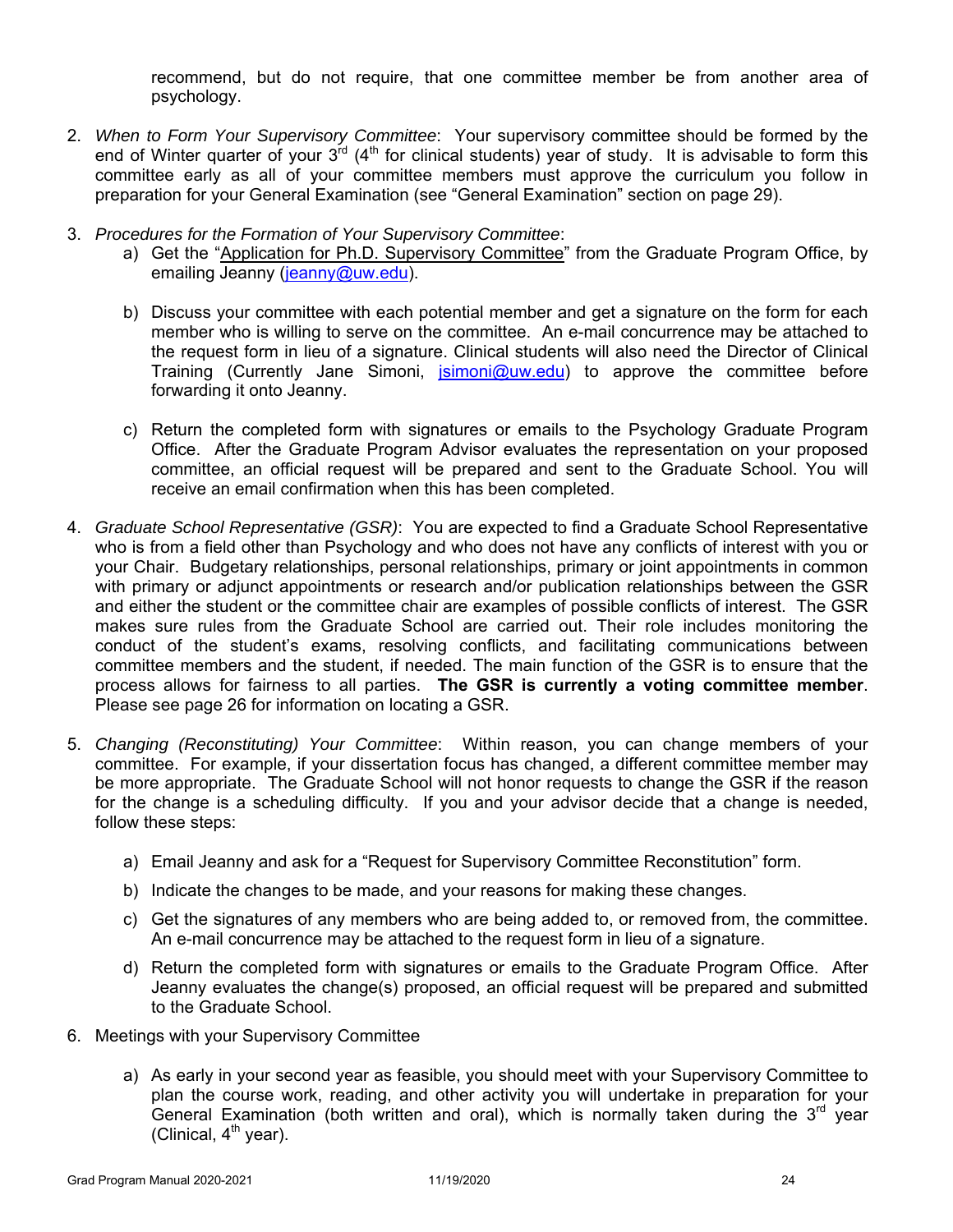recommend, but do not require, that one committee member be from another area of psychology.

2. *When to Form Your Supervisory Committee*: Your supervisory committee should be formed by the end of Winter quarter of your 3rd (4th for clinical students) year of study. It is advisable to form this committee early as all of your committee members must approve the curriculum you follow in preparation for your General Examination (see "General Examination" section on page 29).

3. *Procedures for the Formation of Your Supervisory Committee*:
   a) Get the "Application for Ph.D. Supervisory Committee" from the Graduate Program Office, by emailing Jeanny (jeanny@uw.edu).

   b) Discuss your committee with each potential member and get a signature on the form for each member who is willing to serve on the committee. An e-mail concurrence may be attached to the request form in lieu of a signature. Clinical students will also need the Director of Clinical Training (Currently Jane Simoni, jsimoni@uw.edu) to approve the committee before forwarding it onto Jeanny.

   c) Return the completed form with signatures or emails to the Psychology Graduate Program Office. After the Graduate Program Advisor evaluates the representation on your proposed committee, an official request will be prepared and sent to the Graduate School. You will receive an email confirmation when this has been completed.

4. *Graduate School Representative (GSR)*: You are expected to find a Graduate School Representative who is from a field other than Psychology and who does not have any conflicts of interest with you or your Chair. Budgetary relationships, personal relationships, primary or joint appointments in common with primary or adjunct appointments or research and/or publication relationships between the GSR and either the student or the committee chair are examples of possible conflicts of interest. The GSR makes sure rules from the Graduate School are carried out. Their role includes monitoring the conduct of the student's exams, resolving conflicts, and facilitating communications between committee members and the student, if needed. The main function of the GSR is to ensure that the process allows for fairness to all parties. **The GSR is currently a voting committee member**. Please see page 26 for information on locating a GSR.

5. *Changing (Reconstituting) Your Committee*: Within reason, you can change members of your committee. For example, if your dissertation focus has changed, a different committee member may be more appropriate. The Graduate School will not honor requests to change the GSR if the reason for the change is a scheduling difficulty. If you and your advisor decide that a change is needed, follow these steps:

   a) Email Jeanny and ask for a "Request for Supervisory Committee Reconstitution" form.

   b) Indicate the changes to be made, and your reasons for making these changes.

   c) Get the signatures of any members who are being added to, or removed from, the committee. An e-mail concurrence may be attached to the request form in lieu of a signature.

   d) Return the completed form with signatures or emails to the Graduate Program Office. After Jeanny evaluates the change(s) proposed, an official request will be prepared and submitted to the Graduate School.

6. Meetings with your Supervisory Committee

   a) As early in your second year as feasible, you should meet with your Supervisory Committee to plan the course work, reading, and other activity you will undertake in preparation for your General Examination (both written and oral), which is normally taken during the 3rd year (Clinical, 4th year).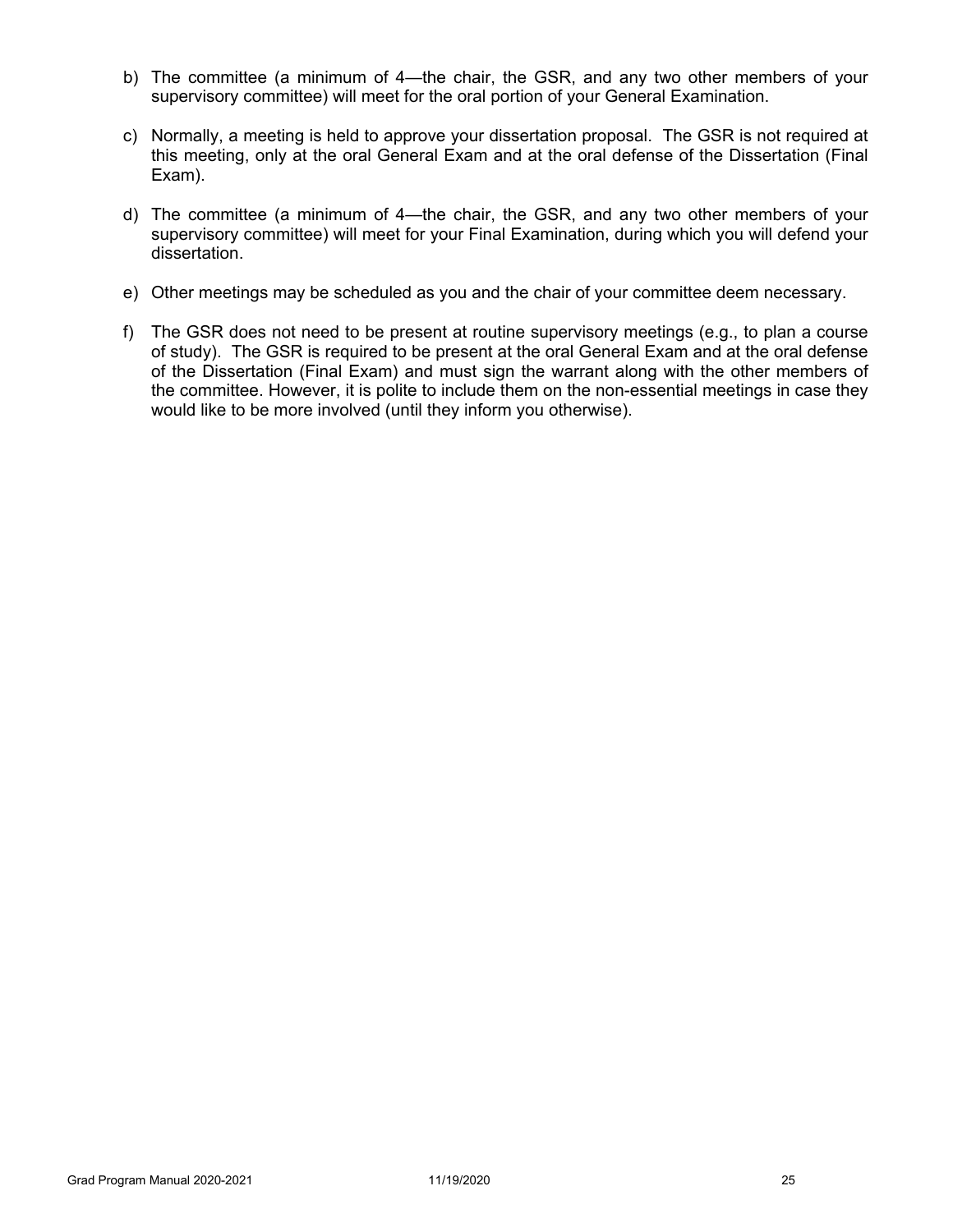b) The committee (a minimum of 4—the chair, the GSR, and any two other members of your supervisory committee) will meet for the oral portion of your General Examination.

c) Normally, a meeting is held to approve your dissertation proposal. The GSR is not required at this meeting, only at the oral General Exam and at the oral defense of the Dissertation (Final Exam).

d) The committee (a minimum of 4—the chair, the GSR, and any two other members of your supervisory committee) will meet for your Final Examination, during which you will defend your dissertation.

e) Other meetings may be scheduled as you and the chair of your committee deem necessary.

f) The GSR does not need to be present at routine supervisory meetings (e.g., to plan a course of study). The GSR is required to be present at the oral General Exam and at the oral defense of the Dissertation (Final Exam) and must sign the warrant along with the other members of the committee. However, it is polite to include them on the non-essential meetings in case they would like to be more involved (until they inform you otherwise).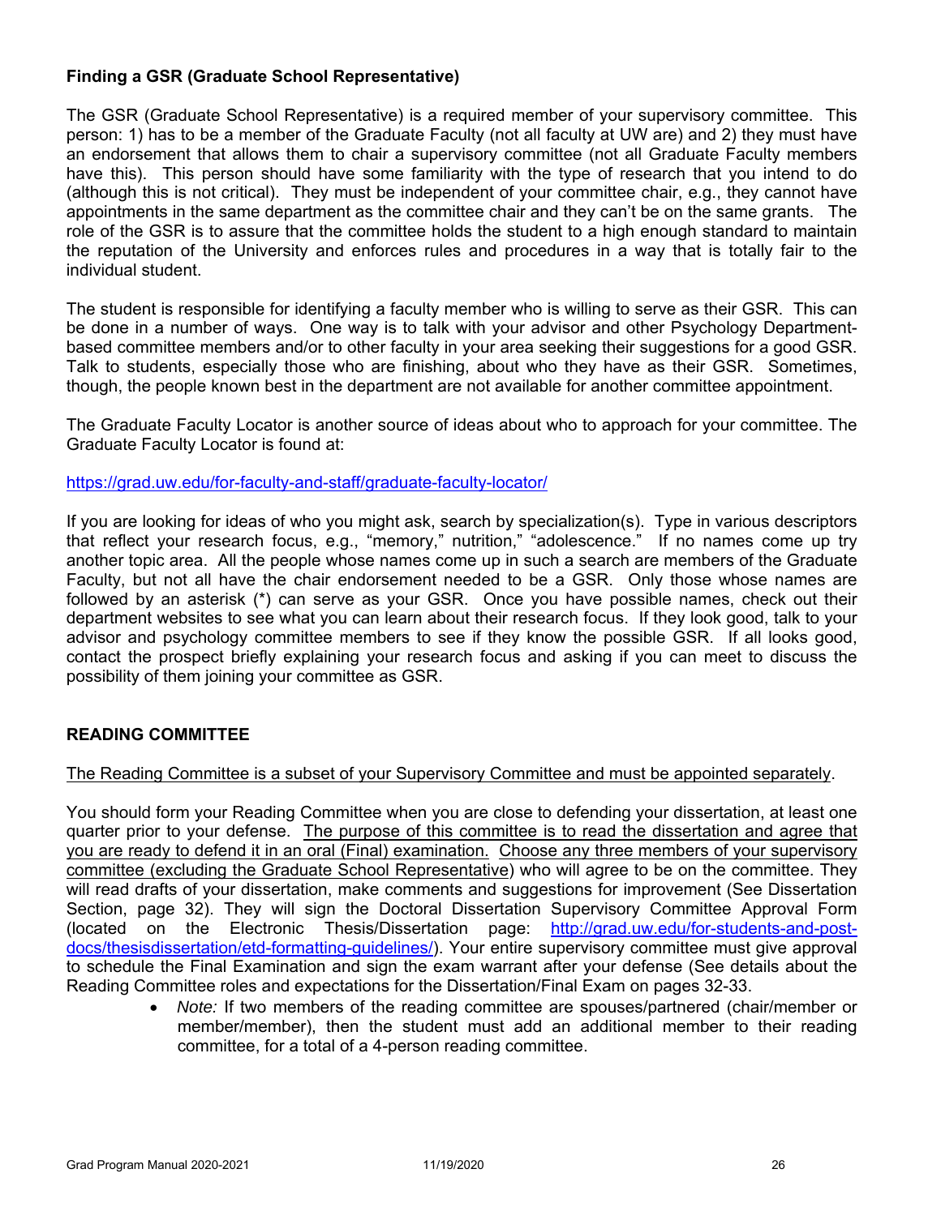**Finding a GSR (Graduate School Representative)**

The GSR (Graduate School Representative) is a required member of your supervisory committee. This person: 1) has to be a member of the Graduate Faculty (not all faculty at UW are) and 2) they must have an endorsement that allows them to chair a supervisory committee (not all Graduate Faculty members have this). This person should have some familiarity with the type of research that you intend to do (although this is not critical). They must be independent of your committee chair, e.g., they cannot have appointments in the same department as the committee chair and they can't be on the same grants. The role of the GSR is to assure that the committee holds the student to a high enough standard to maintain the reputation of the University and enforces rules and procedures in a way that is totally fair to the individual student.

The student is responsible for identifying a faculty member who is willing to serve as their GSR. This can be done in a number of ways. One way is to talk with your advisor and other Psychology Department-based committee members and/or to other faculty in your area seeking their suggestions for a good GSR. Talk to students, especially those who are finishing, about who they have as their GSR. Sometimes, though, the people known best in the department are not available for another committee appointment.

The Graduate Faculty Locator is another source of ideas about who to approach for your committee. The Graduate Faculty Locator is found at:

https://grad.uw.edu/for-faculty-and-staff/graduate-faculty-locator/

If you are looking for ideas of who you might ask, search by specialization(s). Type in various descriptors that reflect your research focus, e.g., "memory," nutrition," "adolescence." If no names come up try another topic area. All the people whose names come up in such a search are members of the Graduate Faculty, but not all have the chair endorsement needed to be a GSR. Only those whose names are followed by an asterisk (*) can serve as your GSR. Once you have possible names, check out their department websites to see what you can learn about their research focus. If they look good, talk to your advisor and psychology committee members to see if they know the possible GSR. If all looks good, contact the prospect briefly explaining your research focus and asking if you can meet to discuss the possibility of them joining your committee as GSR.

## READING COMMITTEE

The Reading Committee is a subset of your Supervisory Committee and must be appointed separately.

You should form your Reading Committee when you are close to defending your dissertation, at least one quarter prior to your defense. The purpose of this committee is to read the dissertation and agree that you are ready to defend it in an oral (Final) examination. Choose any three members of your supervisory committee (excluding the Graduate School Representative) who will agree to be on the committee. They will read drafts of your dissertation, make comments and suggestions for improvement (See Dissertation Section, page 32). They will sign the Doctoral Dissertation Supervisory Committee Approval Form (located on the Electronic Thesis/Dissertation page: http://grad.uw.edu/for-students-and-post-docs/thesisdissertation/etd-formatting-guidelines/). Your entire supervisory committee must give approval to schedule the Final Examination and sign the exam warrant after your defense (See details about the Reading Committee roles and expectations for the Dissertation/Final Exam on pages 32-33.

- *Note:* If two members of the reading committee are spouses/partnered (chair/member or member/member), then the student must add an additional member to their reading committee, for a total of a 4-person reading committee.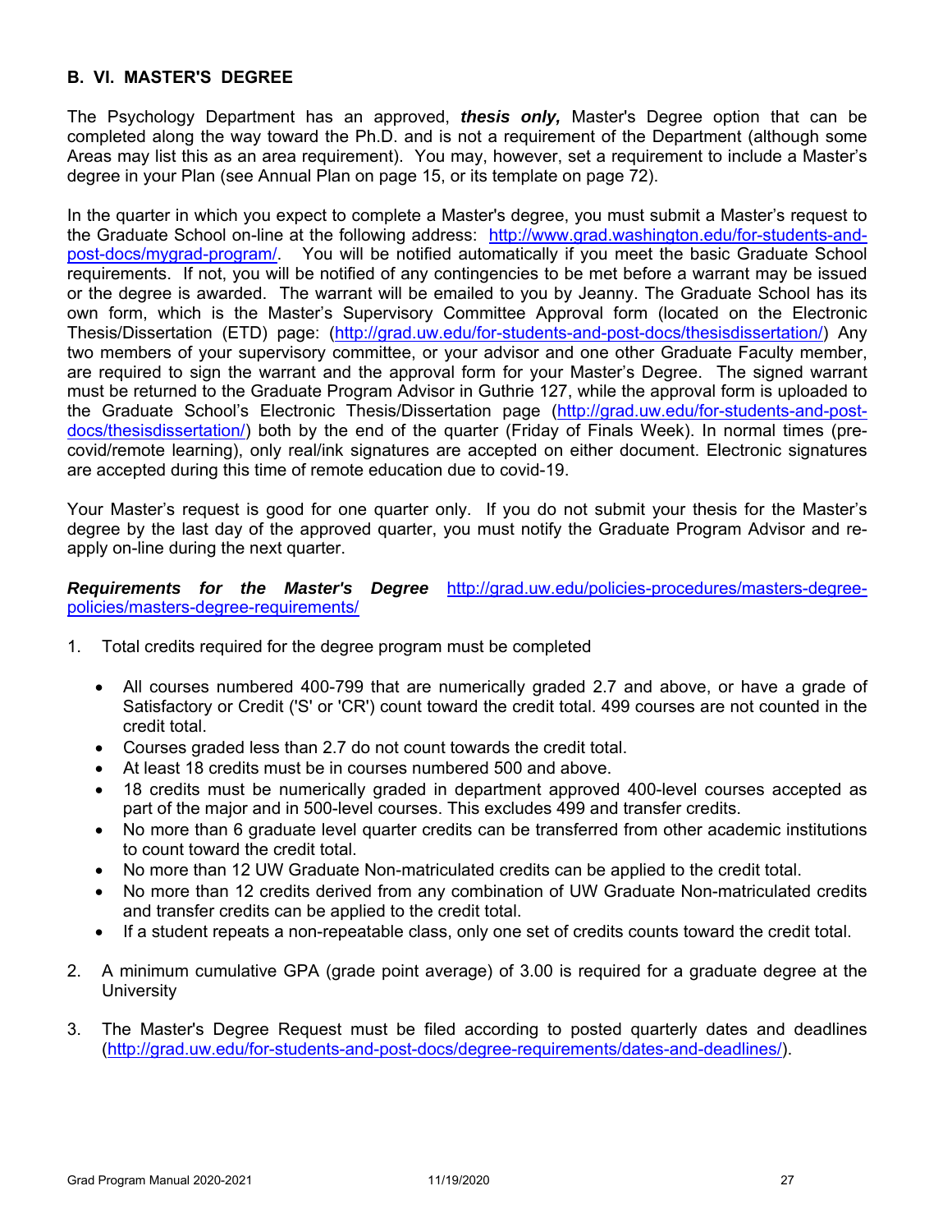## B. VI. MASTER'S DEGREE

The Psychology Department has an approved, ***thesis only,*** Master's Degree option that can be completed along the way toward the Ph.D. and is not a requirement of the Department (although some Areas may list this as an area requirement). You may, however, set a requirement to include a Master's degree in your Plan (see Annual Plan on page 15, or its template on page 72).

In the quarter in which you expect to complete a Master's degree, you must submit a Master's request to the Graduate School on-line at the following address: [http://www.grad.washington.edu/for-students-and-post-docs/mygrad-program/](http://www.grad.washington.edu/for-students-and-post-docs/mygrad-program/). You will be notified automatically if you meet the basic Graduate School requirements. If not, you will be notified of any contingencies to be met before a warrant may be issued or the degree is awarded. The warrant will be emailed to you by Jeanny. The Graduate School has its own form, which is the Master's Supervisory Committee Approval form (located on the Electronic Thesis/Dissertation (ETD) page: ([http://grad.uw.edu/for-students-and-post-docs/thesisdissertation/](http://grad.uw.edu/for-students-and-post-docs/thesisdissertation/)) Any two members of your supervisory committee, or your advisor and one other Graduate Faculty member, are required to sign the warrant and the approval form for your Master's Degree. The signed warrant must be returned to the Graduate Program Advisor in Guthrie 127, while the approval form is uploaded to the Graduate School's Electronic Thesis/Dissertation page ([http://grad.uw.edu/for-students-and-post-docs/thesisdissertation/](http://grad.uw.edu/for-students-and-post-docs/thesisdissertation/)) both by the end of the quarter (Friday of Finals Week). In normal times (pre-covid/remote learning), only real/ink signatures are accepted on either document. Electronic signatures are accepted during this time of remote education due to covid-19.

Your Master's request is good for one quarter only. If you do not submit your thesis for the Master's degree by the last day of the approved quarter, you must notify the Graduate Program Advisor and re-apply on-line during the next quarter.

***Requirements for the Master's Degree*** [http://grad.uw.edu/policies-procedures/masters-degree-policies/masters-degree-requirements/](http://grad.uw.edu/policies-procedures/masters-degree-policies/masters-degree-requirements/)

1. Total credits required for the degree program must be completed
   - All courses numbered 400-799 that are numerically graded 2.7 and above, or have a grade of Satisfactory or Credit ('S' or 'CR') count toward the credit total. 499 courses are not counted in the credit total.
   - Courses graded less than 2.7 do not count towards the credit total.
   - At least 18 credits must be in courses numbered 500 and above.
   - 18 credits must be numerically graded in department approved 400-level courses accepted as part of the major and in 500-level courses. This excludes 499 and transfer credits.
   - No more than 6 graduate level quarter credits can be transferred from other academic institutions to count toward the credit total.
   - No more than 12 UW Graduate Non-matriculated credits can be applied to the credit total.
   - No more than 12 credits derived from any combination of UW Graduate Non-matriculated credits and transfer credits can be applied to the credit total.
   - If a student repeats a non-repeatable class, only one set of credits counts toward the credit total.

2. A minimum cumulative GPA (grade point average) of 3.00 is required for a graduate degree at the University

3. The Master's Degree Request must be filed according to posted quarterly dates and deadlines ([http://grad.uw.edu/for-students-and-post-docs/degree-requirements/dates-and-deadlines/](http://grad.uw.edu/for-students-and-post-docs/degree-requirements/dates-and-deadlines/)).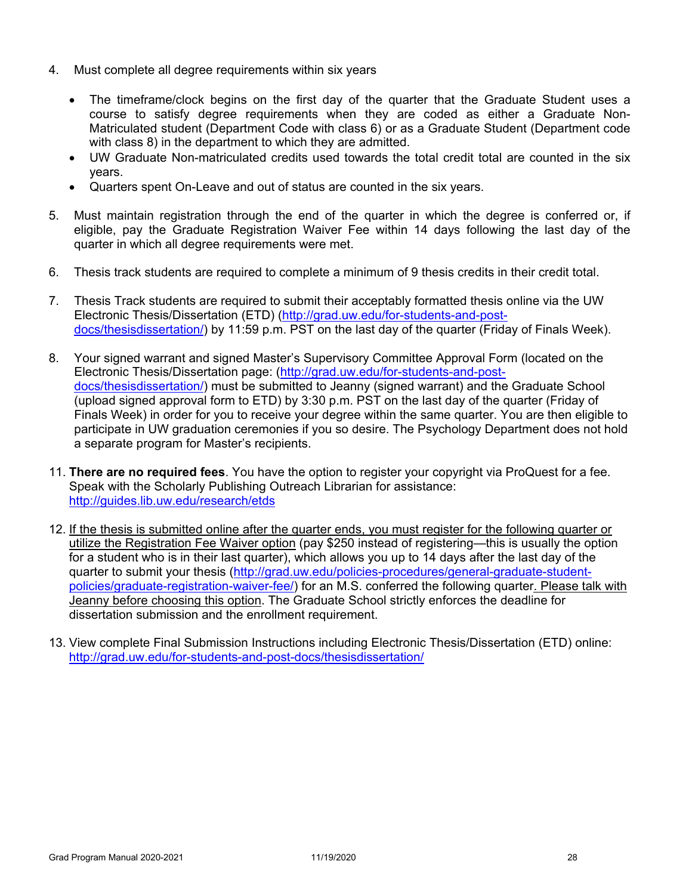4. Must complete all degree requirements within six years

    - The timeframe/clock begins on the first day of the quarter that the Graduate Student uses a course to satisfy degree requirements when they are coded as either a Graduate Non-Matriculated student (Department Code with class 6) or as a Graduate Student (Department code with class 8) in the department to which they are admitted.
    - UW Graduate Non-matriculated credits used towards the total credit total are counted in the six years.
    - Quarters spent On-Leave and out of status are counted in the six years.

5. Must maintain registration through the end of the quarter in which the degree is conferred or, if eligible, pay the Graduate Registration Waiver Fee within 14 days following the last day of the quarter in which all degree requirements were met.

6. Thesis track students are required to complete a minimum of 9 thesis credits in their credit total.

7. Thesis Track students are required to submit their acceptably formatted thesis online via the UW Electronic Thesis/Dissertation (ETD) (http://grad.uw.edu/for-students-and-post-docs/thesisdissertation/) by 11:59 p.m. PST on the last day of the quarter (Friday of Finals Week).

8. Your signed warrant and signed Master's Supervisory Committee Approval Form (located on the Electronic Thesis/Dissertation page: (http://grad.uw.edu/for-students-and-post-docs/thesisdissertation/) must be submitted to Jeanny (signed warrant) and the Graduate School (upload signed approval form to ETD) by 3:30 p.m. PST on the last day of the quarter (Friday of Finals Week) in order for you to receive your degree within the same quarter. You are then eligible to participate in UW graduation ceremonies if you so desire. The Psychology Department does not hold a separate program for Master's recipients.

11. **There are no required fees**. You have the option to register your copyright via ProQuest for a fee. Speak with the Scholarly Publishing Outreach Librarian for assistance: http://guides.lib.uw.edu/research/etds

12. If the thesis is submitted online after the quarter ends, you must register for the following quarter or utilize the Registration Fee Waiver option (pay $250 instead of registering—this is usually the option for a student who is in their last quarter), which allows you up to 14 days after the last day of the quarter to submit your thesis (http://grad.uw.edu/policies-procedures/general-graduate-student-policies/graduate-registration-waiver-fee/) for an M.S. conferred the following quarter. Please talk with Jeanny before choosing this option. The Graduate School strictly enforces the deadline for dissertation submission and the enrollment requirement.

13. View complete Final Submission Instructions including Electronic Thesis/Dissertation (ETD) online: http://grad.uw.edu/for-students-and-post-docs/thesisdissertation/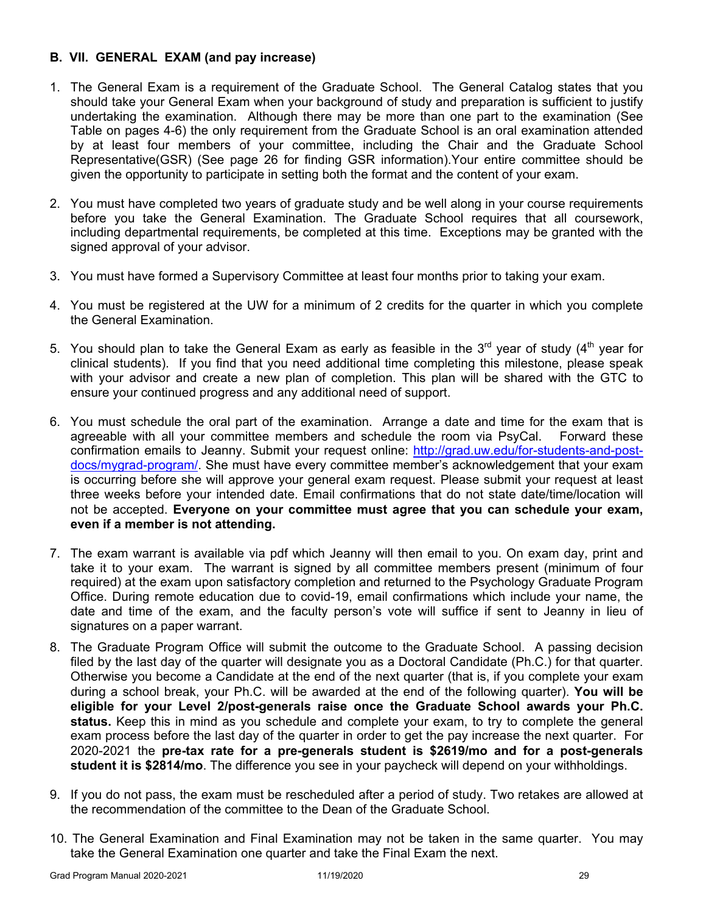## B. VII. GENERAL EXAM (and pay increase)

1. The General Exam is a requirement of the Graduate School. The General Catalog states that you should take your General Exam when your background of study and preparation is sufficient to justify undertaking the examination. Although there may be more than one part to the examination (See Table on pages 4-6) the only requirement from the Graduate School is an oral examination attended by at least four members of your committee, including the Chair and the Graduate School Representative(GSR) (See page 26 for finding GSR information).Your entire committee should be given the opportunity to participate in setting both the format and the content of your exam.

2. You must have completed two years of graduate study and be well along in your course requirements before you take the General Examination. The Graduate School requires that all coursework, including departmental requirements, be completed at this time. Exceptions may be granted with the signed approval of your advisor.

3. You must have formed a Supervisory Committee at least four months prior to taking your exam.

4. You must be registered at the UW for a minimum of 2 credits for the quarter in which you complete the General Examination.

5. You should plan to take the General Exam as early as feasible in the 3rd year of study (4th year for clinical students). If you find that you need additional time completing this milestone, please speak with your advisor and create a new plan of completion. This plan will be shared with the GTC to ensure your continued progress and any additional need of support.

6. You must schedule the oral part of the examination. Arrange a date and time for the exam that is agreeable with all your committee members and schedule the room via PsyCal. Forward these confirmation emails to Jeanny. Submit your request online: [http://grad.uw.edu/for-students-and-post-docs/mygrad-program/](http://grad.uw.edu/for-students-and-post-docs/mygrad-program/). She must have every committee member's acknowledgement that your exam is occurring before she will approve your general exam request. Please submit your request at least three weeks before your intended date. Email confirmations that do not state date/time/location will not be accepted. **Everyone on your committee must agree that you can schedule your exam, even if a member is not attending.**

7. The exam warrant is available via pdf which Jeanny will then email to you. On exam day, print and take it to your exam. The warrant is signed by all committee members present (minimum of four required) at the exam upon satisfactory completion and returned to the Psychology Graduate Program Office. During remote education due to covid-19, email confirmations which include your name, the date and time of the exam, and the faculty person's vote will suffice if sent to Jeanny in lieu of signatures on a paper warrant.

8. The Graduate Program Office will submit the outcome to the Graduate School. A passing decision filed by the last day of the quarter will designate you as a Doctoral Candidate (Ph.C.) for that quarter. Otherwise you become a Candidate at the end of the next quarter (that is, if you complete your exam during a school break, your Ph.C. will be awarded at the end of the following quarter). **You will be eligible for your Level 2/post-generals raise once the Graduate School awards your Ph.C. status.** Keep this in mind as you schedule and complete your exam, to try to complete the general exam process before the last day of the quarter in order to get the pay increase the next quarter. For 2020-2021 the **pre-tax rate for a pre-generals student is $2619/mo and for a post-generals student it is $2814/mo**. The difference you see in your paycheck will depend on your withholdings.

9. If you do not pass, the exam must be rescheduled after a period of study. Two retakes are allowed at the recommendation of the committee to the Dean of the Graduate School.

10. The General Examination and Final Examination may not be taken in the same quarter. You may take the General Examination one quarter and take the Final Exam the next.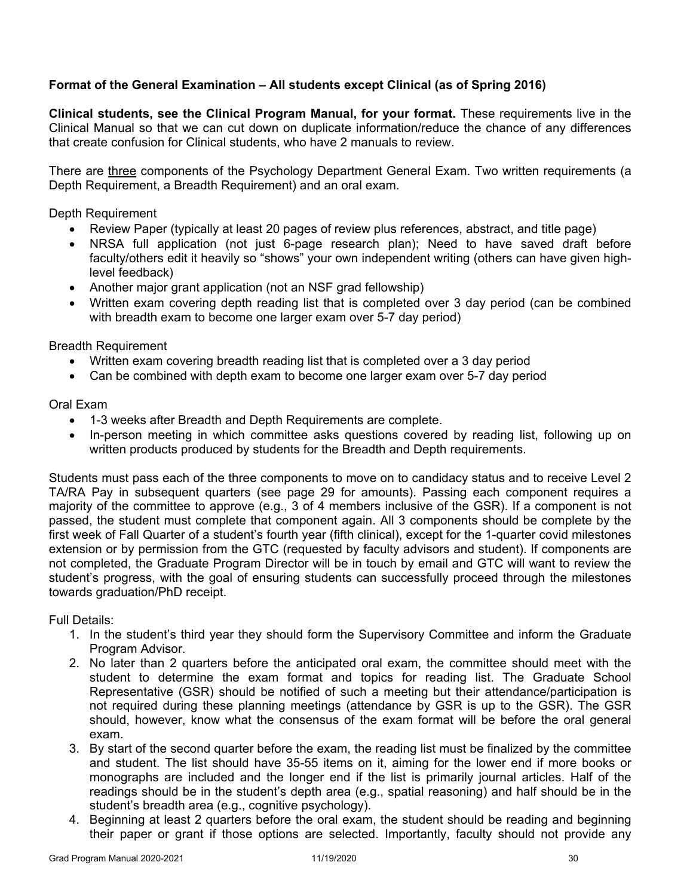**Format of the General Examination – All students except Clinical (as of Spring 2016)**

**Clinical students, see the Clinical Program Manual, for your format.** These requirements live in the Clinical Manual so that we can cut down on duplicate information/reduce the chance of any differences that create confusion for Clinical students, who have 2 manuals to review.

There are <u>three</u> components of the Psychology Department General Exam. Two written requirements (a Depth Requirement, a Breadth Requirement) and an oral exam.

Depth Requirement

- Review Paper (typically at least 20 pages of review plus references, abstract, and title page)
- NRSA full application (not just 6-page research plan); Need to have saved draft before faculty/others edit it heavily so "shows" your own independent writing (others can have given high-level feedback)
- Another major grant application (not an NSF grad fellowship)
- Written exam covering depth reading list that is completed over 3 day period (can be combined with breadth exam to become one larger exam over 5-7 day period)

Breadth Requirement

- Written exam covering breadth reading list that is completed over a 3 day period
- Can be combined with depth exam to become one larger exam over 5-7 day period

Oral Exam

- 1-3 weeks after Breadth and Depth Requirements are complete.
- In-person meeting in which committee asks questions covered by reading list, following up on written products produced by students for the Breadth and Depth requirements.

Students must pass each of the three components to move on to candidacy status and to receive Level 2 TA/RA Pay in subsequent quarters (see page 29 for amounts). Passing each component requires a majority of the committee to approve (e.g., 3 of 4 members inclusive of the GSR). If a component is not passed, the student must complete that component again. All 3 components should be complete by the first week of Fall Quarter of a student's fourth year (fifth clinical), except for the 1-quarter covid milestones extension or by permission from the GTC (requested by faculty advisors and student). If components are not completed, the Graduate Program Director will be in touch by email and GTC will want to review the student's progress, with the goal of ensuring students can successfully proceed through the milestones towards graduation/PhD receipt.

Full Details:

1. In the student's third year they should form the Supervisory Committee and inform the Graduate Program Advisor.
2. No later than 2 quarters before the anticipated oral exam, the committee should meet with the student to determine the exam format and topics for reading list. The Graduate School Representative (GSR) should be notified of such a meeting but their attendance/participation is not required during these planning meetings (attendance by GSR is up to the GSR). The GSR should, however, know what the consensus of the exam format will be before the oral general exam.
3. By start of the second quarter before the exam, the reading list must be finalized by the committee and student. The list should have 35-55 items on it, aiming for the lower end if more books or monographs are included and the longer end if the list is primarily journal articles. Half of the readings should be in the student's depth area (e.g., spatial reasoning) and half should be in the student's breadth area (e.g., cognitive psychology).
4. Beginning at least 2 quarters before the oral exam, the student should be reading and beginning their paper or grant if those options are selected. Importantly, faculty should not provide any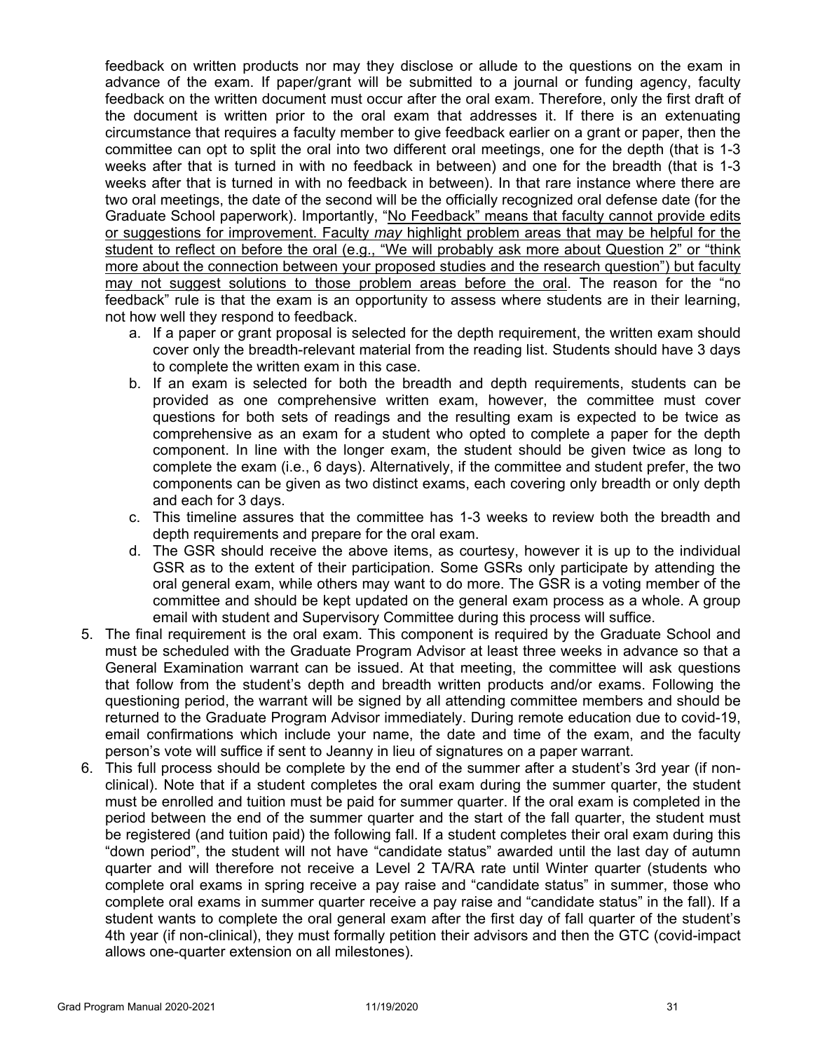feedback on written products nor may they disclose or allude to the questions on the exam in advance of the exam. If paper/grant will be submitted to a journal or funding agency, faculty feedback on the written document must occur after the oral exam. Therefore, only the first draft of the document is written prior to the oral exam that addresses it. If there is an extenuating circumstance that requires a faculty member to give feedback earlier on a grant or paper, then the committee can opt to split the oral into two different oral meetings, one for the depth (that is 1-3 weeks after that is turned in with no feedback in between) and one for the breadth (that is 1-3 weeks after that is turned in with no feedback in between). In that rare instance where there are two oral meetings, the date of the second will be the officially recognized oral defense date (for the Graduate School paperwork). Importantly, "No Feedback" means that faculty cannot provide edits or suggestions for improvement. Faculty *may* highlight problem areas that may be helpful for the student to reflect on before the oral (e.g., "We will probably ask more about Question 2" or "think more about the connection between your proposed studies and the research question") but faculty may not suggest solutions to those problem areas before the oral. The reason for the "no feedback" rule is that the exam is an opportunity to assess where students are in their learning, not how well they respond to feedback.

   a. If a paper or grant proposal is selected for the depth requirement, the written exam should cover only the breadth-relevant material from the reading list. Students should have 3 days to complete the written exam in this case.
   b. If an exam is selected for both the breadth and depth requirements, students can be provided as one comprehensive written exam, however, the committee must cover questions for both sets of readings and the resulting exam is expected to be twice as comprehensive as an exam for a student who opted to complete a paper for the depth component. In line with the longer exam, the student should be given twice as long to complete the exam (i.e., 6 days). Alternatively, if the committee and student prefer, the two components can be given as two distinct exams, each covering only breadth or only depth and each for 3 days.
   c. This timeline assures that the committee has 1-3 weeks to review both the breadth and depth requirements and prepare for the oral exam.
   d. The GSR should receive the above items, as courtesy, however it is up to the individual GSR as to the extent of their participation. Some GSRs only participate by attending the oral general exam, while others may want to do more. The GSR is a voting member of the committee and should be kept updated on the general exam process as a whole. A group email with student and Supervisory Committee during this process will suffice.

5. The final requirement is the oral exam. This component is required by the Graduate School and must be scheduled with the Graduate Program Advisor at least three weeks in advance so that a General Examination warrant can be issued. At that meeting, the committee will ask questions that follow from the student's depth and breadth written products and/or exams. Following the questioning period, the warrant will be signed by all attending committee members and should be returned to the Graduate Program Advisor immediately. During remote education due to covid-19, email confirmations which include your name, the date and time of the exam, and the faculty person's vote will suffice if sent to Jeanny in lieu of signatures on a paper warrant.
6. This full process should be complete by the end of the summer after a student's 3rd year (if non-clinical). Note that if a student completes the oral exam during the summer quarter, the student must be enrolled and tuition must be paid for summer quarter. If the oral exam is completed in the period between the end of the summer quarter and the start of the fall quarter, the student must be registered (and tuition paid) the following fall. If a student completes their oral exam during this "down period", the student will not have "candidate status" awarded until the last day of autumn quarter and will therefore not receive a Level 2 TA/RA rate until Winter quarter (students who complete oral exams in spring receive a pay raise and "candidate status" in summer, those who complete oral exams in summer quarter receive a pay raise and "candidate status" in the fall). If a student wants to complete the oral general exam after the first day of fall quarter of the student's 4th year (if non-clinical), they must formally petition their advisors and then the GTC (covid-impact allows one-quarter extension on all milestones).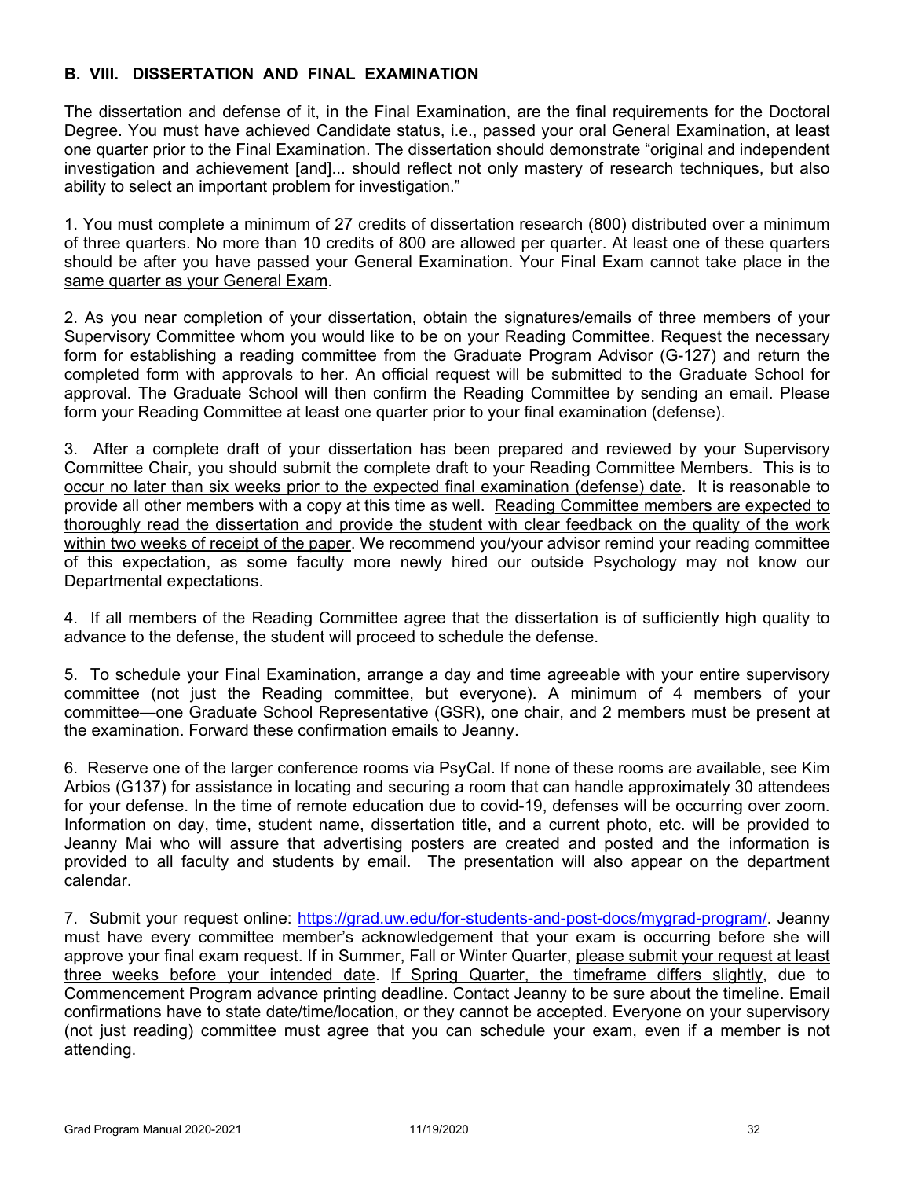### B. VIII. DISSERTATION AND FINAL EXAMINATION

The dissertation and defense of it, in the Final Examination, are the final requirements for the Doctoral Degree. You must have achieved Candidate status, i.e., passed your oral General Examination, at least one quarter prior to the Final Examination. The dissertation should demonstrate "original and independent investigation and achievement [and]... should reflect not only mastery of research techniques, but also ability to select an important problem for investigation."

1. You must complete a minimum of 27 credits of dissertation research (800) distributed over a minimum of three quarters. No more than 10 credits of 800 are allowed per quarter. At least one of these quarters should be after you have passed your General Examination. Your Final Exam cannot take place in the same quarter as your General Exam.

2. As you near completion of your dissertation, obtain the signatures/emails of three members of your Supervisory Committee whom you would like to be on your Reading Committee. Request the necessary form for establishing a reading committee from the Graduate Program Advisor (G-127) and return the completed form with approvals to her. An official request will be submitted to the Graduate School for approval. The Graduate School will then confirm the Reading Committee by sending an email. Please form your Reading Committee at least one quarter prior to your final examination (defense).

3. After a complete draft of your dissertation has been prepared and reviewed by your Supervisory Committee Chair, you should submit the complete draft to your Reading Committee Members. This is to occur no later than six weeks prior to the expected final examination (defense) date. It is reasonable to provide all other members with a copy at this time as well. Reading Committee members are expected to thoroughly read the dissertation and provide the student with clear feedback on the quality of the work within two weeks of receipt of the paper. We recommend you/your advisor remind your reading committee of this expectation, as some faculty more newly hired our outside Psychology may not know our Departmental expectations.

4. If all members of the Reading Committee agree that the dissertation is of sufficiently high quality to advance to the defense, the student will proceed to schedule the defense.

5. To schedule your Final Examination, arrange a day and time agreeable with your entire supervisory committee (not just the Reading committee, but everyone). A minimum of 4 members of your committee—one Graduate School Representative (GSR), one chair, and 2 members must be present at the examination. Forward these confirmation emails to Jeanny.

6. Reserve one of the larger conference rooms via PsyCal. If none of these rooms are available, see Kim Arbios (G137) for assistance in locating and securing a room that can handle approximately 30 attendees for your defense. In the time of remote education due to covid-19, defenses will be occurring over zoom. Information on day, time, student name, dissertation title, and a current photo, etc. will be provided to Jeanny Mai who will assure that advertising posters are created and posted and the information is provided to all faculty and students by email. The presentation will also appear on the department calendar.

7. Submit your request online: https://grad.uw.edu/for-students-and-post-docs/mygrad-program/. Jeanny must have every committee member's acknowledgement that your exam is occurring before she will approve your final exam request. If in Summer, Fall or Winter Quarter, please submit your request at least three weeks before your intended date. If Spring Quarter, the timeframe differs slightly, due to Commencement Program advance printing deadline. Contact Jeanny to be sure about the timeline. Email confirmations have to state date/time/location, or they cannot be accepted. Everyone on your supervisory (not just reading) committee must agree that you can schedule your exam, even if a member is not attending.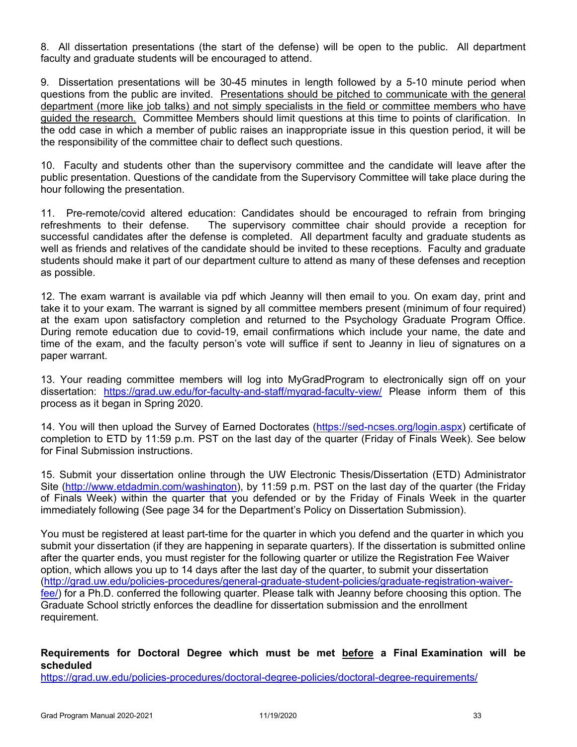8. All dissertation presentations (the start of the defense) will be open to the public. All department faculty and graduate students will be encouraged to attend.

9. Dissertation presentations will be 30-45 minutes in length followed by a 5-10 minute period when questions from the public are invited. <u>Presentations should be pitched to communicate with the general department (more like job talks) and not simply specialists in the field or committee members who have guided the research.</u> Committee Members should limit questions at this time to points of clarification. In the odd case in which a member of public raises an inappropriate issue in this question period, it will be the responsibility of the committee chair to deflect such questions.

10. Faculty and students other than the supervisory committee and the candidate will leave after the public presentation. Questions of the candidate from the Supervisory Committee will take place during the hour following the presentation.

11. Pre-remote/covid altered education: Candidates should be encouraged to refrain from bringing refreshments to their defense. The supervisory committee chair should provide a reception for successful candidates after the defense is completed. All department faculty and graduate students as well as friends and relatives of the candidate should be invited to these receptions. Faculty and graduate students should make it part of our department culture to attend as many of these defenses and reception as possible.

12. The exam warrant is available via pdf which Jeanny will then email to you. On exam day, print and take it to your exam. The warrant is signed by all committee members present (minimum of four required) at the exam upon satisfactory completion and returned to the Psychology Graduate Program Office. During remote education due to covid-19, email confirmations which include your name, the date and time of the exam, and the faculty person's vote will suffice if sent to Jeanny in lieu of signatures on a paper warrant.

13. Your reading committee members will log into MyGradProgram to electronically sign off on your dissertation: https://grad.uw.edu/for-faculty-and-staff/mygrad-faculty-view/ Please inform them of this process as it began in Spring 2020.

14. You will then upload the Survey of Earned Doctorates (https://sed-ncses.org/login.aspx) certificate of completion to ETD by 11:59 p.m. PST on the last day of the quarter (Friday of Finals Week). See below for Final Submission instructions.

15. Submit your dissertation online through the UW Electronic Thesis/Dissertation (ETD) Administrator Site (http://www.etdadmin.com/washington), by 11:59 p.m. PST on the last day of the quarter (the Friday of Finals Week) within the quarter that you defended or by the Friday of Finals Week in the quarter immediately following (See page 34 for the Department's Policy on Dissertation Submission).

You must be registered at least part-time for the quarter in which you defend and the quarter in which you submit your dissertation (if they are happening in separate quarters). If the dissertation is submitted online after the quarter ends, you must register for the following quarter or utilize the Registration Fee Waiver option, which allows you up to 14 days after the last day of the quarter, to submit your dissertation (http://grad.uw.edu/policies-procedures/general-graduate-student-policies/graduate-registration-waiver-fee/) for a Ph.D. conferred the following quarter. Please talk with Jeanny before choosing this option. The Graduate School strictly enforces the deadline for dissertation submission and the enrollment requirement.

**Requirements for Doctoral Degree which must be met <u>before</u> a Final Examination will be scheduled**

https://grad.uw.edu/policies-procedures/doctoral-degree-policies/doctoral-degree-requirements/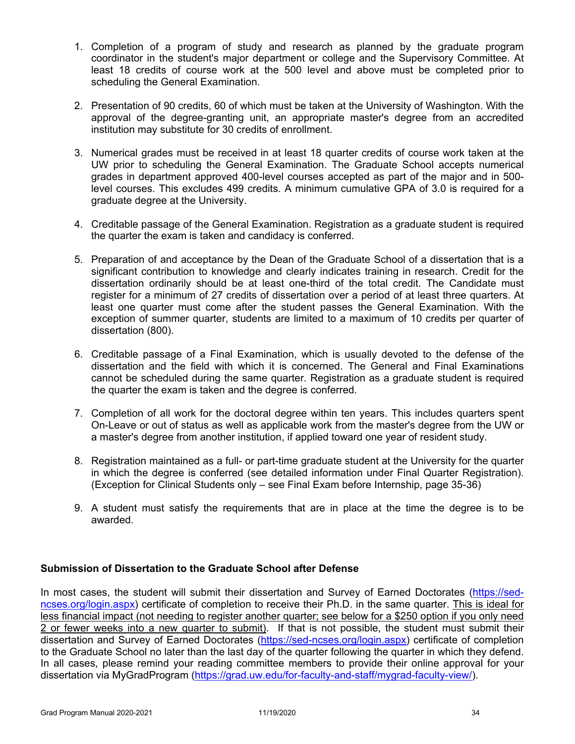1. Completion of a program of study and research as planned by the graduate program coordinator in the student's major department or college and the Supervisory Committee. At least 18 credits of course work at the 500 level and above must be completed prior to scheduling the General Examination.

2. Presentation of 90 credits, 60 of which must be taken at the University of Washington. With the approval of the degree-granting unit, an appropriate master's degree from an accredited institution may substitute for 30 credits of enrollment.

3. Numerical grades must be received in at least 18 quarter credits of course work taken at the UW prior to scheduling the General Examination. The Graduate School accepts numerical grades in department approved 400-level courses accepted as part of the major and in 500-level courses. This excludes 499 credits. A minimum cumulative GPA of 3.0 is required for a graduate degree at the University.

4. Creditable passage of the General Examination. Registration as a graduate student is required the quarter the exam is taken and candidacy is conferred.

5. Preparation of and acceptance by the Dean of the Graduate School of a dissertation that is a significant contribution to knowledge and clearly indicates training in research. Credit for the dissertation ordinarily should be at least one-third of the total credit. The Candidate must register for a minimum of 27 credits of dissertation over a period of at least three quarters. At least one quarter must come after the student passes the General Examination. With the exception of summer quarter, students are limited to a maximum of 10 credits per quarter of dissertation (800).

6. Creditable passage of a Final Examination, which is usually devoted to the defense of the dissertation and the field with which it is concerned. The General and Final Examinations cannot be scheduled during the same quarter. Registration as a graduate student is required the quarter the exam is taken and the degree is conferred.

7. Completion of all work for the doctoral degree within ten years. This includes quarters spent On-Leave or out of status as well as applicable work from the master's degree from the UW or a master's degree from another institution, if applied toward one year of resident study.

8. Registration maintained as a full- or part-time graduate student at the University for the quarter in which the degree is conferred (see detailed information under Final Quarter Registration). (Exception for Clinical Students only – see Final Exam before Internship, page 35-36)

9. A student must satisfy the requirements that are in place at the time the degree is to be awarded.

**Submission of Dissertation to the Graduate School after Defense**

In most cases, the student will submit their dissertation and Survey of Earned Doctorates (https://sed-ncses.org/login.aspx) certificate of completion to receive their Ph.D. in the same quarter. This is ideal for less financial impact (not needing to register another quarter; see below for a $250 option if you only need 2 or fewer weeks into a new quarter to submit). If that is not possible, the student must submit their dissertation and Survey of Earned Doctorates (https://sed-ncses.org/login.aspx) certificate of completion to the Graduate School no later than the last day of the quarter following the quarter in which they defend. In all cases, please remind your reading committee members to provide their online approval for your dissertation via MyGradProgram (https://grad.uw.edu/for-faculty-and-staff/mygrad-faculty-view/).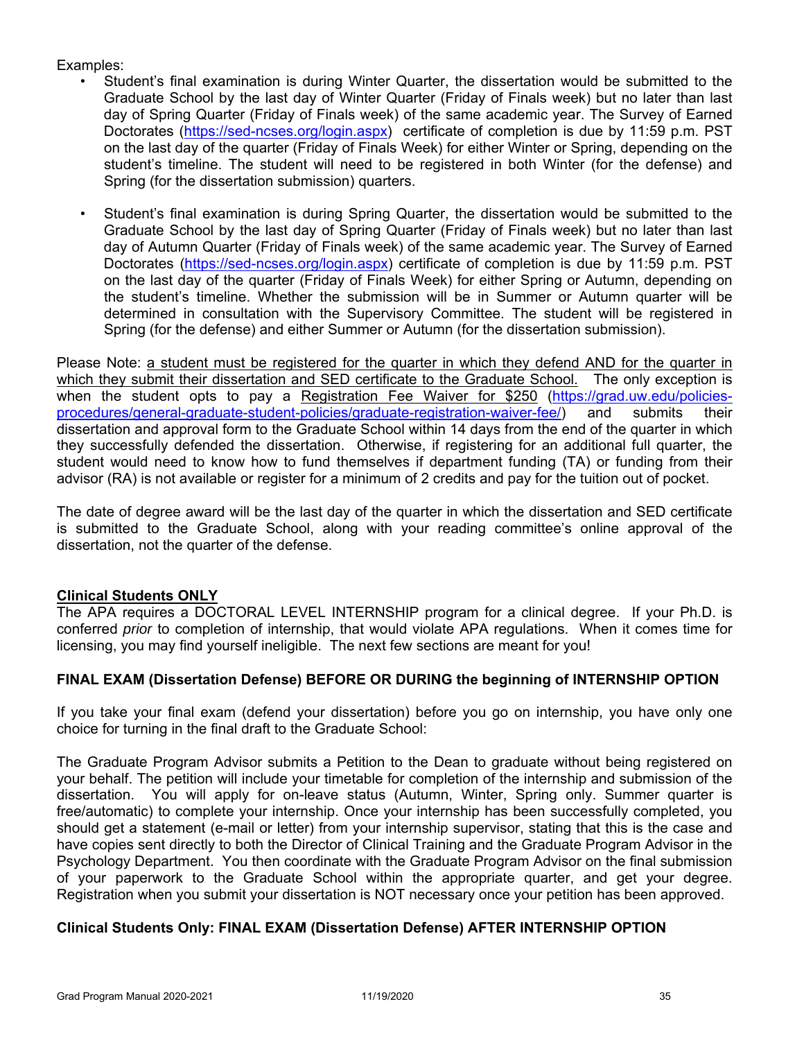Examples:

- Student's final examination is during Winter Quarter, the dissertation would be submitted to the Graduate School by the last day of Winter Quarter (Friday of Finals week) but no later than last day of Spring Quarter (Friday of Finals week) of the same academic year. The Survey of Earned Doctorates (https://sed-ncses.org/login.aspx) certificate of completion is due by 11:59 p.m. PST on the last day of the quarter (Friday of Finals Week) for either Winter or Spring, depending on the student's timeline. The student will need to be registered in both Winter (for the defense) and Spring (for the dissertation submission) quarters.

- Student's final examination is during Spring Quarter, the dissertation would be submitted to the Graduate School by the last day of Spring Quarter (Friday of Finals week) but no later than last day of Autumn Quarter (Friday of Finals week) of the same academic year. The Survey of Earned Doctorates (https://sed-ncses.org/login.aspx) certificate of completion is due by 11:59 p.m. PST on the last day of the quarter (Friday of Finals Week) for either Spring or Autumn, depending on the student's timeline. Whether the submission will be in Summer or Autumn quarter will be determined in consultation with the Supervisory Committee. The student will be registered in Spring (for the defense) and either Summer or Autumn (for the dissertation submission).

Please Note: <u>a student must be registered for the quarter in which they defend AND for the quarter in which they submit their dissertation and SED certificate to the Graduate School.</u> The only exception is when the student opts to pay a <u>Registration Fee Waiver for $250</u> (https://grad.uw.edu/policies-procedures/general-graduate-student-policies/graduate-registration-waiver-fee/) and submits their dissertation and approval form to the Graduate School within 14 days from the end of the quarter in which they successfully defended the dissertation. Otherwise, if registering for an additional full quarter, the student would need to know how to fund themselves if department funding (TA) or funding from their advisor (RA) is not available or register for a minimum of 2 credits and pay for the tuition out of pocket.

The date of degree award will be the last day of the quarter in which the dissertation and SED certificate is submitted to the Graduate School, along with your reading committee's online approval of the dissertation, not the quarter of the defense.

**<u>Clinical Students ONLY</u>**

The APA requires a DOCTORAL LEVEL INTERNSHIP program for a clinical degree. If your Ph.D. is conferred *prior* to completion of internship, that would violate APA regulations. When it comes time for licensing, you may find yourself ineligible. The next few sections are meant for you!

### FINAL EXAM (Dissertation Defense) BEFORE OR DURING the beginning of INTERNSHIP OPTION

If you take your final exam (defend your dissertation) before you go on internship, you have only one choice for turning in the final draft to the Graduate School:

The Graduate Program Advisor submits a Petition to the Dean to graduate without being registered on your behalf. The petition will include your timetable for completion of the internship and submission of the dissertation. You will apply for on-leave status (Autumn, Winter, Spring only. Summer quarter is free/automatic) to complete your internship. Once your internship has been successfully completed, you should get a statement (e-mail or letter) from your internship supervisor, stating that this is the case and have copies sent directly to both the Director of Clinical Training and the Graduate Program Advisor in the Psychology Department. You then coordinate with the Graduate Program Advisor on the final submission of your paperwork to the Graduate School within the appropriate quarter, and get your degree. Registration when you submit your dissertation is NOT necessary once your petition has been approved.

### Clinical Students Only: FINAL EXAM (Dissertation Defense) AFTER INTERNSHIP OPTION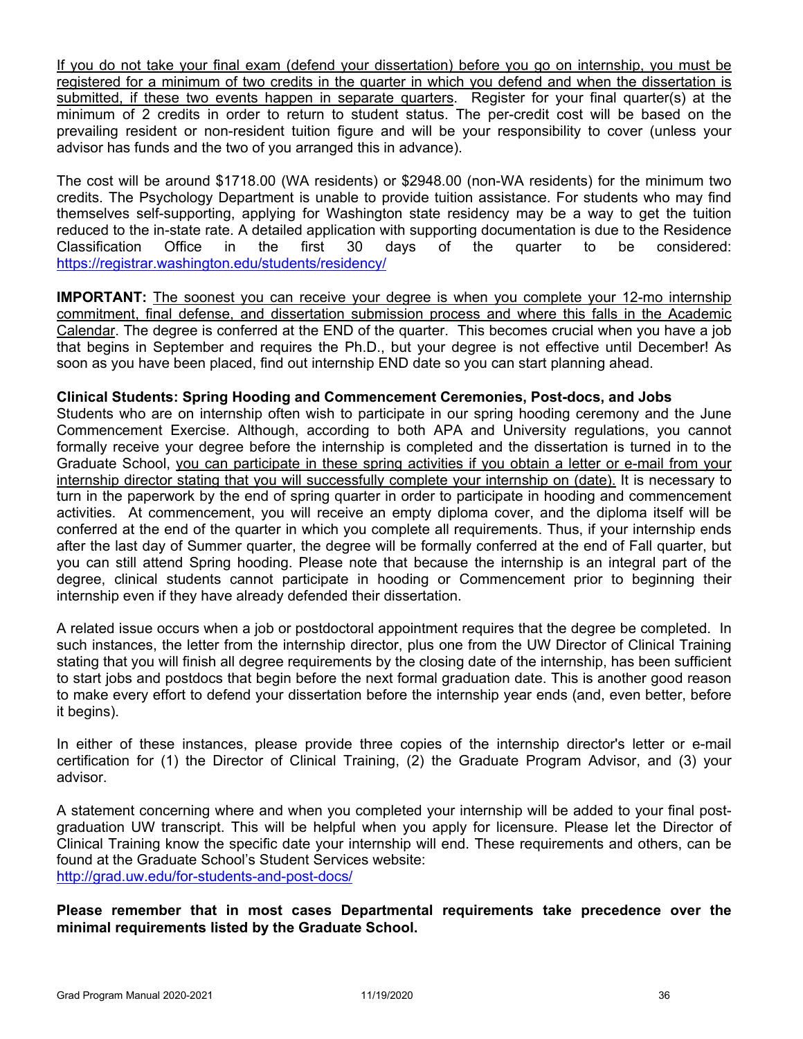If you do not take your final exam (defend your dissertation) before you go on internship, you must be registered for a minimum of two credits in the quarter in which you defend and when the dissertation is submitted, if these two events happen in separate quarters. Register for your final quarter(s) at the minimum of 2 credits in order to return to student status. The per-credit cost will be based on the prevailing resident or non-resident tuition figure and will be your responsibility to cover (unless your advisor has funds and the two of you arranged this in advance).

The cost will be around $1718.00 (WA residents) or $2948.00 (non-WA residents) for the minimum two credits. The Psychology Department is unable to provide tuition assistance. For students who may find themselves self-supporting, applying for Washington state residency may be a way to get the tuition reduced to the in-state rate. A detailed application with supporting documentation is due to the Residence Classification Office in the first 30 days of the quarter to be considered: https://registrar.washington.edu/students/residency/

**IMPORTANT:** The soonest you can receive your degree is when you complete your 12-mo internship commitment, final defense, and dissertation submission process and where this falls in the Academic Calendar. The degree is conferred at the END of the quarter. This becomes crucial when you have a job that begins in September and requires the Ph.D., but your degree is not effective until December! As soon as you have been placed, find out internship END date so you can start planning ahead.

**Clinical Students: Spring Hooding and Commencement Ceremonies, Post-docs, and Jobs**

Students who are on internship often wish to participate in our spring hooding ceremony and the June Commencement Exercise. Although, according to both APA and University regulations, you cannot formally receive your degree before the internship is completed and the dissertation is turned in to the Graduate School, you can participate in these spring activities if you obtain a letter or e-mail from your internship director stating that you will successfully complete your internship on (date). It is necessary to turn in the paperwork by the end of spring quarter in order to participate in hooding and commencement activities. At commencement, you will receive an empty diploma cover, and the diploma itself will be conferred at the end of the quarter in which you complete all requirements. Thus, if your internship ends after the last day of Summer quarter, the degree will be formally conferred at the end of Fall quarter, but you can still attend Spring hooding. Please note that because the internship is an integral part of the degree, clinical students cannot participate in hooding or Commencement prior to beginning their internship even if they have already defended their dissertation.

A related issue occurs when a job or postdoctoral appointment requires that the degree be completed. In such instances, the letter from the internship director, plus one from the UW Director of Clinical Training stating that you will finish all degree requirements by the closing date of the internship, has been sufficient to start jobs and postdocs that begin before the next formal graduation date. This is another good reason to make every effort to defend your dissertation before the internship year ends (and, even better, before it begins).

In either of these instances, please provide three copies of the internship director's letter or e-mail certification for (1) the Director of Clinical Training, (2) the Graduate Program Advisor, and (3) your advisor.

A statement concerning where and when you completed your internship will be added to your final post-graduation UW transcript. This will be helpful when you apply for licensure. Please let the Director of Clinical Training know the specific date your internship will end. These requirements and others, can be found at the Graduate School's Student Services website: http://grad.uw.edu/for-students-and-post-docs/

**Please remember that in most cases Departmental requirements take precedence over the minimal requirements listed by the Graduate School.**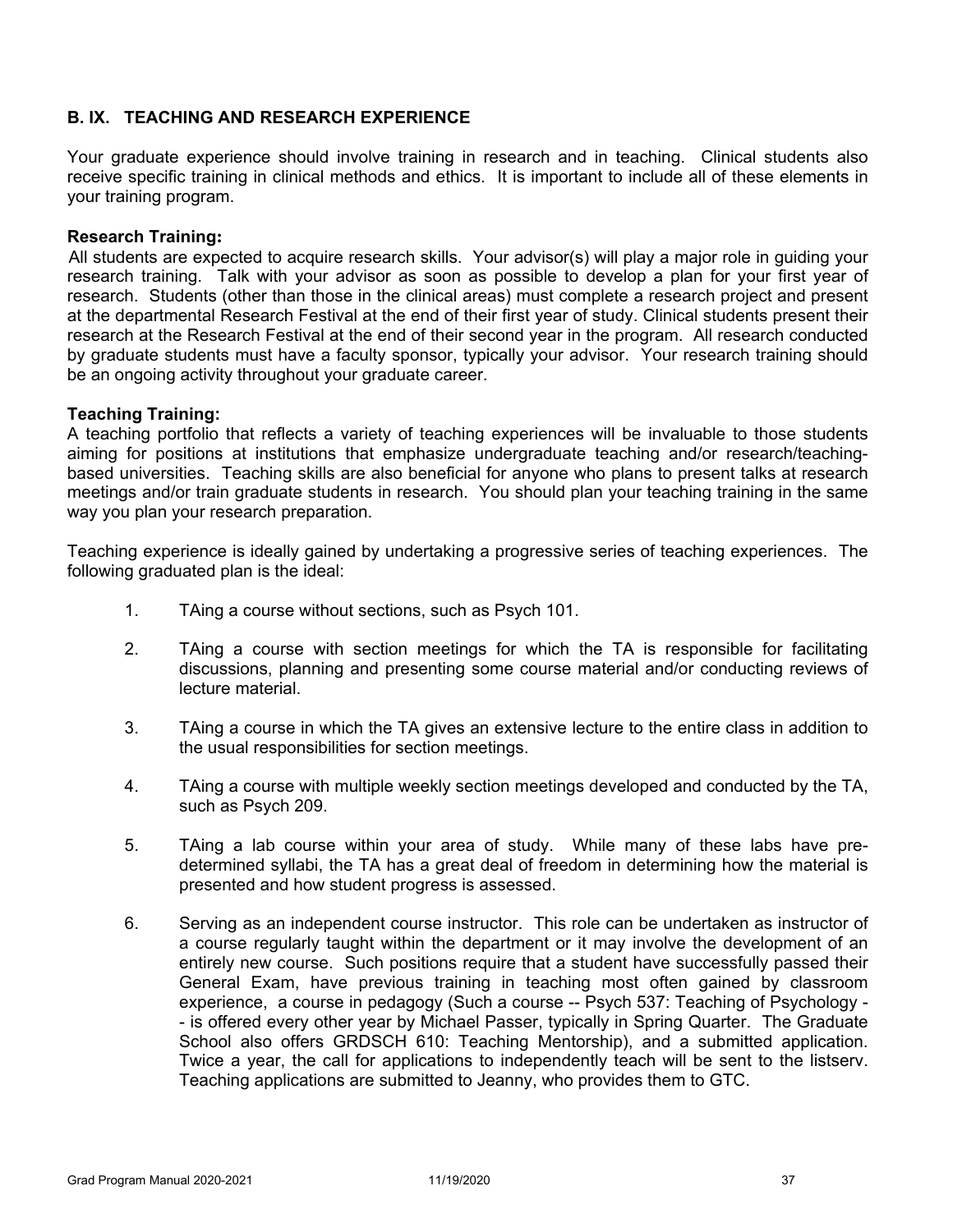## B. IX. TEACHING AND RESEARCH EXPERIENCE

Your graduate experience should involve training in research and in teaching. Clinical students also receive specific training in clinical methods and ethics. It is important to include all of these elements in your training program.

**Research Training:**
All students are expected to acquire research skills. Your advisor(s) will play a major role in guiding your research training. Talk with your advisor as soon as possible to develop a plan for your first year of research. Students (other than those in the clinical areas) must complete a research project and present at the departmental Research Festival at the end of their first year of study. Clinical students present their research at the Research Festival at the end of their second year in the program. All research conducted by graduate students must have a faculty sponsor, typically your advisor. Your research training should be an ongoing activity throughout your graduate career.

**Teaching Training:**
A teaching portfolio that reflects a variety of teaching experiences will be invaluable to those students aiming for positions at institutions that emphasize undergraduate teaching and/or research/teaching-based universities. Teaching skills are also beneficial for anyone who plans to present talks at research meetings and/or train graduate students in research. You should plan your teaching training in the same way you plan your research preparation.

Teaching experience is ideally gained by undertaking a progressive series of teaching experiences. The following graduated plan is the ideal:

1. TAing a course without sections, such as Psych 101.
2. TAing a course with section meetings for which the TA is responsible for facilitating discussions, planning and presenting some course material and/or conducting reviews of lecture material.
3. TAing a course in which the TA gives an extensive lecture to the entire class in addition to the usual responsibilities for section meetings.
4. TAing a course with multiple weekly section meetings developed and conducted by the TA, such as Psych 209.
5. TAing a lab course within your area of study. While many of these labs have pre-determined syllabi, the TA has a great deal of freedom in determining how the material is presented and how student progress is assessed.
6. Serving as an independent course instructor. This role can be undertaken as instructor of a course regularly taught within the department or it may involve the development of an entirely new course. Such positions require that a student have successfully passed their General Exam, have previous training in teaching most often gained by classroom experience, a course in pedagogy (Such a course -- Psych 537: Teaching of Psychology -- is offered every other year by Michael Passer, typically in Spring Quarter. The Graduate School also offers GRDSCH 610: Teaching Mentorship), and a submitted application. Twice a year, the call for applications to independently teach will be sent to the listserv. Teaching applications are submitted to Jeanny, who provides them to GTC.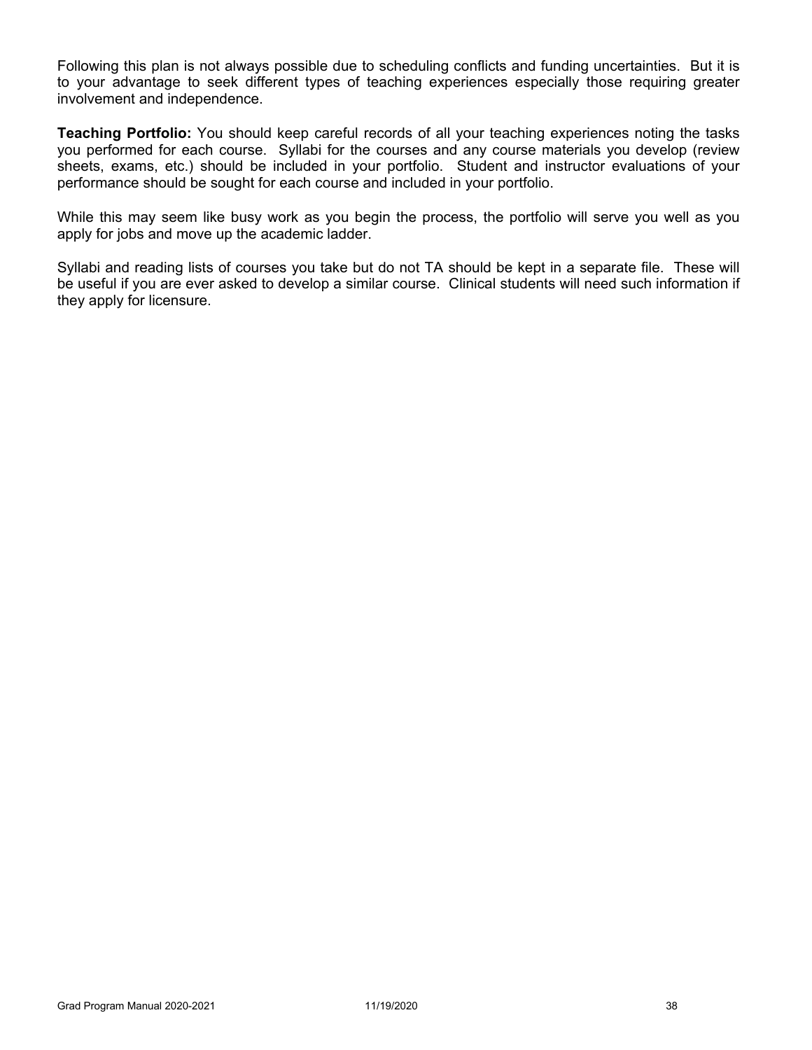Following this plan is not always possible due to scheduling conflicts and funding uncertainties. But it is to your advantage to seek different types of teaching experiences especially those requiring greater involvement and independence.

**Teaching Portfolio:** You should keep careful records of all your teaching experiences noting the tasks you performed for each course. Syllabi for the courses and any course materials you develop (review sheets, exams, etc.) should be included in your portfolio. Student and instructor evaluations of your performance should be sought for each course and included in your portfolio.

While this may seem like busy work as you begin the process, the portfolio will serve you well as you apply for jobs and move up the academic ladder.

Syllabi and reading lists of courses you take but do not TA should be kept in a separate file. These will be useful if you are ever asked to develop a similar course. Clinical students will need such information if they apply for licensure.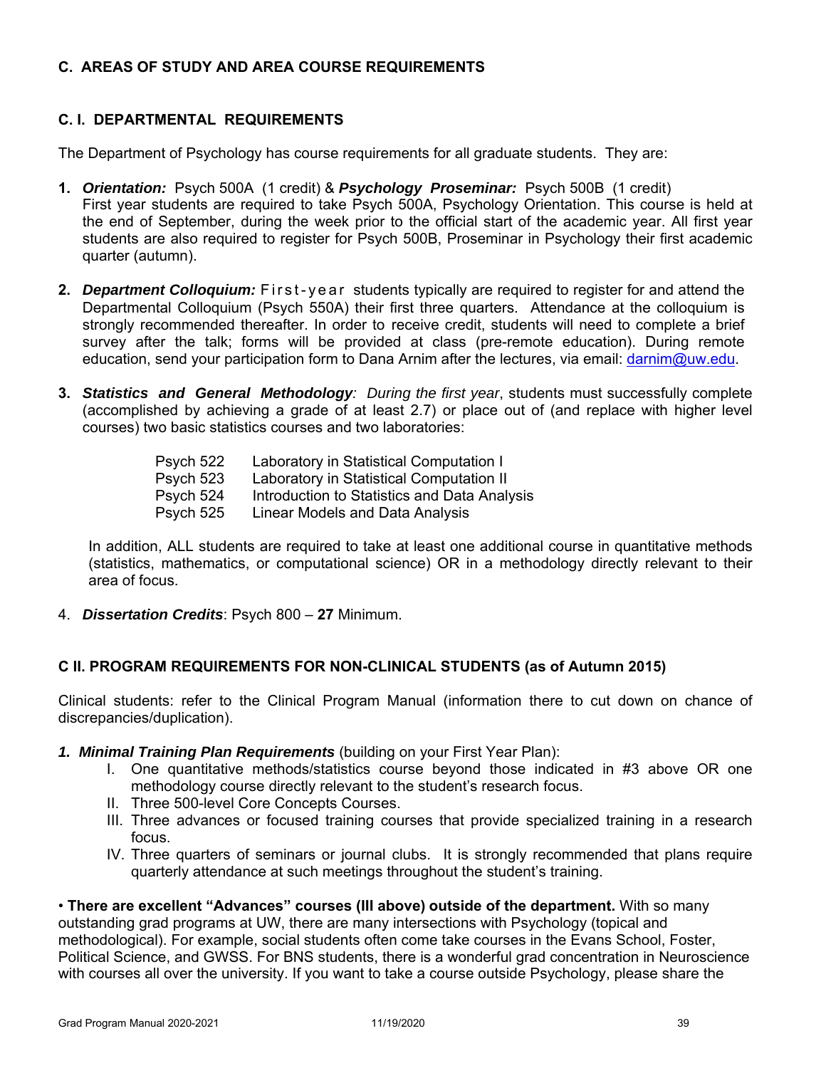## C. AREAS OF STUDY AND AREA COURSE REQUIREMENTS

### C. I. DEPARTMENTAL REQUIREMENTS

The Department of Psychology has course requirements for all graduate students. They are:

1. ***Orientation:*** Psych 500A (1 credit) & ***Psychology Proseminar:*** Psych 500B (1 credit)
   First year students are required to take Psych 500A, Psychology Orientation. This course is held at the end of September, during the week prior to the official start of the academic year. All first year students are also required to register for Psych 500B, Proseminar in Psychology their first academic quarter (autumn).

2. ***Department Colloquium:*** First-year students typically are required to register for and attend the Departmental Colloquium (Psych 550A) their first three quarters. Attendance at the colloquium is strongly recommended thereafter. In order to receive credit, students will need to complete a brief survey after the talk; forms will be provided at class (pre-remote education). During remote education, send your participation form to Dana Arnim after the lectures, via email: darnim@uw.edu.

3. ***Statistics and General Methodology****: During the first year*, students must successfully complete (accomplished by achieving a grade of at least 2.7) or place out of (and replace with higher level courses) two basic statistics courses and two laboratories:

   | | |
   |---|---|
   | Psych 522 | Laboratory in Statistical Computation I |
   | Psych 523 | Laboratory in Statistical Computation II |
   | Psych 524 | Introduction to Statistics and Data Analysis |
   | Psych 525 | Linear Models and Data Analysis |

   In addition, ALL students are required to take at least one additional course in quantitative methods (statistics, mathematics, or computational science) OR in a methodology directly relevant to their area of focus.

4. ***Dissertation Credits***: Psych 800 – **27** Minimum.

### C II. PROGRAM REQUIREMENTS FOR NON-CLINICAL STUDENTS (as of Autumn 2015)

Clinical students: refer to the Clinical Program Manual (information there to cut down on chance of discrepancies/duplication).

***1. Minimal Training Plan Requirements*** (building on your First Year Plan):

I. One quantitative methods/statistics course beyond those indicated in #3 above OR one methodology course directly relevant to the student's research focus.
II. Three 500-level Core Concepts Courses.
III. Three advances or focused training courses that provide specialized training in a research focus.
IV. Three quarters of seminars or journal clubs. It is strongly recommended that plans require quarterly attendance at such meetings throughout the student's training.

• **There are excellent "Advances" courses (III above) outside of the department.** With so many outstanding grad programs at UW, there are many intersections with Psychology (topical and methodological). For example, social students often come take courses in the Evans School, Foster, Political Science, and GWSS. For BNS students, there is a wonderful grad concentration in Neuroscience with courses all over the university. If you want to take a course outside Psychology, please share the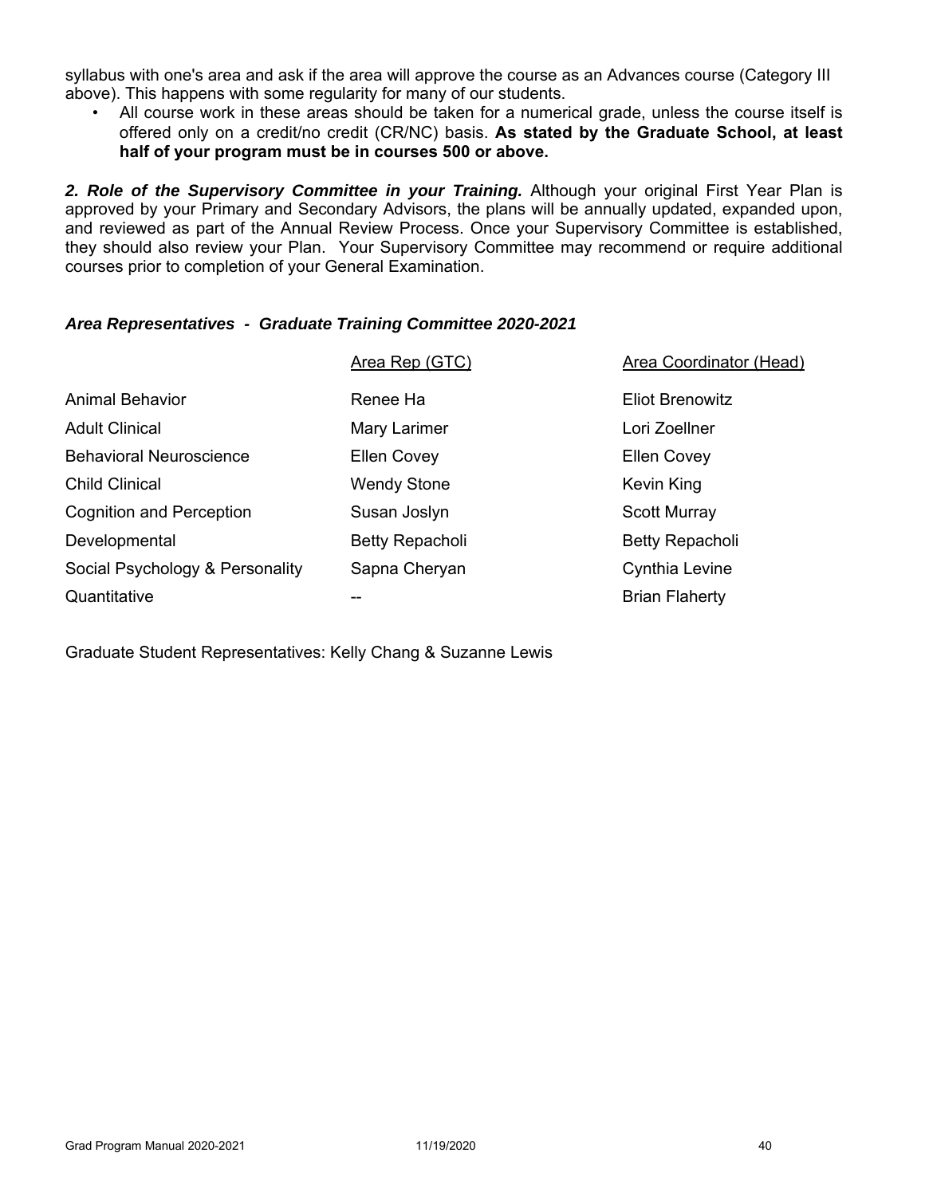syllabus with one's area and ask if the area will approve the course as an Advances course (Category III above). This happens with some regularity for many of our students.

- All course work in these areas should be taken for a numerical grade, unless the course itself is offered only on a credit/no credit (CR/NC) basis. **As stated by the Graduate School, at least half of your program must be in courses 500 or above.**

***2. Role of the Supervisory Committee in your Training.*** Although your original First Year Plan is approved by your Primary and Secondary Advisors, the plans will be annually updated, expanded upon, and reviewed as part of the Annual Review Process. Once your Supervisory Committee is established, they should also review your Plan. Your Supervisory Committee may recommend or require additional courses prior to completion of your General Examination.

### *Area Representatives - Graduate Training Committee 2020-2021*

| | Area Rep (GTC) | Area Coordinator (Head) |
|---|---|---|
| Animal Behavior | Renee Ha | Eliot Brenowitz |
| Adult Clinical | Mary Larimer | Lori Zoellner |
| Behavioral Neuroscience | Ellen Covey | Ellen Covey |
| Child Clinical | Wendy Stone | Kevin King |
| Cognition and Perception | Susan Joslyn | Scott Murray |
| Developmental | Betty Repacholi | Betty Repacholi |
| Social Psychology & Personality | Sapna Cheryan | Cynthia Levine |
| Quantitative | -- | Brian Flaherty |

Graduate Student Representatives: Kelly Chang & Suzanne Lewis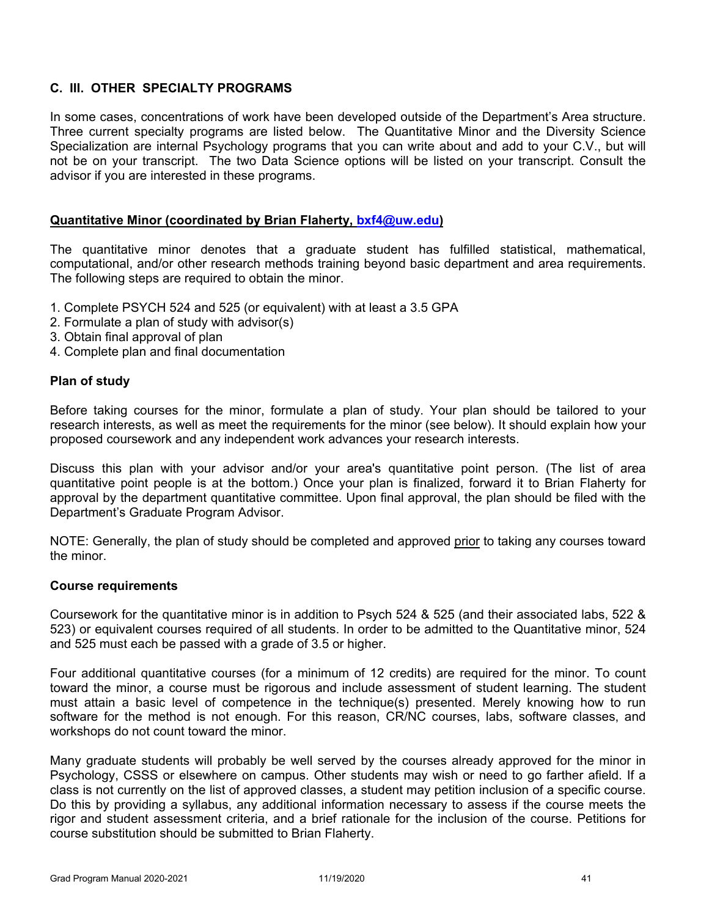## C. III. OTHER SPECIALTY PROGRAMS

In some cases, concentrations of work have been developed outside of the Department's Area structure. Three current specialty programs are listed below. The Quantitative Minor and the Diversity Science Specialization are internal Psychology programs that you can write about and add to your C.V., but will not be on your transcript. The two Data Science options will be listed on your transcript. Consult the advisor if you are interested in these programs.

### Quantitative Minor (coordinated by Brian Flaherty, bxf4@uw.edu)

The quantitative minor denotes that a graduate student has fulfilled statistical, mathematical, computational, and/or other research methods training beyond basic department and area requirements. The following steps are required to obtain the minor.

1. Complete PSYCH 524 and 525 (or equivalent) with at least a 3.5 GPA
2. Formulate a plan of study with advisor(s)
3. Obtain final approval of plan
4. Complete plan and final documentation

#### Plan of study

Before taking courses for the minor, formulate a plan of study. Your plan should be tailored to your research interests, as well as meet the requirements for the minor (see below). It should explain how your proposed coursework and any independent work advances your research interests.

Discuss this plan with your advisor and/or your area's quantitative point person. (The list of area quantitative point people is at the bottom.) Once your plan is finalized, forward it to Brian Flaherty for approval by the department quantitative committee. Upon final approval, the plan should be filed with the Department's Graduate Program Advisor.

NOTE: Generally, the plan of study should be completed and approved prior to taking any courses toward the minor.

#### Course requirements

Coursework for the quantitative minor is in addition to Psych 524 & 525 (and their associated labs, 522 & 523) or equivalent courses required of all students. In order to be admitted to the Quantitative minor, 524 and 525 must each be passed with a grade of 3.5 or higher.

Four additional quantitative courses (for a minimum of 12 credits) are required for the minor. To count toward the minor, a course must be rigorous and include assessment of student learning. The student must attain a basic level of competence in the technique(s) presented. Merely knowing how to run software for the method is not enough. For this reason, CR/NC courses, labs, software classes, and workshops do not count toward the minor.

Many graduate students will probably be well served by the courses already approved for the minor in Psychology, CSSS or elsewhere on campus. Other students may wish or need to go farther afield. If a class is not currently on the list of approved classes, a student may petition inclusion of a specific course. Do this by providing a syllabus, any additional information necessary to assess if the course meets the rigor and student assessment criteria, and a brief rationale for the inclusion of the course. Petitions for course substitution should be submitted to Brian Flaherty.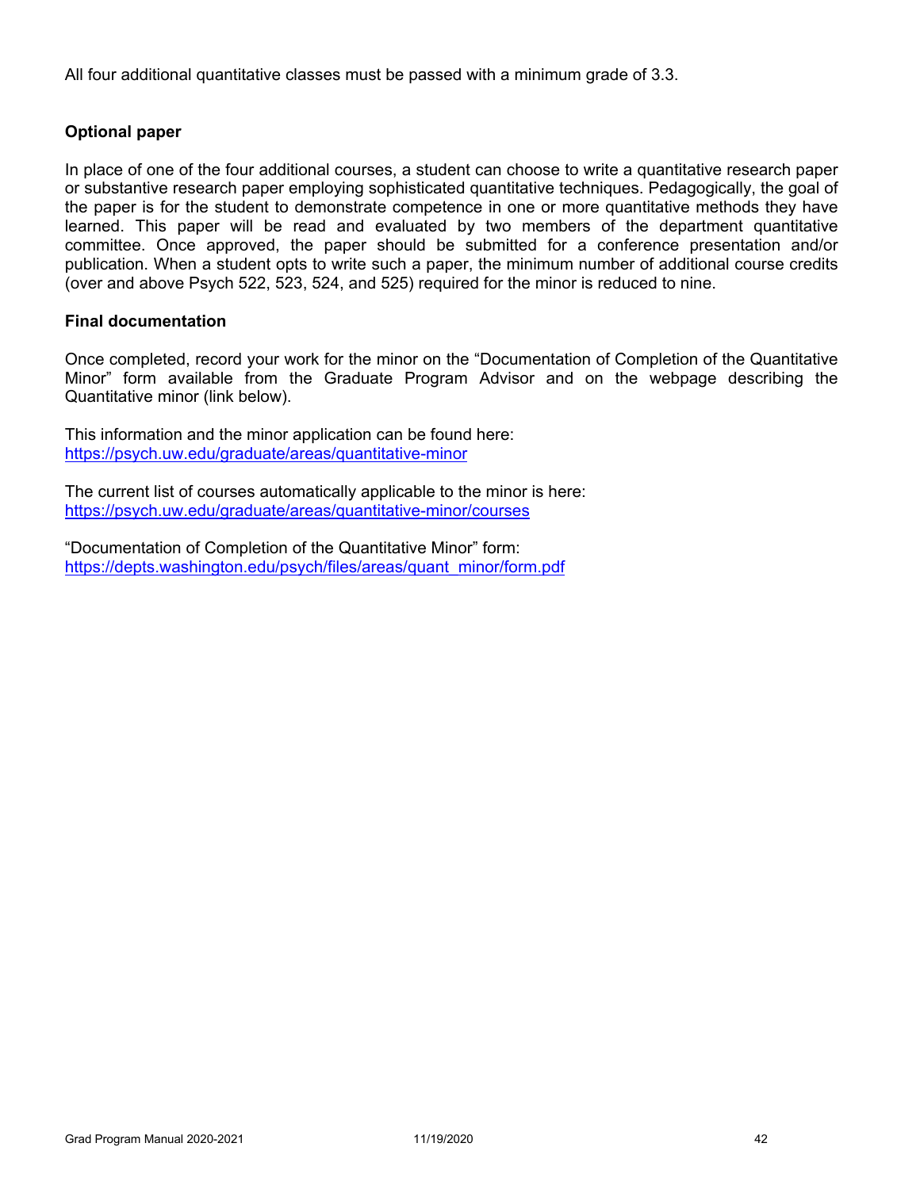All four additional quantitative classes must be passed with a minimum grade of 3.3.

**Optional paper**

In place of one of the four additional courses, a student can choose to write a quantitative research paper or substantive research paper employing sophisticated quantitative techniques. Pedagogically, the goal of the paper is for the student to demonstrate competence in one or more quantitative methods they have learned. This paper will be read and evaluated by two members of the department quantitative committee. Once approved, the paper should be submitted for a conference presentation and/or publication. When a student opts to write such a paper, the minimum number of additional course credits (over and above Psych 522, 523, 524, and 525) required for the minor is reduced to nine.

**Final documentation**

Once completed, record your work for the minor on the "Documentation of Completion of the Quantitative Minor" form available from the Graduate Program Advisor and on the webpage describing the Quantitative minor (link below).

This information and the minor application can be found here:
https://psych.uw.edu/graduate/areas/quantitative-minor

The current list of courses automatically applicable to the minor is here:
https://psych.uw.edu/graduate/areas/quantitative-minor/courses

"Documentation of Completion of the Quantitative Minor" form:
https://depts.washington.edu/psych/files/areas/quant_minor/form.pdf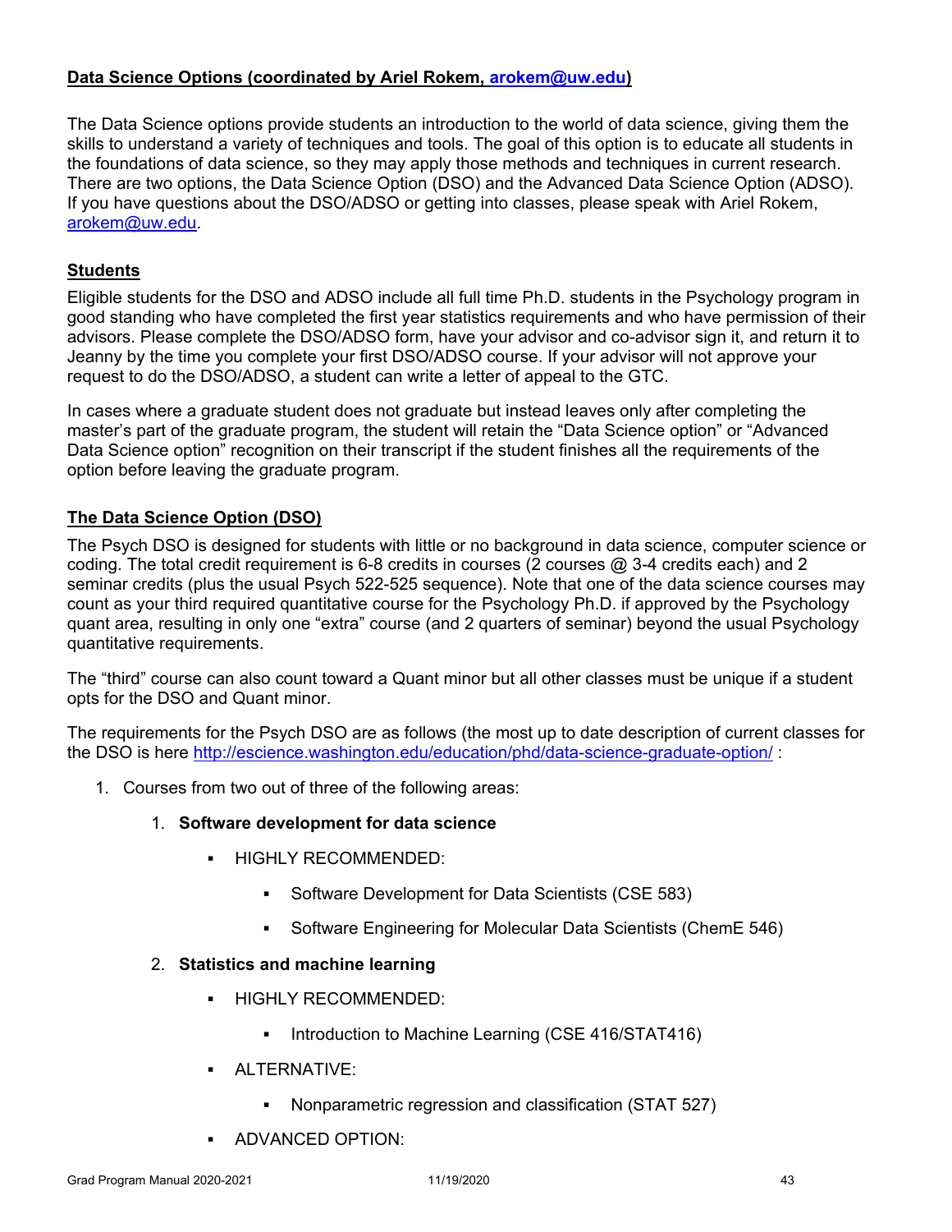**Data Science Options (coordinated by Ariel Rokem, arokem@uw.edu)**

The Data Science options provide students an introduction to the world of data science, giving them the skills to understand a variety of techniques and tools. The goal of this option is to educate all students in the foundations of data science, so they may apply those methods and techniques in current research. There are two options, the Data Science Option (DSO) and the Advanced Data Science Option (ADSO). If you have questions about the DSO/ADSO or getting into classes, please speak with Ariel Rokem, arokem@uw.edu.

**Students**

Eligible students for the DSO and ADSO include all full time Ph.D. students in the Psychology program in good standing who have completed the first year statistics requirements and who have permission of their advisors. Please complete the DSO/ADSO form, have your advisor and co-advisor sign it, and return it to Jeanny by the time you complete your first DSO/ADSO course. If your advisor will not approve your request to do the DSO/ADSO, a student can write a letter of appeal to the GTC.

In cases where a graduate student does not graduate but instead leaves only after completing the master's part of the graduate program, the student will retain the "Data Science option" or "Advanced Data Science option" recognition on their transcript if the student finishes all the requirements of the option before leaving the graduate program.

**The Data Science Option (DSO)**

The Psych DSO is designed for students with little or no background in data science, computer science or coding. The total credit requirement is 6-8 credits in courses (2 courses @ 3-4 credits each) and 2 seminar credits (plus the usual Psych 522-525 sequence). Note that one of the data science courses may count as your third required quantitative course for the Psychology Ph.D. if approved by the Psychology quant area, resulting in only one "extra" course (and 2 quarters of seminar) beyond the usual Psychology quantitative requirements.

The "third" course can also count toward a Quant minor but all other classes must be unique if a student opts for the DSO and Quant minor.

The requirements for the Psych DSO are as follows (the most up to date description of current classes for the DSO is here http://escience.washington.edu/education/phd/data-science-graduate-option/ :

1. Courses from two out of three of the following areas:
    1. **Software development for data science**
        - HIGHLY RECOMMENDED:
            - Software Development for Data Scientists (CSE 583)
            - Software Engineering for Molecular Data Scientists (ChemE 546)
    2. **Statistics and machine learning**
        - HIGHLY RECOMMENDED:
            - Introduction to Machine Learning (CSE 416/STAT416)
        - ALTERNATIVE:
            - Nonparametric regression and classification (STAT 527)
        - ADVANCED OPTION: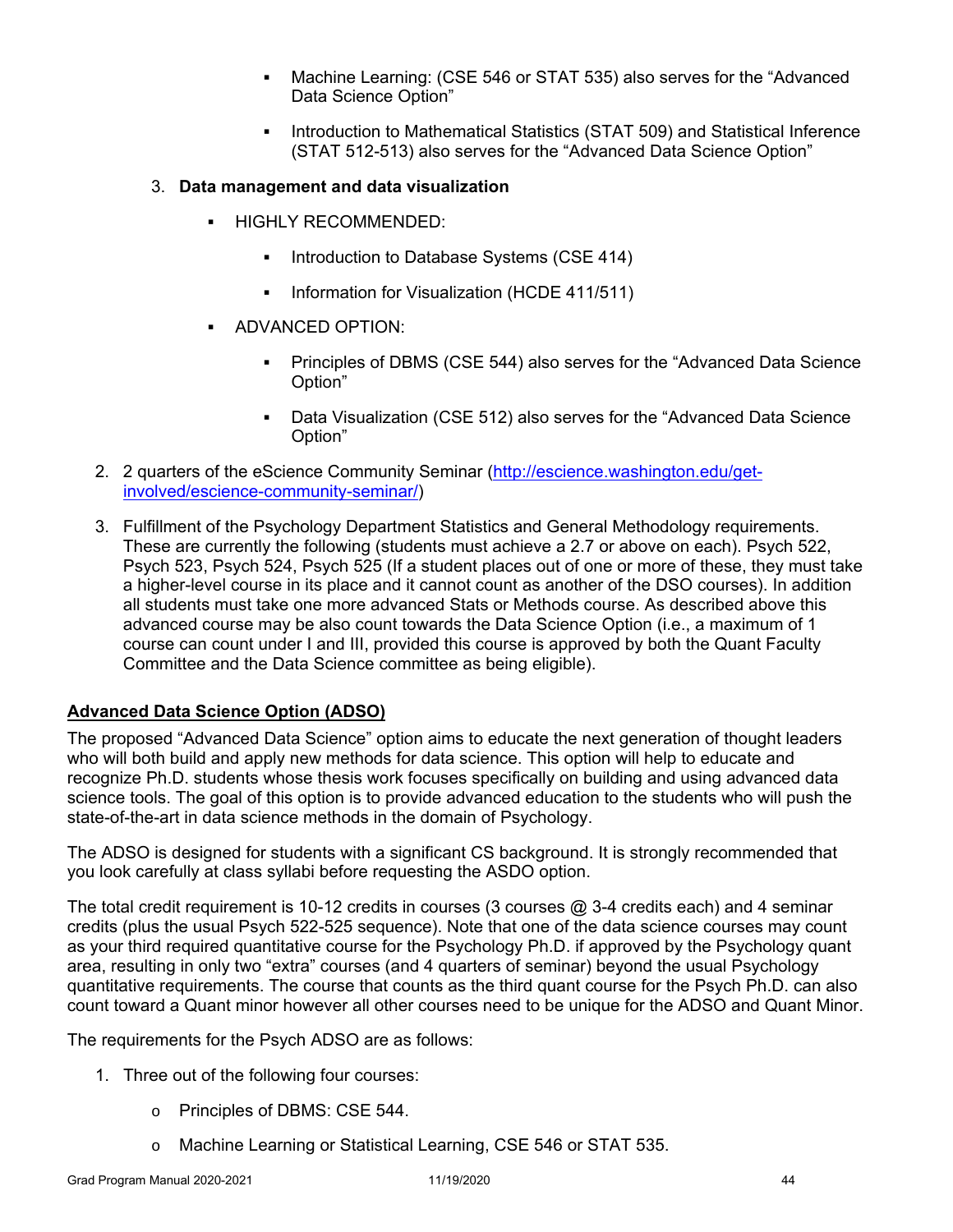- Machine Learning: (CSE 546 or STAT 535) also serves for the "Advanced Data Science Option"
        - Introduction to Mathematical Statistics (STAT 509) and Statistical Inference (STAT 512-513) also serves for the "Advanced Data Science Option"

   3. **Data management and data visualization**
      - HIGHLY RECOMMENDED:
        - Introduction to Database Systems (CSE 414)
        - Information for Visualization (HCDE 411/511)
      - ADVANCED OPTION:
        - Principles of DBMS (CSE 544) also serves for the "Advanced Data Science Option"
        - Data Visualization (CSE 512) also serves for the "Advanced Data Science Option"

2. 2 quarters of the eScience Community Seminar ([http://escience.washington.edu/get-involved/escience-community-seminar/](http://escience.washington.edu/get-involved/escience-community-seminar/))
3. Fulfillment of the Psychology Department Statistics and General Methodology requirements. These are currently the following (students must achieve a 2.7 or above on each). Psych 522, Psych 523, Psych 524, Psych 525 (If a student places out of one or more of these, they must take a higher-level course in its place and it cannot count as another of the DSO courses). In addition all students must take one more advanced Stats or Methods course. As described above this advanced course may be also count towards the Data Science Option (i.e., a maximum of 1 course can count under I and III, provided this course is approved by both the Quant Faculty Committee and the Data Science committee as being eligible).

## Advanced Data Science Option (ADSO)

The proposed "Advanced Data Science" option aims to educate the next generation of thought leaders who will both build and apply new methods for data science. This option will help to educate and recognize Ph.D. students whose thesis work focuses specifically on building and using advanced data science tools. The goal of this option is to provide advanced education to the students who will push the state-of-the-art in data science methods in the domain of Psychology.

The ADSO is designed for students with a significant CS background. It is strongly recommended that you look carefully at class syllabi before requesting the ASDO option.

The total credit requirement is 10-12 credits in courses (3 courses @ 3-4 credits each) and 4 seminar credits (plus the usual Psych 522-525 sequence). Note that one of the data science courses may count as your third required quantitative course for the Psychology Ph.D. if approved by the Psychology quant area, resulting in only two "extra" courses (and 4 quarters of seminar) beyond the usual Psychology quantitative requirements. The course that counts as the third quant course for the Psych Ph.D. can also count toward a Quant minor however all other courses need to be unique for the ADSO and Quant Minor.

The requirements for the Psych ADSO are as follows:

1. Three out of the following four courses:
   - Principles of DBMS: CSE 544.
   - Machine Learning or Statistical Learning, CSE 546 or STAT 535.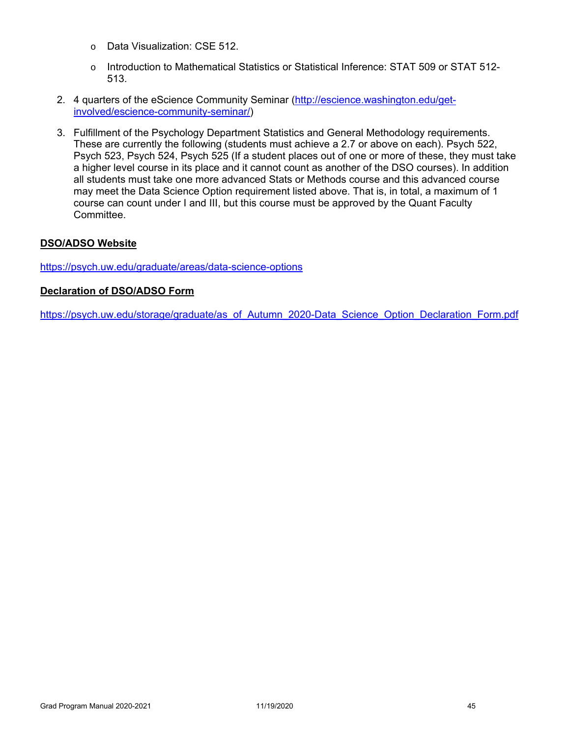- Data Visualization: CSE 512.
  - Introduction to Mathematical Statistics or Statistical Inference: STAT 509 or STAT 512-513.

2. 4 quarters of the eScience Community Seminar ([http://escience.washington.edu/get-involved/escience-community-seminar/](http://escience.washington.edu/get-involved/escience-community-seminar/))

3. Fulfillment of the Psychology Department Statistics and General Methodology requirements. These are currently the following (students must achieve a 2.7 or above on each). Psych 522, Psych 523, Psych 524, Psych 525 (If a student places out of one or more of these, they must take a higher level course in its place and it cannot count as another of the DSO courses). In addition all students must take one more advanced Stats or Methods course and this advanced course may meet the Data Science Option requirement listed above. That is, in total, a maximum of 1 course can count under I and III, but this course must be approved by the Quant Faculty Committee.

**DSO/ADSO Website**

[https://psych.uw.edu/graduate/areas/data-science-options](https://psych.uw.edu/graduate/areas/data-science-options)

**Declaration of DSO/ADSO Form**

[https://psych.uw.edu/storage/graduate/as_of_Autumn_2020-Data_Science_Option_Declaration_Form.pdf](https://psych.uw.edu/storage/graduate/as_of_Autumn_2020-Data_Science_Option_Declaration_Form.pdf)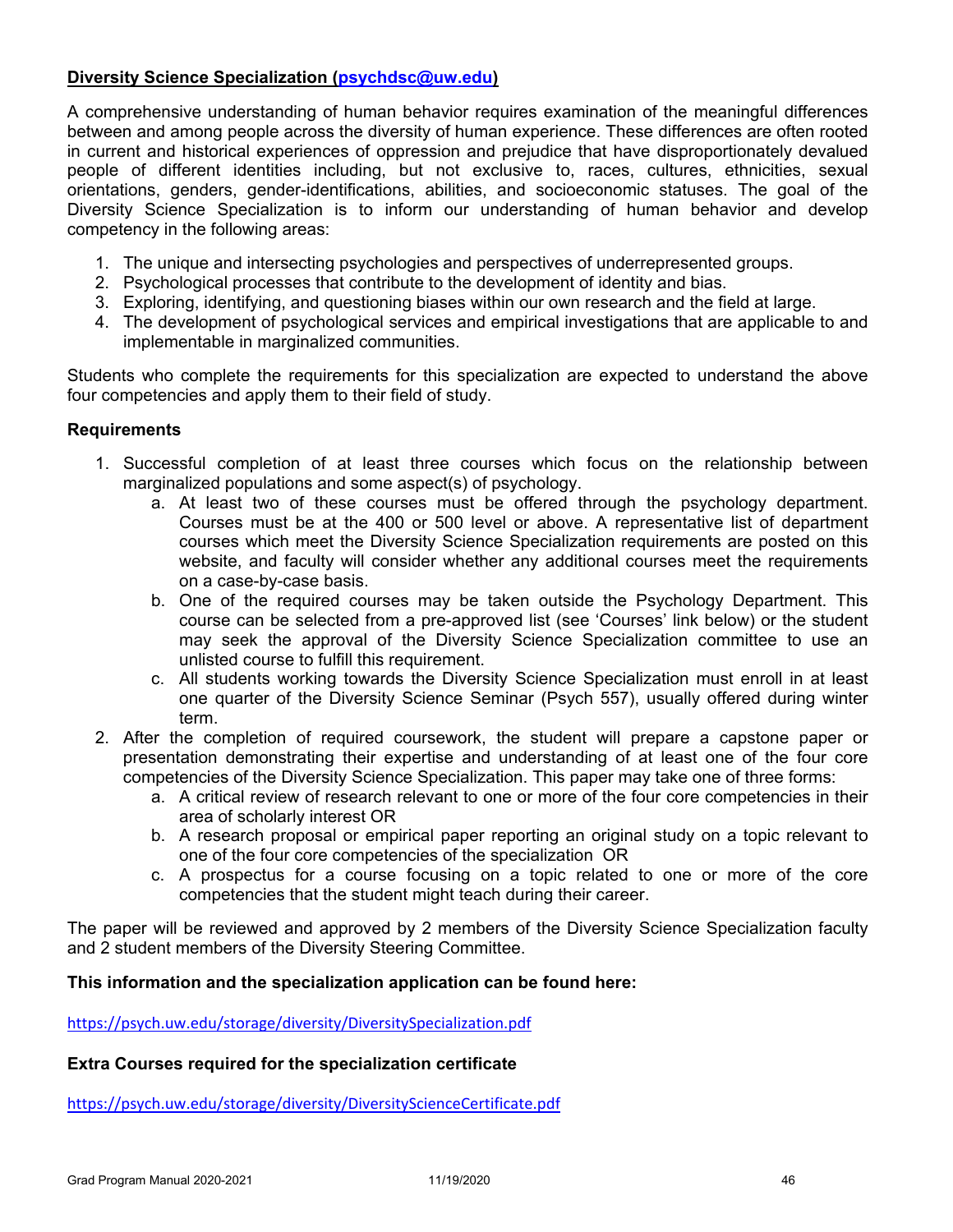**Diversity Science Specialization (psychdsc@uw.edu)**

A comprehensive understanding of human behavior requires examination of the meaningful differences between and among people across the diversity of human experience. These differences are often rooted in current and historical experiences of oppression and prejudice that have disproportionately devalued people of different identities including, but not exclusive to, races, cultures, ethnicities, sexual orientations, genders, gender-identifications, abilities, and socioeconomic statuses. The goal of the Diversity Science Specialization is to inform our understanding of human behavior and develop competency in the following areas:

1. The unique and intersecting psychologies and perspectives of underrepresented groups.
2. Psychological processes that contribute to the development of identity and bias.
3. Exploring, identifying, and questioning biases within our own research and the field at large.
4. The development of psychological services and empirical investigations that are applicable to and implementable in marginalized communities.

Students who complete the requirements for this specialization are expected to understand the above four competencies and apply them to their field of study.

**Requirements**

1. Successful completion of at least three courses which focus on the relationship between marginalized populations and some aspect(s) of psychology.
   a. At least two of these courses must be offered through the psychology department. Courses must be at the 400 or 500 level or above. A representative list of department courses which meet the Diversity Science Specialization requirements are posted on this website, and faculty will consider whether any additional courses meet the requirements on a case-by-case basis.
   b. One of the required courses may be taken outside the Psychology Department. This course can be selected from a pre-approved list (see 'Courses' link below) or the student may seek the approval of the Diversity Science Specialization committee to use an unlisted course to fulfill this requirement.
   c. All students working towards the Diversity Science Specialization must enroll in at least one quarter of the Diversity Science Seminar (Psych 557), usually offered during winter term.
2. After the completion of required coursework, the student will prepare a capstone paper or presentation demonstrating their expertise and understanding of at least one of the four core competencies of the Diversity Science Specialization. This paper may take one of three forms:
   a. A critical review of research relevant to one or more of the four core competencies in their area of scholarly interest OR
   b. A research proposal or empirical paper reporting an original study on a topic relevant to one of the four core competencies of the specialization OR
   c. A prospectus for a course focusing on a topic related to one or more of the core competencies that the student might teach during their career.

The paper will be reviewed and approved by 2 members of the Diversity Science Specialization faculty and 2 student members of the Diversity Steering Committee.

**This information and the specialization application can be found here:**

https://psych.uw.edu/storage/diversity/DiversitySpecialization.pdf

**Extra Courses required for the specialization certificate**

https://psych.uw.edu/storage/diversity/DiversityScienceCertificate.pdf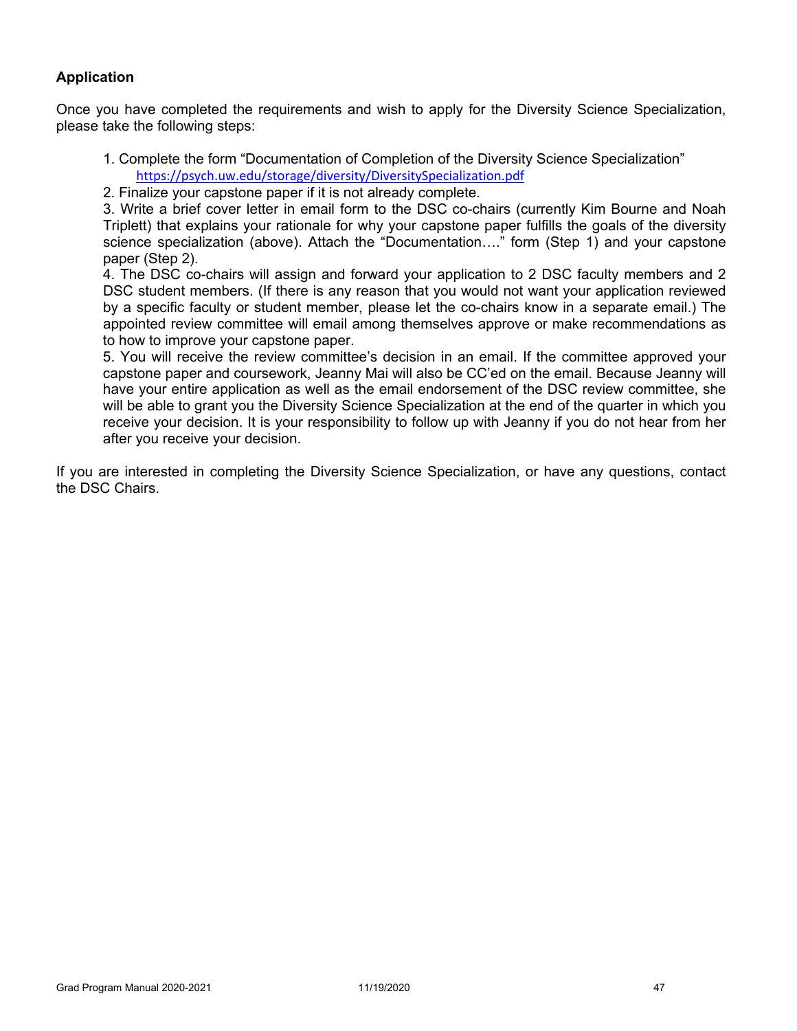### Application

Once you have completed the requirements and wish to apply for the Diversity Science Specialization, please take the following steps:

1. Complete the form "Documentation of Completion of the Diversity Science Specialization" https://psych.uw.edu/storage/diversity/DiversitySpecialization.pdf
2. Finalize your capstone paper if it is not already complete.
3. Write a brief cover letter in email form to the DSC co-chairs (currently Kim Bourne and Noah Triplett) that explains your rationale for why your capstone paper fulfills the goals of the diversity science specialization (above). Attach the "Documentation…." form (Step 1) and your capstone paper (Step 2).
4. The DSC co-chairs will assign and forward your application to 2 DSC faculty members and 2 DSC student members. (If there is any reason that you would not want your application reviewed by a specific faculty or student member, please let the co-chairs know in a separate email.) The appointed review committee will email among themselves approve or make recommendations as to how to improve your capstone paper.
5. You will receive the review committee's decision in an email. If the committee approved your capstone paper and coursework, Jeanny Mai will also be CC'ed on the email. Because Jeanny will have your entire application as well as the email endorsement of the DSC review committee, she will be able to grant you the Diversity Science Specialization at the end of the quarter in which you receive your decision. It is your responsibility to follow up with Jeanny if you do not hear from her after you receive your decision.

If you are interested in completing the Diversity Science Specialization, or have any questions, contact the DSC Chairs.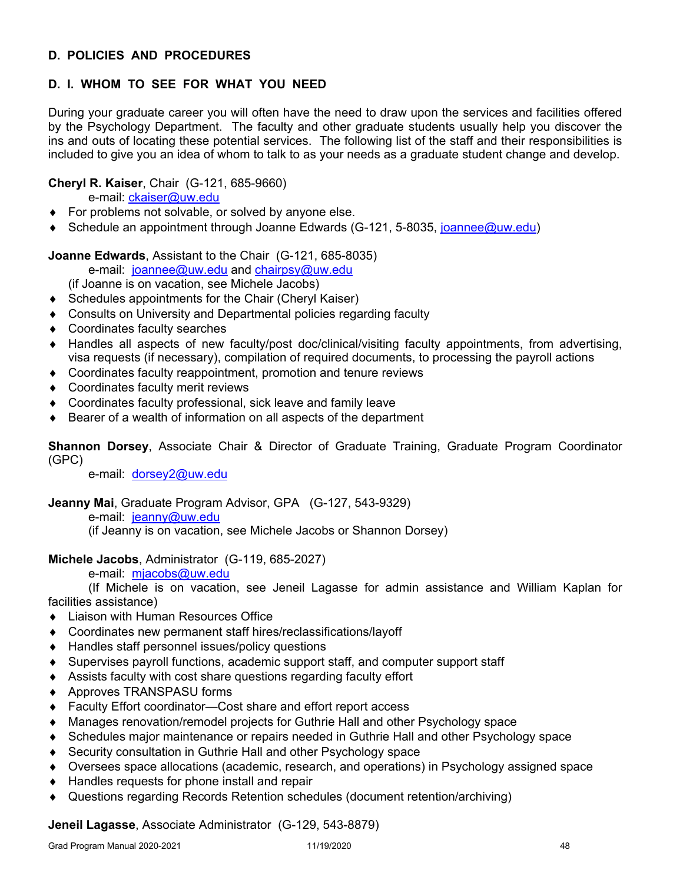## D. POLICIES AND PROCEDURES

### D. I. WHOM TO SEE FOR WHAT YOU NEED

During your graduate career you will often have the need to draw upon the services and facilities offered by the Psychology Department. The faculty and other graduate students usually help you discover the ins and outs of locating these potential services. The following list of the staff and their responsibilities is included to give you an idea of whom to talk to as your needs as a graduate student change and develop.

**Cheryl R. Kaiser**, Chair (G-121, 685-9660)
e-mail: ckaiser@uw.edu

- For problems not solvable, or solved by anyone else.
- Schedule an appointment through Joanne Edwards (G-121, 5-8035, joannee@uw.edu)

**Joanne Edwards**, Assistant to the Chair (G-121, 685-8035)
e-mail: joannee@uw.edu and chairpsy@uw.edu
(if Joanne is on vacation, see Michele Jacobs)

- Schedules appointments for the Chair (Cheryl Kaiser)
- Consults on University and Departmental policies regarding faculty
- Coordinates faculty searches
- Handles all aspects of new faculty/post doc/clinical/visiting faculty appointments, from advertising, visa requests (if necessary), compilation of required documents, to processing the payroll actions
- Coordinates faculty reappointment, promotion and tenure reviews
- Coordinates faculty merit reviews
- Coordinates faculty professional, sick leave and family leave
- Bearer of a wealth of information on all aspects of the department

**Shannon Dorsey**, Associate Chair & Director of Graduate Training, Graduate Program Coordinator (GPC)
e-mail: dorsey2@uw.edu

**Jeanny Mai**, Graduate Program Advisor, GPA (G-127, 543-9329)
e-mail: jeanny@uw.edu
(if Jeanny is on vacation, see Michele Jacobs or Shannon Dorsey)

**Michele Jacobs**, Administrator (G-119, 685-2027)
e-mail: mjacobs@uw.edu
(If Michele is on vacation, see Jeneil Lagasse for admin assistance and William Kaplan for facilities assistance)

- Liaison with Human Resources Office
- Coordinates new permanent staff hires/reclassifications/layoff
- Handles staff personnel issues/policy questions
- Supervises payroll functions, academic support staff, and computer support staff
- Assists faculty with cost share questions regarding faculty effort
- Approves TRANSPASU forms
- Faculty Effort coordinator—Cost share and effort report access
- Manages renovation/remodel projects for Guthrie Hall and other Psychology space
- Schedules major maintenance or repairs needed in Guthrie Hall and other Psychology space
- Security consultation in Guthrie Hall and other Psychology space
- Oversees space allocations (academic, research, and operations) in Psychology assigned space
- Handles requests for phone install and repair
- Questions regarding Records Retention schedules (document retention/archiving)

**Jeneil Lagasse**, Associate Administrator (G-129, 543-8879)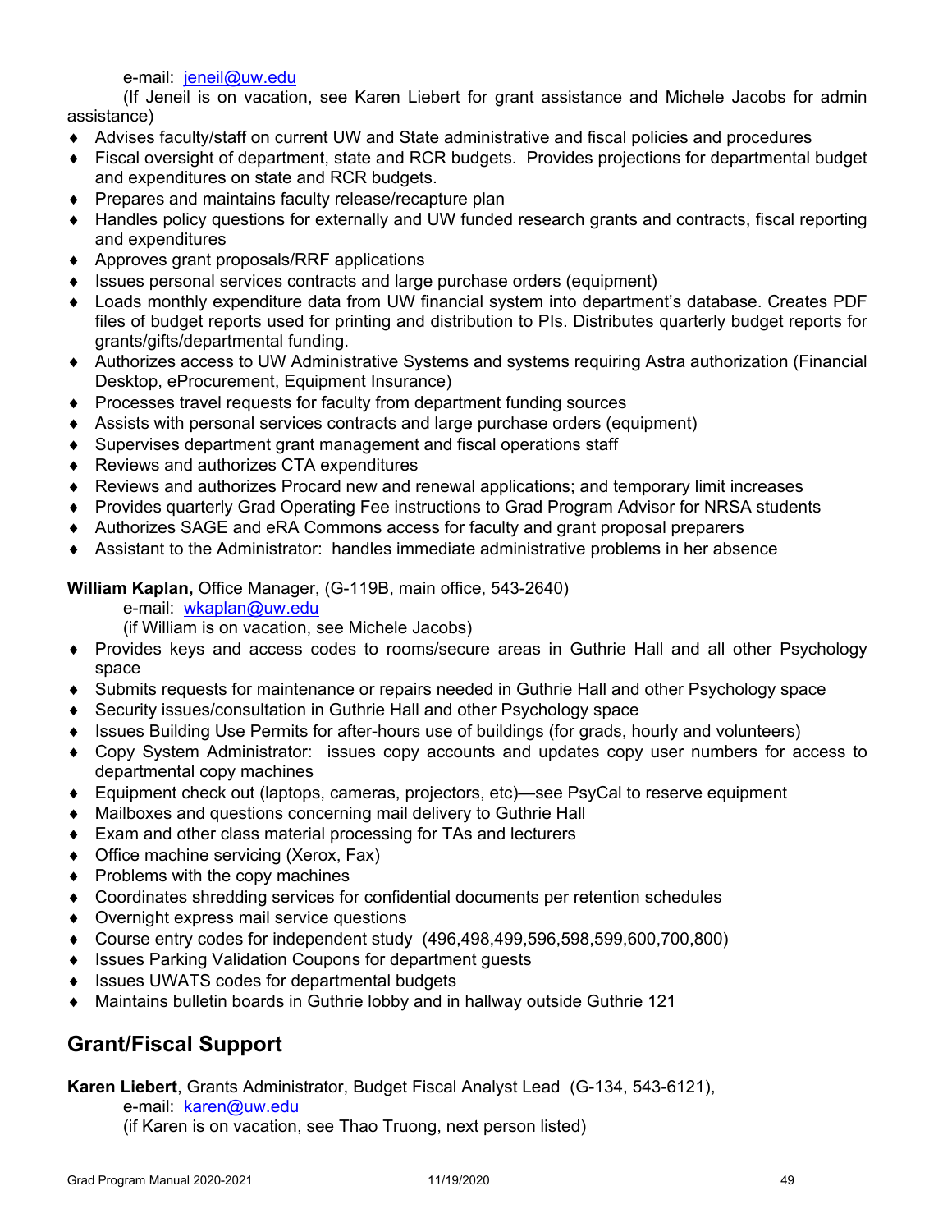e-mail: jeneil@uw.edu

(If Jeneil is on vacation, see Karen Liebert for grant assistance and Michele Jacobs for admin assistance)

- Advises faculty/staff on current UW and State administrative and fiscal policies and procedures
- Fiscal oversight of department, state and RCR budgets. Provides projections for departmental budget and expenditures on state and RCR budgets.
- Prepares and maintains faculty release/recapture plan
- Handles policy questions for externally and UW funded research grants and contracts, fiscal reporting and expenditures
- Approves grant proposals/RRF applications
- Issues personal services contracts and large purchase orders (equipment)
- Loads monthly expenditure data from UW financial system into department's database. Creates PDF files of budget reports used for printing and distribution to PIs. Distributes quarterly budget reports for grants/gifts/departmental funding.
- Authorizes access to UW Administrative Systems and systems requiring Astra authorization (Financial Desktop, eProcurement, Equipment Insurance)
- Processes travel requests for faculty from department funding sources
- Assists with personal services contracts and large purchase orders (equipment)
- Supervises department grant management and fiscal operations staff
- Reviews and authorizes CTA expenditures
- Reviews and authorizes Procard new and renewal applications; and temporary limit increases
- Provides quarterly Grad Operating Fee instructions to Grad Program Advisor for NRSA students
- Authorizes SAGE and eRA Commons access for faculty and grant proposal preparers
- Assistant to the Administrator: handles immediate administrative problems in her absence

**William Kaplan,** Office Manager, (G-119B, main office, 543-2640)

e-mail: wkaplan@uw.edu

(if William is on vacation, see Michele Jacobs)

- Provides keys and access codes to rooms/secure areas in Guthrie Hall and all other Psychology space
- Submits requests for maintenance or repairs needed in Guthrie Hall and other Psychology space
- Security issues/consultation in Guthrie Hall and other Psychology space
- Issues Building Use Permits for after-hours use of buildings (for grads, hourly and volunteers)
- Copy System Administrator: issues copy accounts and updates copy user numbers for access to departmental copy machines
- Equipment check out (laptops, cameras, projectors, etc)—see PsyCal to reserve equipment
- Mailboxes and questions concerning mail delivery to Guthrie Hall
- Exam and other class material processing for TAs and lecturers
- Office machine servicing (Xerox, Fax)
- Problems with the copy machines
- Coordinates shredding services for confidential documents per retention schedules
- Overnight express mail service questions
- Course entry codes for independent study (496,498,499,596,598,599,600,700,800)
- Issues Parking Validation Coupons for department guests
- Issues UWATS codes for departmental budgets
- Maintains bulletin boards in Guthrie lobby and in hallway outside Guthrie 121

## Grant/Fiscal Support

**Karen Liebert**, Grants Administrator, Budget Fiscal Analyst Lead (G-134, 543-6121),

e-mail: karen@uw.edu

(if Karen is on vacation, see Thao Truong, next person listed)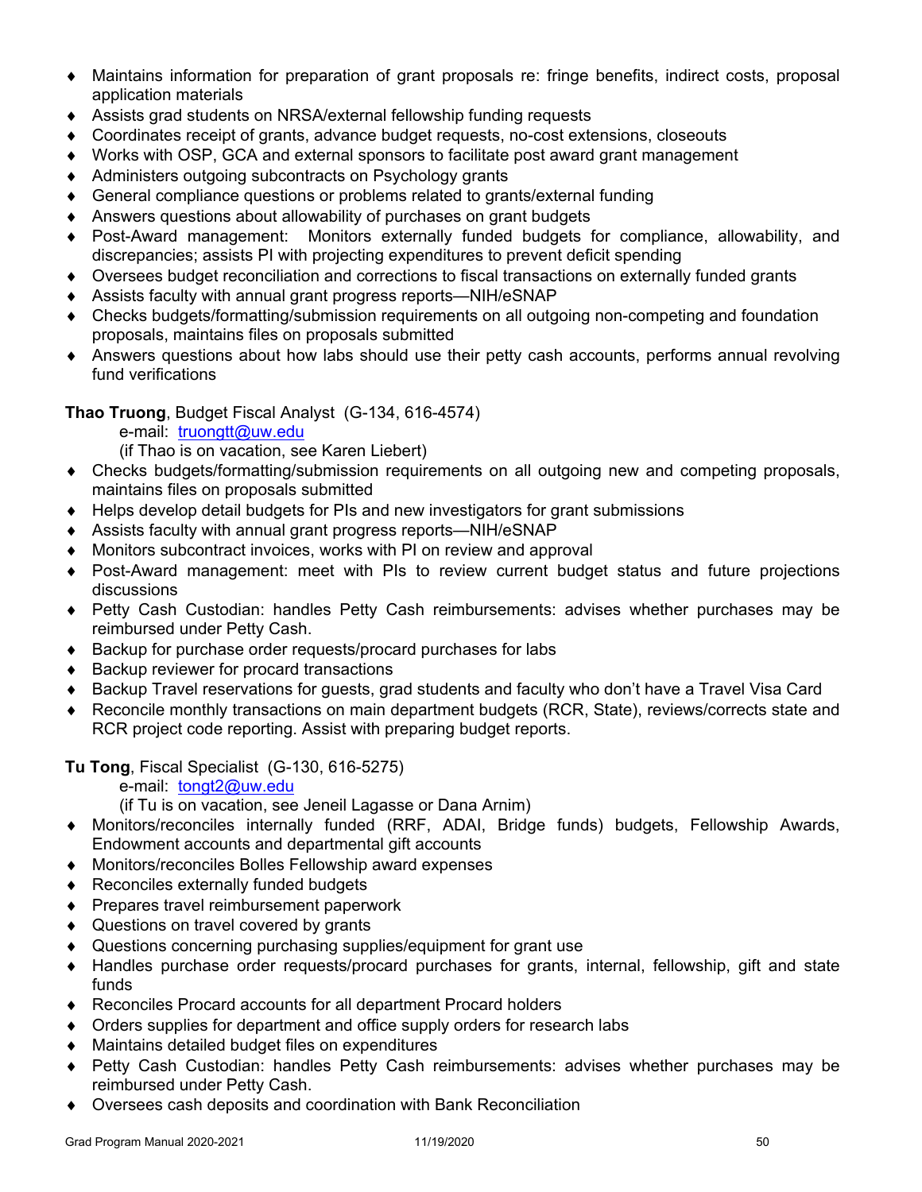- Maintains information for preparation of grant proposals re: fringe benefits, indirect costs, proposal application materials
- Assists grad students on NRSA/external fellowship funding requests
- Coordinates receipt of grants, advance budget requests, no-cost extensions, closeouts
- Works with OSP, GCA and external sponsors to facilitate post award grant management
- Administers outgoing subcontracts on Psychology grants
- General compliance questions or problems related to grants/external funding
- Answers questions about allowability of purchases on grant budgets
- Post-Award management: Monitors externally funded budgets for compliance, allowability, and discrepancies; assists PI with projecting expenditures to prevent deficit spending
- Oversees budget reconciliation and corrections to fiscal transactions on externally funded grants
- Assists faculty with annual grant progress reports—NIH/eSNAP
- Checks budgets/formatting/submission requirements on all outgoing non-competing and foundation proposals, maintains files on proposals submitted
- Answers questions about how labs should use their petty cash accounts, performs annual revolving fund verifications

**Thao Truong**, Budget Fiscal Analyst (G-134, 616-4574)

e-mail: truongtt@uw.edu

(if Thao is on vacation, see Karen Liebert)

- Checks budgets/formatting/submission requirements on all outgoing new and competing proposals, maintains files on proposals submitted
- Helps develop detail budgets for PIs and new investigators for grant submissions
- Assists faculty with annual grant progress reports—NIH/eSNAP
- Monitors subcontract invoices, works with PI on review and approval
- Post-Award management: meet with PIs to review current budget status and future projections discussions
- Petty Cash Custodian: handles Petty Cash reimbursements: advises whether purchases may be reimbursed under Petty Cash.
- Backup for purchase order requests/procard purchases for labs
- Backup reviewer for procard transactions
- Backup Travel reservations for guests, grad students and faculty who don't have a Travel Visa Card
- Reconcile monthly transactions on main department budgets (RCR, State), reviews/corrects state and RCR project code reporting. Assist with preparing budget reports.

**Tu Tong**, Fiscal Specialist (G-130, 616-5275)

e-mail: tongt2@uw.edu

(if Tu is on vacation, see Jeneil Lagasse or Dana Arnim)

- Monitors/reconciles internally funded (RRF, ADAI, Bridge funds) budgets, Fellowship Awards, Endowment accounts and departmental gift accounts
- Monitors/reconciles Bolles Fellowship award expenses
- Reconciles externally funded budgets
- Prepares travel reimbursement paperwork
- Questions on travel covered by grants
- Questions concerning purchasing supplies/equipment for grant use
- Handles purchase order requests/procard purchases for grants, internal, fellowship, gift and state funds
- Reconciles Procard accounts for all department Procard holders
- Orders supplies for department and office supply orders for research labs
- Maintains detailed budget files on expenditures
- Petty Cash Custodian: handles Petty Cash reimbursements: advises whether purchases may be reimbursed under Petty Cash.
- Oversees cash deposits and coordination with Bank Reconciliation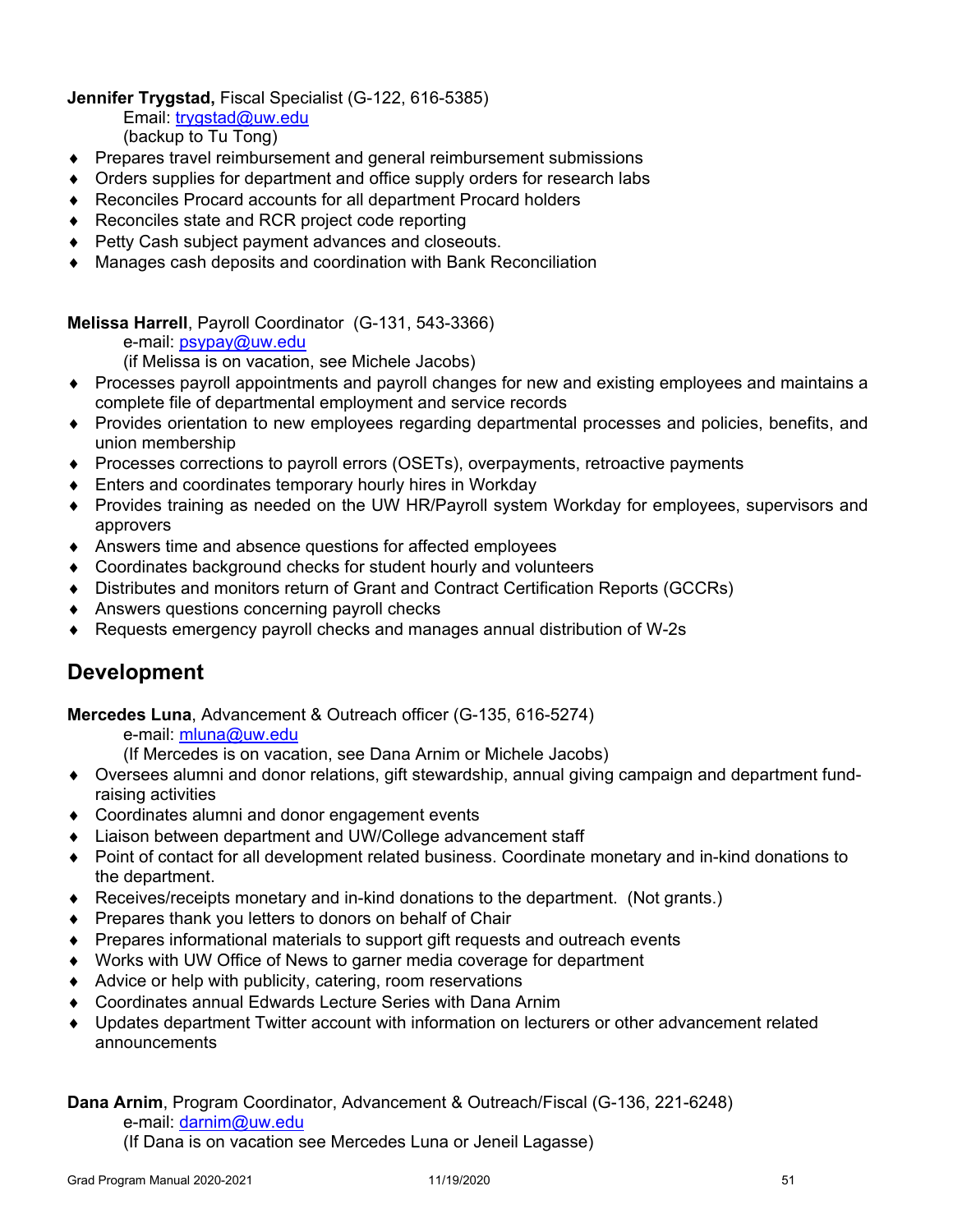**Jennifer Trygstad,** Fiscal Specialist (G-122, 616-5385)
Email: trygstad@uw.edu
(backup to Tu Tong)

- Prepares travel reimbursement and general reimbursement submissions
- Orders supplies for department and office supply orders for research labs
- Reconciles Procard accounts for all department Procard holders
- Reconciles state and RCR project code reporting
- Petty Cash subject payment advances and closeouts.
- Manages cash deposits and coordination with Bank Reconciliation

**Melissa Harrell**, Payroll Coordinator (G-131, 543-3366)
e-mail: psypay@uw.edu
(if Melissa is on vacation, see Michele Jacobs)

- Processes payroll appointments and payroll changes for new and existing employees and maintains a complete file of departmental employment and service records
- Provides orientation to new employees regarding departmental processes and policies, benefits, and union membership
- Processes corrections to payroll errors (OSETs), overpayments, retroactive payments
- Enters and coordinates temporary hourly hires in Workday
- Provides training as needed on the UW HR/Payroll system Workday for employees, supervisors and approvers
- Answers time and absence questions for affected employees
- Coordinates background checks for student hourly and volunteers
- Distributes and monitors return of Grant and Contract Certification Reports (GCCRs)
- Answers questions concerning payroll checks
- Requests emergency payroll checks and manages annual distribution of W-2s

## Development

**Mercedes Luna**, Advancement & Outreach officer (G-135, 616-5274)
e-mail: mluna@uw.edu
(If Mercedes is on vacation, see Dana Arnim or Michele Jacobs)

- Oversees alumni and donor relations, gift stewardship, annual giving campaign and department fund-raising activities
- Coordinates alumni and donor engagement events
- Liaison between department and UW/College advancement staff
- Point of contact for all development related business. Coordinate monetary and in-kind donations to the department.
- Receives/receipts monetary and in-kind donations to the department. (Not grants.)
- Prepares thank you letters to donors on behalf of Chair
- Prepares informational materials to support gift requests and outreach events
- Works with UW Office of News to garner media coverage for department
- Advice or help with publicity, catering, room reservations
- Coordinates annual Edwards Lecture Series with Dana Arnim
- Updates department Twitter account with information on lecturers or other advancement related announcements

**Dana Arnim**, Program Coordinator, Advancement & Outreach/Fiscal (G-136, 221-6248)
e-mail: darnim@uw.edu
(If Dana is on vacation see Mercedes Luna or Jeneil Lagasse)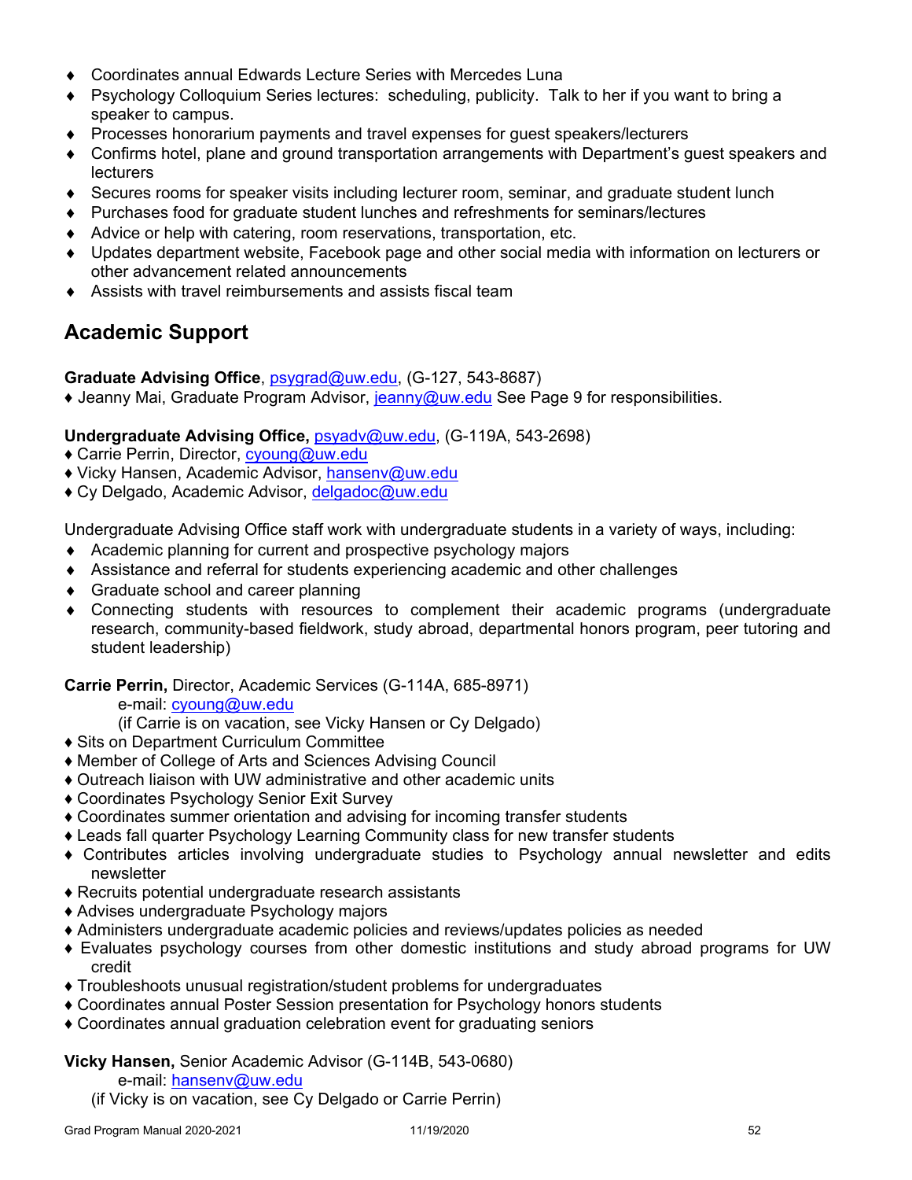- Coordinates annual Edwards Lecture Series with Mercedes Luna
- Psychology Colloquium Series lectures: scheduling, publicity. Talk to her if you want to bring a speaker to campus.
- Processes honorarium payments and travel expenses for guest speakers/lecturers
- Confirms hotel, plane and ground transportation arrangements with Department's guest speakers and lecturers
- Secures rooms for speaker visits including lecturer room, seminar, and graduate student lunch
- Purchases food for graduate student lunches and refreshments for seminars/lectures
- Advice or help with catering, room reservations, transportation, etc.
- Updates department website, Facebook page and other social media with information on lecturers or other advancement related announcements
- Assists with travel reimbursements and assists fiscal team

## Academic Support

**Graduate Advising Office**, psygrad@uw.edu, (G-127, 543-8687)

♦ Jeanny Mai, Graduate Program Advisor, jeanny@uw.edu See Page 9 for responsibilities.

**Undergraduate Advising Office,** psyadv@uw.edu, (G-119A, 543-2698)

♦ Carrie Perrin, Director, cyoung@uw.edu
♦ Vicky Hansen, Academic Advisor, hansenv@uw.edu
♦ Cy Delgado, Academic Advisor, delgadoc@uw.edu

Undergraduate Advising Office staff work with undergraduate students in a variety of ways, including:

- Academic planning for current and prospective psychology majors
- Assistance and referral for students experiencing academic and other challenges
- Graduate school and career planning
- Connecting students with resources to complement their academic programs (undergraduate research, community-based fieldwork, study abroad, departmental honors program, peer tutoring and student leadership)

**Carrie Perrin,** Director, Academic Services (G-114A, 685-8971)
e-mail: cyoung@uw.edu
(if Carrie is on vacation, see Vicky Hansen or Cy Delgado)

- Sits on Department Curriculum Committee
- Member of College of Arts and Sciences Advising Council
- Outreach liaison with UW administrative and other academic units
- Coordinates Psychology Senior Exit Survey
- Coordinates summer orientation and advising for incoming transfer students
- Leads fall quarter Psychology Learning Community class for new transfer students
- Contributes articles involving undergraduate studies to Psychology annual newsletter and edits newsletter
- Recruits potential undergraduate research assistants
- Advises undergraduate Psychology majors
- Administers undergraduate academic policies and reviews/updates policies as needed
- Evaluates psychology courses from other domestic institutions and study abroad programs for UW credit
- Troubleshoots unusual registration/student problems for undergraduates
- Coordinates annual Poster Session presentation for Psychology honors students
- Coordinates annual graduation celebration event for graduating seniors

**Vicky Hansen,** Senior Academic Advisor (G-114B, 543-0680)
e-mail: hansenv@uw.edu
(if Vicky is on vacation, see Cy Delgado or Carrie Perrin)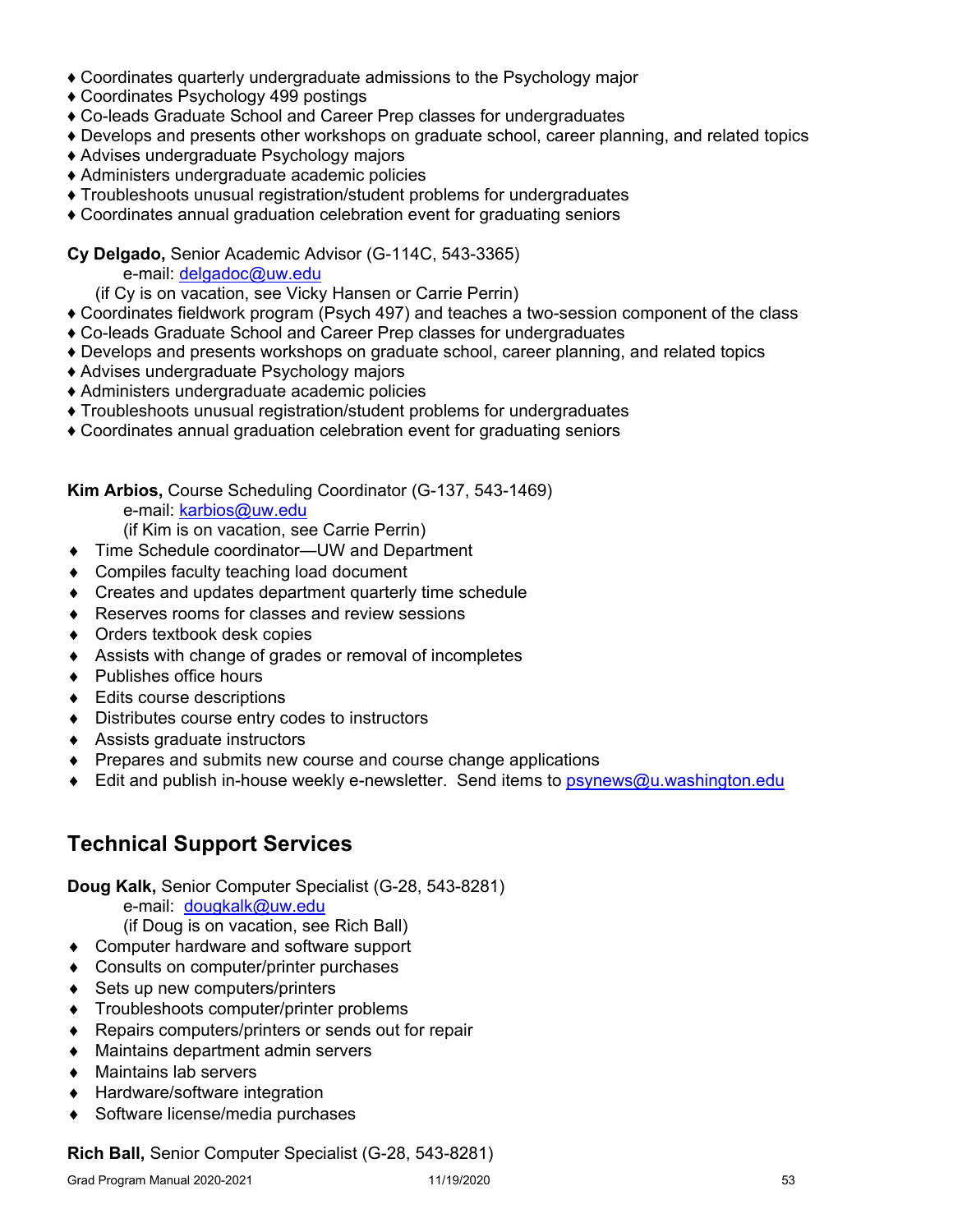- ♦ Coordinates quarterly undergraduate admissions to the Psychology major
- ♦ Coordinates Psychology 499 postings
- ♦ Co-leads Graduate School and Career Prep classes for undergraduates
- ♦ Develops and presents other workshops on graduate school, career planning, and related topics
- ♦ Advises undergraduate Psychology majors
- ♦ Administers undergraduate academic policies
- ♦ Troubleshoots unusual registration/student problems for undergraduates
- ♦ Coordinates annual graduation celebration event for graduating seniors

**Cy Delgado,** Senior Academic Advisor (G-114C, 543-3365)
e-mail: delgadoc@uw.edu
(if Cy is on vacation, see Vicky Hansen or Carrie Perrin)

- ♦ Coordinates fieldwork program (Psych 497) and teaches a two-session component of the class
- ♦ Co-leads Graduate School and Career Prep classes for undergraduates
- ♦ Develops and presents workshops on graduate school, career planning, and related topics
- ♦ Advises undergraduate Psychology majors
- ♦ Administers undergraduate academic policies
- ♦ Troubleshoots unusual registration/student problems for undergraduates
- ♦ Coordinates annual graduation celebration event for graduating seniors

**Kim Arbios,** Course Scheduling Coordinator (G-137, 543-1469)
e-mail: karbios@uw.edu
(if Kim is on vacation, see Carrie Perrin)

- ♦ Time Schedule coordinator—UW and Department
- ♦ Compiles faculty teaching load document
- ♦ Creates and updates department quarterly time schedule
- ♦ Reserves rooms for classes and review sessions
- ♦ Orders textbook desk copies
- ♦ Assists with change of grades or removal of incompletes
- ♦ Publishes office hours
- ♦ Edits course descriptions
- ♦ Distributes course entry codes to instructors
- ♦ Assists graduate instructors
- ♦ Prepares and submits new course and course change applications
- ♦ Edit and publish in-house weekly e-newsletter. Send items to psynews@u.washington.edu

## Technical Support Services

**Doug Kalk,** Senior Computer Specialist (G-28, 543-8281)
e-mail: dougkalk@uw.edu
(if Doug is on vacation, see Rich Ball)

- ♦ Computer hardware and software support
- ♦ Consults on computer/printer purchases
- ♦ Sets up new computers/printers
- ♦ Troubleshoots computer/printer problems
- ♦ Repairs computers/printers or sends out for repair
- ♦ Maintains department admin servers
- ♦ Maintains lab servers
- ♦ Hardware/software integration
- ♦ Software license/media purchases

**Rich Ball,** Senior Computer Specialist (G-28, 543-8281)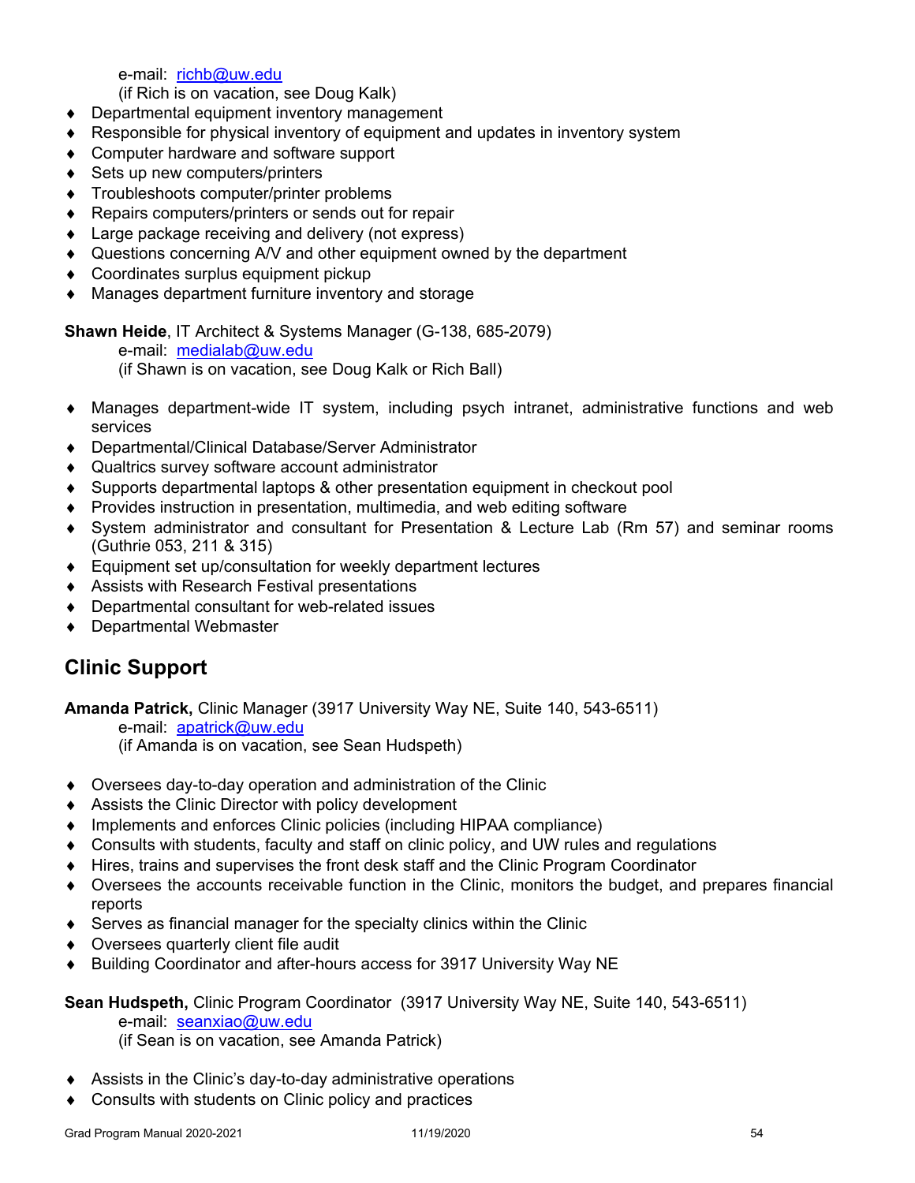e-mail: richb@uw.edu
(if Rich is on vacation, see Doug Kalk)

- Departmental equipment inventory management
- Responsible for physical inventory of equipment and updates in inventory system
- Computer hardware and software support
- Sets up new computers/printers
- Troubleshoots computer/printer problems
- Repairs computers/printers or sends out for repair
- Large package receiving and delivery (not express)
- Questions concerning A/V and other equipment owned by the department
- Coordinates surplus equipment pickup
- Manages department furniture inventory and storage

**Shawn Heide**, IT Architect & Systems Manager (G-138, 685-2079)
e-mail: medialab@uw.edu
(if Shawn is on vacation, see Doug Kalk or Rich Ball)

- Manages department-wide IT system, including psych intranet, administrative functions and web services
- Departmental/Clinical Database/Server Administrator
- Qualtrics survey software account administrator
- Supports departmental laptops & other presentation equipment in checkout pool
- Provides instruction in presentation, multimedia, and web editing software
- System administrator and consultant for Presentation & Lecture Lab (Rm 57) and seminar rooms (Guthrie 053, 211 & 315)
- Equipment set up/consultation for weekly department lectures
- Assists with Research Festival presentations
- Departmental consultant for web-related issues
- Departmental Webmaster

## Clinic Support

**Amanda Patrick,** Clinic Manager (3917 University Way NE, Suite 140, 543-6511)
e-mail: apatrick@uw.edu
(if Amanda is on vacation, see Sean Hudspeth)

- Oversees day-to-day operation and administration of the Clinic
- Assists the Clinic Director with policy development
- Implements and enforces Clinic policies (including HIPAA compliance)
- Consults with students, faculty and staff on clinic policy, and UW rules and regulations
- Hires, trains and supervises the front desk staff and the Clinic Program Coordinator
- Oversees the accounts receivable function in the Clinic, monitors the budget, and prepares financial reports
- Serves as financial manager for the specialty clinics within the Clinic
- Oversees quarterly client file audit
- Building Coordinator and after-hours access for 3917 University Way NE

**Sean Hudspeth,** Clinic Program Coordinator (3917 University Way NE, Suite 140, 543-6511)
e-mail: seanxiao@uw.edu
(if Sean is on vacation, see Amanda Patrick)

- Assists in the Clinic's day-to-day administrative operations
- Consults with students on Clinic policy and practices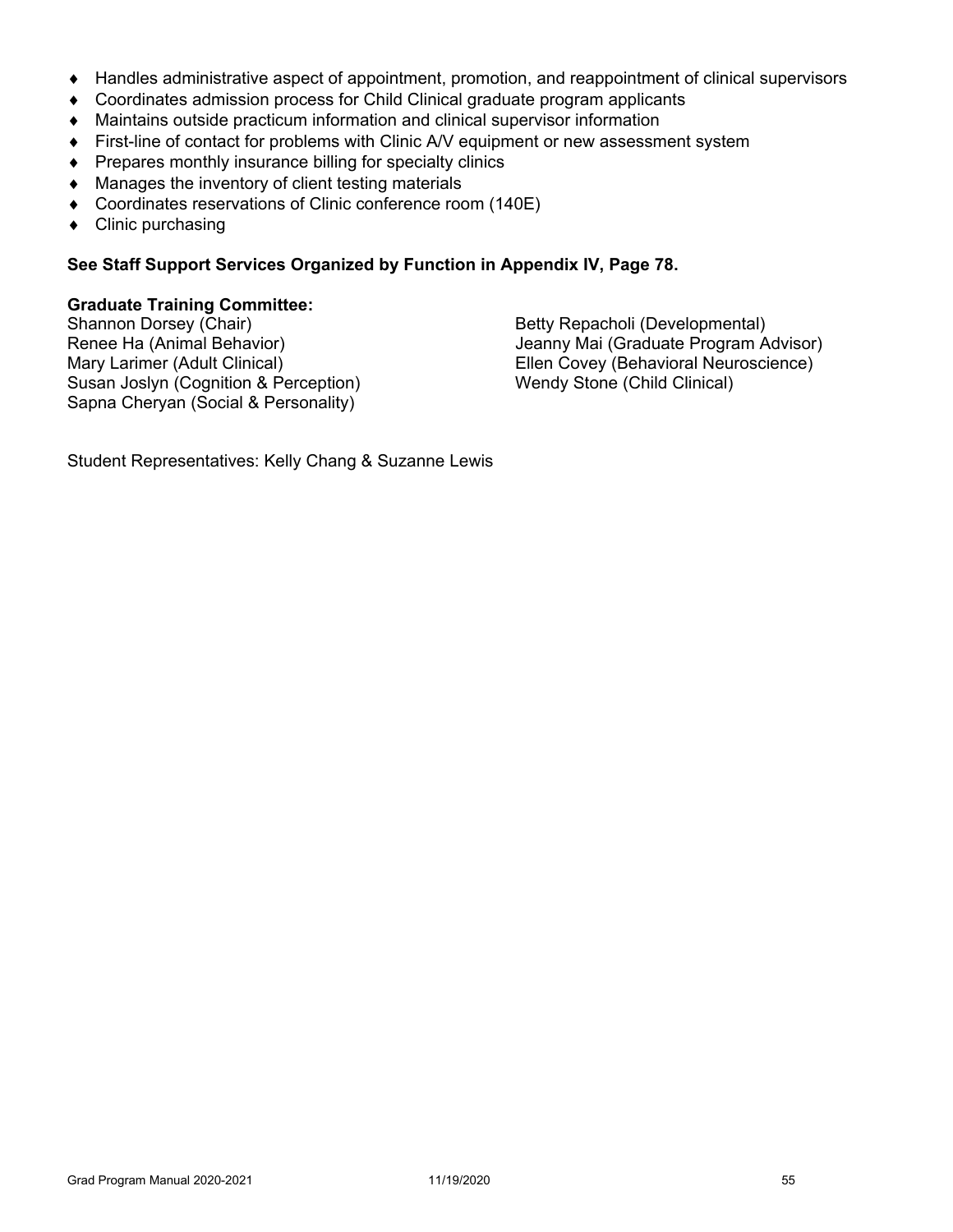- Handles administrative aspect of appointment, promotion, and reappointment of clinical supervisors
- Coordinates admission process for Child Clinical graduate program applicants
- Maintains outside practicum information and clinical supervisor information
- First-line of contact for problems with Clinic A/V equipment or new assessment system
- Prepares monthly insurance billing for specialty clinics
- Manages the inventory of client testing materials
- Coordinates reservations of Clinic conference room (140E)
- Clinic purchasing

**See Staff Support Services Organized by Function in Appendix IV, Page 78.**

**Graduate Training Committee:**

Shannon Dorsey (Chair)
Renee Ha (Animal Behavior)
Mary Larimer (Adult Clinical)
Susan Joslyn (Cognition & Perception)
Sapna Cheryan (Social & Personality)
Betty Repacholi (Developmental)
Jeanny Mai (Graduate Program Advisor)
Ellen Covey (Behavioral Neuroscience)
Wendy Stone (Child Clinical)

Student Representatives: Kelly Chang & Suzanne Lewis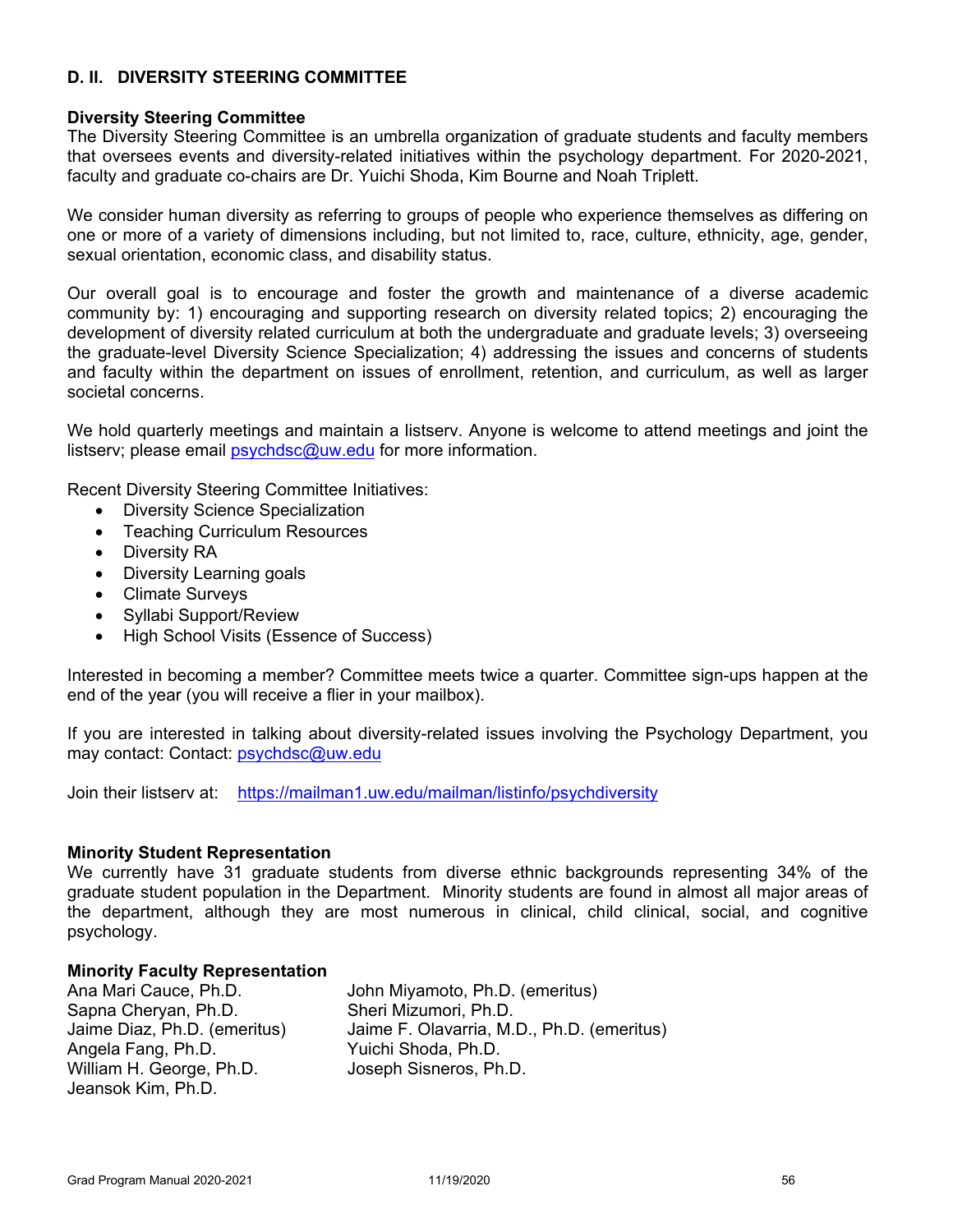## D. II. DIVERSITY STEERING COMMITTEE

### Diversity Steering Committee

The Diversity Steering Committee is an umbrella organization of graduate students and faculty members that oversees events and diversity-related initiatives within the psychology department. For 2020-2021, faculty and graduate co-chairs are Dr. Yuichi Shoda, Kim Bourne and Noah Triplett.

We consider human diversity as referring to groups of people who experience themselves as differing on one or more of a variety of dimensions including, but not limited to, race, culture, ethnicity, age, gender, sexual orientation, economic class, and disability status.

Our overall goal is to encourage and foster the growth and maintenance of a diverse academic community by: 1) encouraging and supporting research on diversity related topics; 2) encouraging the development of diversity related curriculum at both the undergraduate and graduate levels; 3) overseeing the graduate-level Diversity Science Specialization; 4) addressing the issues and concerns of students and faculty within the department on issues of enrollment, retention, and curriculum, as well as larger societal concerns.

We hold quarterly meetings and maintain a listserv. Anyone is welcome to attend meetings and joint the listserv; please email psychdsc@uw.edu for more information.

Recent Diversity Steering Committee Initiatives:

- Diversity Science Specialization
- Teaching Curriculum Resources
- Diversity RA
- Diversity Learning goals
- Climate Surveys
- Syllabi Support/Review
- High School Visits (Essence of Success)

Interested in becoming a member? Committee meets twice a quarter. Committee sign-ups happen at the end of the year (you will receive a flier in your mailbox).

If you are interested in talking about diversity-related issues involving the Psychology Department, you may contact: Contact: psychdsc@uw.edu

Join their listserv at: https://mailman1.uw.edu/mailman/listinfo/psychdiversity

### Minority Student Representation

We currently have 31 graduate students from diverse ethnic backgrounds representing 34% of the graduate student population in the Department. Minority students are found in almost all major areas of the department, although they are most numerous in clinical, child clinical, social, and cognitive psychology.

### Minority Faculty Representation

Ana Mari Cauce, Ph.D.
Sapna Cheryan, Ph.D.
Jaime Diaz, Ph.D. (emeritus)
Angela Fang, Ph.D.
William H. George, Ph.D.
Jeansok Kim, Ph.D.
John Miyamoto, Ph.D. (emeritus)
Sheri Mizumori, Ph.D.
Jaime F. Olavarria, M.D., Ph.D. (emeritus)
Yuichi Shoda, Ph.D.
Joseph Sisneros, Ph.D.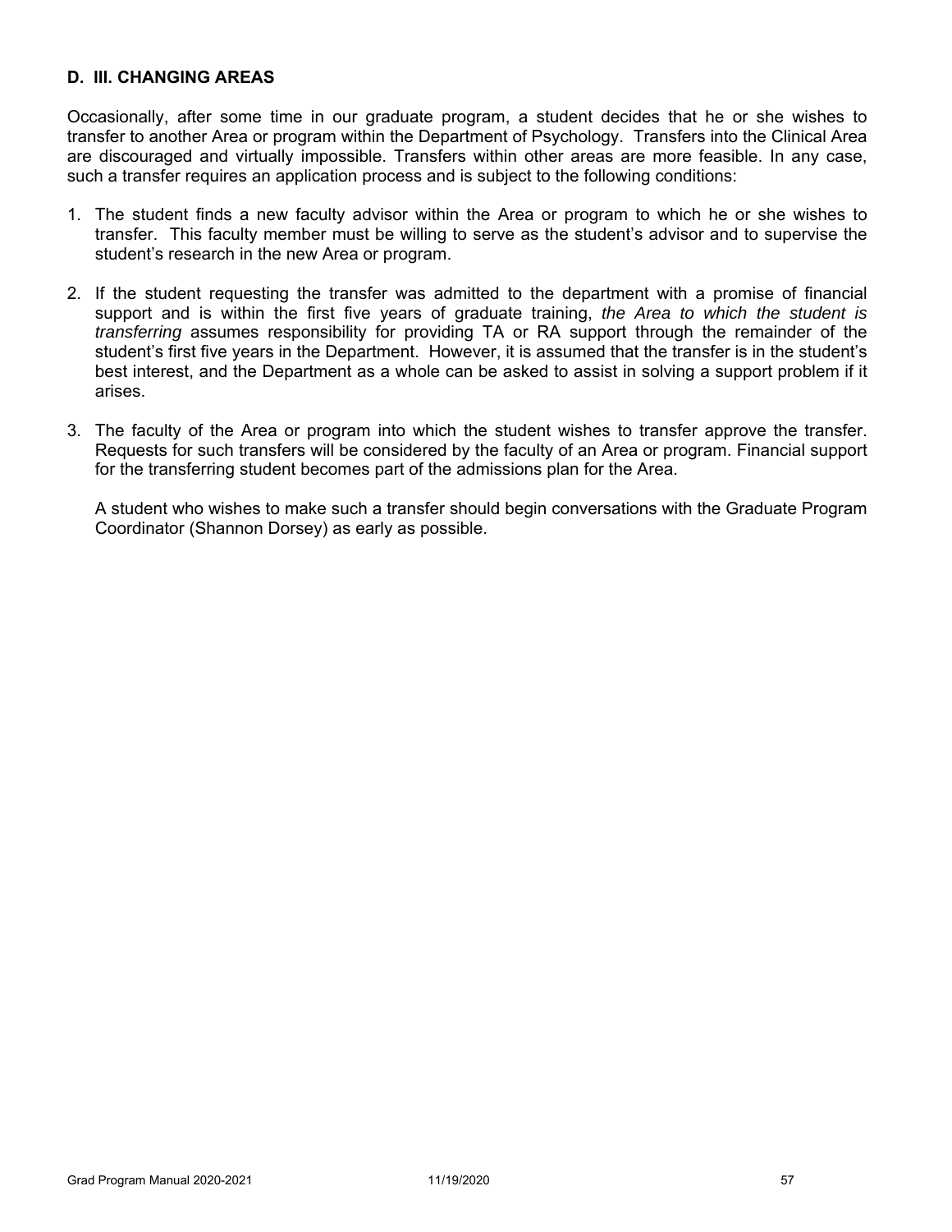## D. III. CHANGING AREAS

Occasionally, after some time in our graduate program, a student decides that he or she wishes to transfer to another Area or program within the Department of Psychology. Transfers into the Clinical Area are discouraged and virtually impossible. Transfers within other areas are more feasible. In any case, such a transfer requires an application process and is subject to the following conditions:

1. The student finds a new faculty advisor within the Area or program to which he or she wishes to transfer. This faculty member must be willing to serve as the student's advisor and to supervise the student's research in the new Area or program.

2. If the student requesting the transfer was admitted to the department with a promise of financial support and is within the first five years of graduate training, *the Area to which the student is transferring* assumes responsibility for providing TA or RA support through the remainder of the student's first five years in the Department. However, it is assumed that the transfer is in the student's best interest, and the Department as a whole can be asked to assist in solving a support problem if it arises.

3. The faculty of the Area or program into which the student wishes to transfer approve the transfer. Requests for such transfers will be considered by the faculty of an Area or program. Financial support for the transferring student becomes part of the admissions plan for the Area.

   A student who wishes to make such a transfer should begin conversations with the Graduate Program Coordinator (Shannon Dorsey) as early as possible.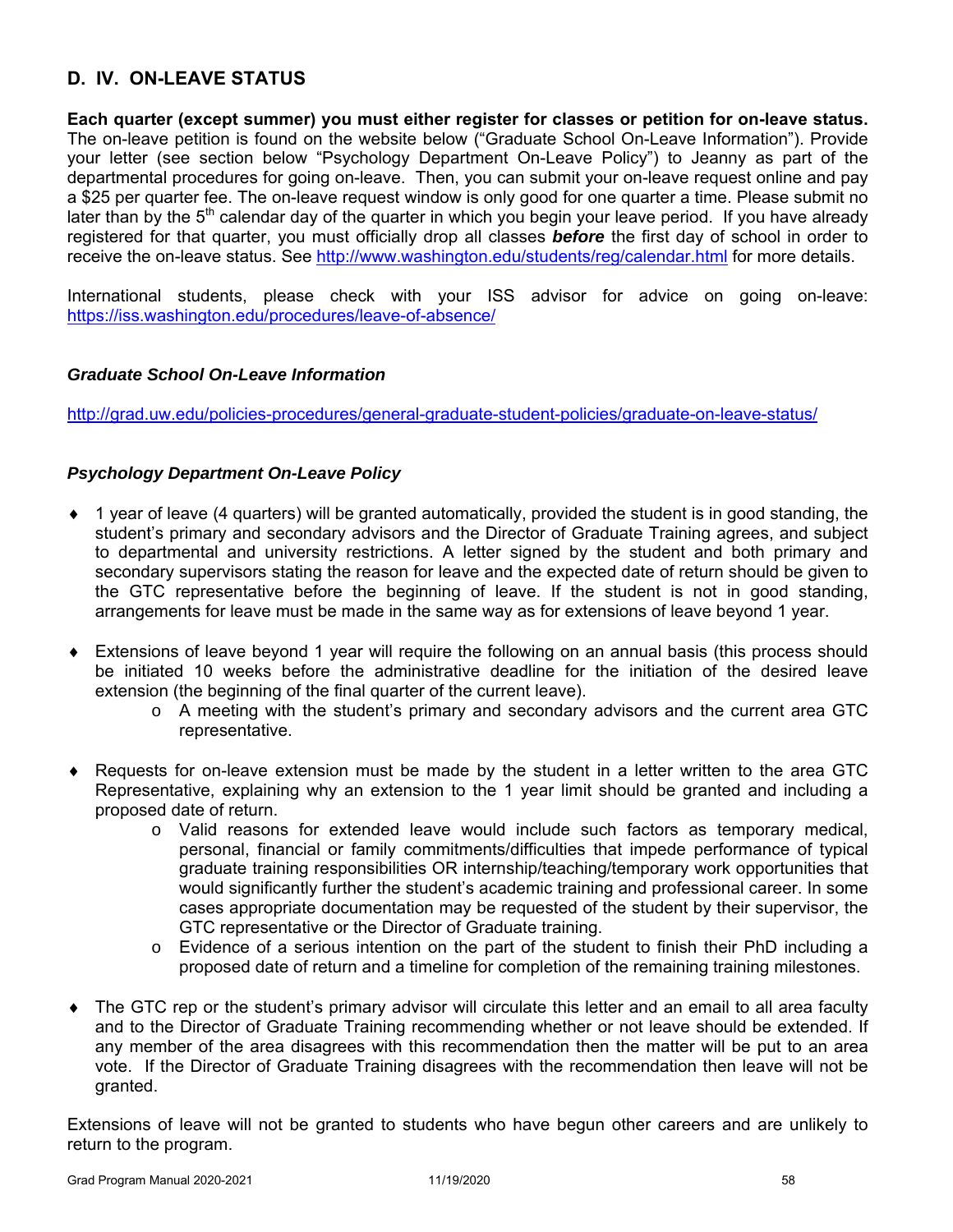## D. IV. ON-LEAVE STATUS

**Each quarter (except summer) you must either register for classes or petition for on-leave status.** The on-leave petition is found on the website below ("Graduate School On-Leave Information"). Provide your letter (see section below "Psychology Department On-Leave Policy") to Jeanny as part of the departmental procedures for going on-leave. Then, you can submit your on-leave request online and pay a $25 per quarter fee. The on-leave request window is only good for one quarter a time. Please submit no later than by the 5th calendar day of the quarter in which you begin your leave period. If you have already registered for that quarter, you must officially drop all classes ***before*** the first day of school in order to receive the on-leave status. See http://www.washington.edu/students/reg/calendar.html for more details.

International students, please check with your ISS advisor for advice on going on-leave: https://iss.washington.edu/procedures/leave-of-absence/

### *Graduate School On-Leave Information*

http://grad.uw.edu/policies-procedures/general-graduate-student-policies/graduate-on-leave-status/

### *Psychology Department On-Leave Policy*

- 1 year of leave (4 quarters) will be granted automatically, provided the student is in good standing, the student's primary and secondary advisors and the Director of Graduate Training agrees, and subject to departmental and university restrictions. A letter signed by the student and both primary and secondary supervisors stating the reason for leave and the expected date of return should be given to the GTC representative before the beginning of leave. If the student is not in good standing, arrangements for leave must be made in the same way as for extensions of leave beyond 1 year.

- Extensions of leave beyond 1 year will require the following on an annual basis (this process should be initiated 10 weeks before the administrative deadline for the initiation of the desired leave extension (the beginning of the final quarter of the current leave).
  - A meeting with the student's primary and secondary advisors and the current area GTC representative.

- Requests for on-leave extension must be made by the student in a letter written to the area GTC Representative, explaining why an extension to the 1 year limit should be granted and including a proposed date of return.
  - Valid reasons for extended leave would include such factors as temporary medical, personal, financial or family commitments/difficulties that impede performance of typical graduate training responsibilities OR internship/teaching/temporary work opportunities that would significantly further the student's academic training and professional career. In some cases appropriate documentation may be requested of the student by their supervisor, the GTC representative or the Director of Graduate training.
  - Evidence of a serious intention on the part of the student to finish their PhD including a proposed date of return and a timeline for completion of the remaining training milestones.

- The GTC rep or the student's primary advisor will circulate this letter and an email to all area faculty and to the Director of Graduate Training recommending whether or not leave should be extended. If any member of the area disagrees with this recommendation then the matter will be put to an area vote. If the Director of Graduate Training disagrees with the recommendation then leave will not be granted.

Extensions of leave will not be granted to students who have begun other careers and are unlikely to return to the program.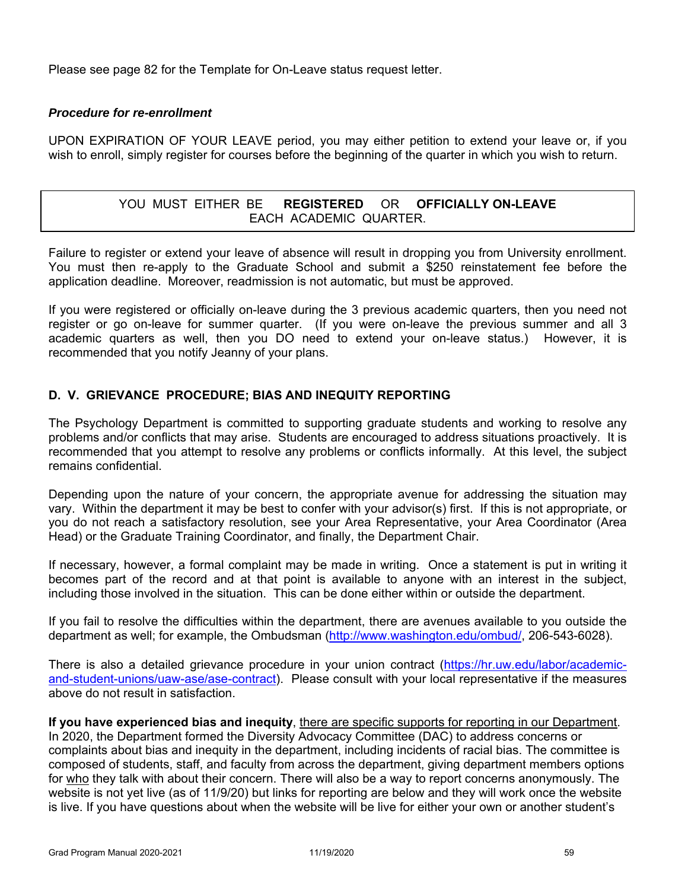Please see page 82 for the Template for On-Leave status request letter.

### *Procedure for re-enrollment*

UPON EXPIRATION OF YOUR LEAVE period, you may either petition to extend your leave or, if you wish to enroll, simply register for courses before the beginning of the quarter in which you wish to return.

| YOU MUST EITHER BE **REGISTERED** OR **OFFICIALLY ON-LEAVE** EACH ACADEMIC QUARTER. |
|---|

Failure to register or extend your leave of absence will result in dropping you from University enrollment. You must then re-apply to the Graduate School and submit a $250 reinstatement fee before the application deadline. Moreover, readmission is not automatic, but must be approved.

If you were registered or officially on-leave during the 3 previous academic quarters, then you need not register or go on-leave for summer quarter. (If you were on-leave the previous summer and all 3 academic quarters as well, then you DO need to extend your on-leave status.) However, it is recommended that you notify Jeanny of your plans.

## D. V. GRIEVANCE PROCEDURE; BIAS AND INEQUITY REPORTING

The Psychology Department is committed to supporting graduate students and working to resolve any problems and/or conflicts that may arise. Students are encouraged to address situations proactively. It is recommended that you attempt to resolve any problems or conflicts informally. At this level, the subject remains confidential.

Depending upon the nature of your concern, the appropriate avenue for addressing the situation may vary. Within the department it may be best to confer with your advisor(s) first. If this is not appropriate, or you do not reach a satisfactory resolution, see your Area Representative, your Area Coordinator (Area Head) or the Graduate Training Coordinator, and finally, the Department Chair.

If necessary, however, a formal complaint may be made in writing. Once a statement is put in writing it becomes part of the record and at that point is available to anyone with an interest in the subject, including those involved in the situation. This can be done either within or outside the department.

If you fail to resolve the difficulties within the department, there are avenues available to you outside the department as well; for example, the Ombudsman (http://www.washington.edu/ombud/, 206-543-6028).

There is also a detailed grievance procedure in your union contract (https://hr.uw.edu/labor/academic-and-student-unions/uaw-ase/ase-contract). Please consult with your local representative if the measures above do not result in satisfaction.

**If you have experienced bias and inequity**, there are specific supports for reporting in our Department. In 2020, the Department formed the Diversity Advocacy Committee (DAC) to address concerns or complaints about bias and inequity in the department, including incidents of racial bias. The committee is composed of students, staff, and faculty from across the department, giving department members options for who they talk with about their concern. There will also be a way to report concerns anonymously. The website is not yet live (as of 11/9/20) but links for reporting are below and they will work once the website is live. If you have questions about when the website will be live for either your own or another student's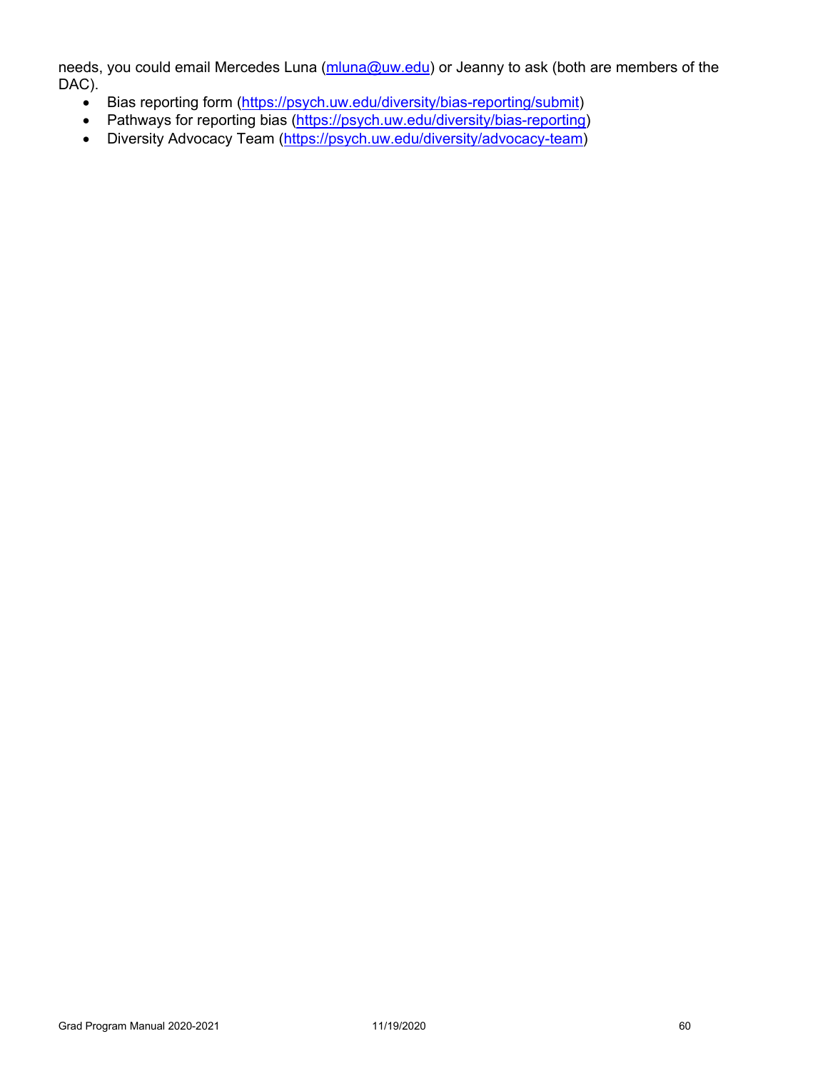needs, you could email Mercedes Luna (mluna@uw.edu) or Jeanny to ask (both are members of the DAC).

- Bias reporting form (https://psych.uw.edu/diversity/bias-reporting/submit)
- Pathways for reporting bias (https://psych.uw.edu/diversity/bias-reporting)
- Diversity Advocacy Team (https://psych.uw.edu/diversity/advocacy-team)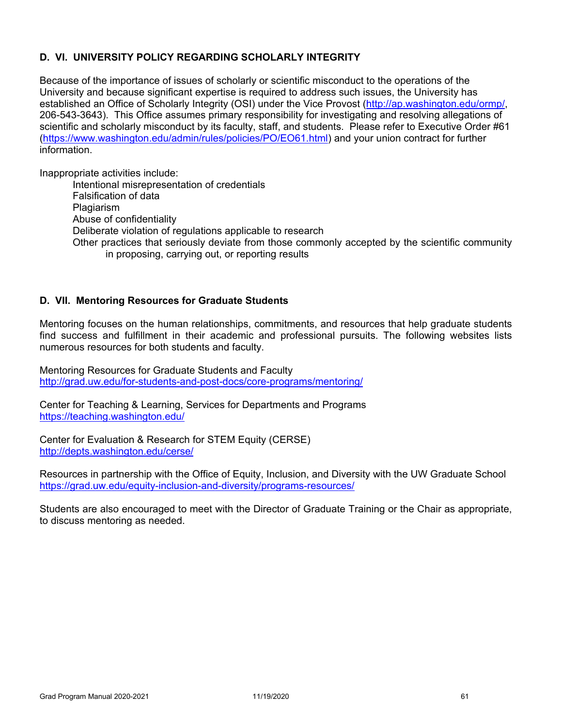## D. VI. UNIVERSITY POLICY REGARDING SCHOLARLY INTEGRITY

Because of the importance of issues of scholarly or scientific misconduct to the operations of the University and because significant expertise is required to address such issues, the University has established an Office of Scholarly Integrity (OSI) under the Vice Provost (http://ap.washington.edu/ormp/, 206-543-3643). This Office assumes primary responsibility for investigating and resolving allegations of scientific and scholarly misconduct by its faculty, staff, and students. Please refer to Executive Order #61 (https://www.washington.edu/admin/rules/policies/PO/EO61.html) and your union contract for further information.

Inappropriate activities include:

- Intentional misrepresentation of credentials
- Falsification of data
- Plagiarism
- Abuse of confidentiality
- Deliberate violation of regulations applicable to research
- Other practices that seriously deviate from those commonly accepted by the scientific community in proposing, carrying out, or reporting results

## D. VII. Mentoring Resources for Graduate Students

Mentoring focuses on the human relationships, commitments, and resources that help graduate students find success and fulfillment in their academic and professional pursuits. The following websites lists numerous resources for both students and faculty.

Mentoring Resources for Graduate Students and Faculty
http://grad.uw.edu/for-students-and-post-docs/core-programs/mentoring/

Center for Teaching & Learning, Services for Departments and Programs
https://teaching.washington.edu/

Center for Evaluation & Research for STEM Equity (CERSE)
http://depts.washington.edu/cerse/

Resources in partnership with the Office of Equity, Inclusion, and Diversity with the UW Graduate School
https://grad.uw.edu/equity-inclusion-and-diversity/programs-resources/

Students are also encouraged to meet with the Director of Graduate Training or the Chair as appropriate, to discuss mentoring as needed.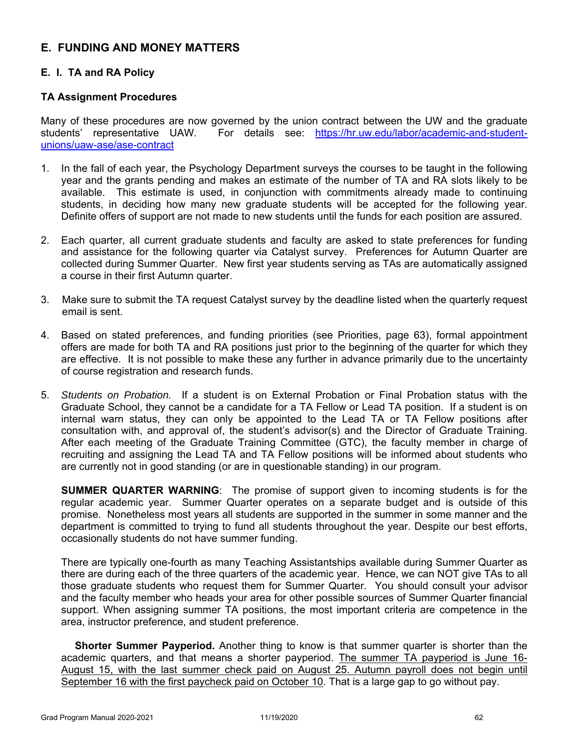## E. FUNDING AND MONEY MATTERS

### E. I. TA and RA Policy

#### TA Assignment Procedures

Many of these procedures are now governed by the union contract between the UW and the graduate students' representative UAW. For details see: https://hr.uw.edu/labor/academic-and-student-unions/uaw-ase/ase-contract

1. In the fall of each year, the Psychology Department surveys the courses to be taught in the following year and the grants pending and makes an estimate of the number of TA and RA slots likely to be available. This estimate is used, in conjunction with commitments already made to continuing students, in deciding how many new graduate students will be accepted for the following year. Definite offers of support are not made to new students until the funds for each position are assured.

2. Each quarter, all current graduate students and faculty are asked to state preferences for funding and assistance for the following quarter via Catalyst survey. Preferences for Autumn Quarter are collected during Summer Quarter. New first year students serving as TAs are automatically assigned a course in their first Autumn quarter.

3. Make sure to submit the TA request Catalyst survey by the deadline listed when the quarterly request email is sent.

4. Based on stated preferences, and funding priorities (see Priorities, page 63), formal appointment offers are made for both TA and RA positions just prior to the beginning of the quarter for which they are effective. It is not possible to make these any further in advance primarily due to the uncertainty of course registration and research funds.

5. *Students on Probation.* If a student is on External Probation or Final Probation status with the Graduate School, they cannot be a candidate for a TA Fellow or Lead TA position. If a student is on internal warn status, they can only be appointed to the Lead TA or TA Fellow positions after consultation with, and approval of, the student's advisor(s) and the Director of Graduate Training. After each meeting of the Graduate Training Committee (GTC), the faculty member in charge of recruiting and assigning the Lead TA and TA Fellow positions will be informed about students who are currently not in good standing (or are in questionable standing) in our program.

   **SUMMER QUARTER WARNING**: The promise of support given to incoming students is for the regular academic year. Summer Quarter operates on a separate budget and is outside of this promise. Nonetheless most years all students are supported in the summer in some manner and the department is committed to trying to fund all students throughout the year. Despite our best efforts, occasionally students do not have summer funding.

   There are typically one-fourth as many Teaching Assistantships available during Summer Quarter as there are during each of the three quarters of the academic year. Hence, we can NOT give TAs to all those graduate students who request them for Summer Quarter. You should consult your advisor and the faculty member who heads your area for other possible sources of Summer Quarter financial support. When assigning summer TA positions, the most important criteria are competence in the area, instructor preference, and student preference.

   **Shorter Summer Payperiod.** Another thing to know is that summer quarter is shorter than the academic quarters, and that means a shorter payperiod. <u>The summer TA payperiod is June 16-August 15, with the last summer check paid on August 25. Autumn payroll does not begin until September 16 with the first paycheck paid on October 10</u>. That is a large gap to go without pay.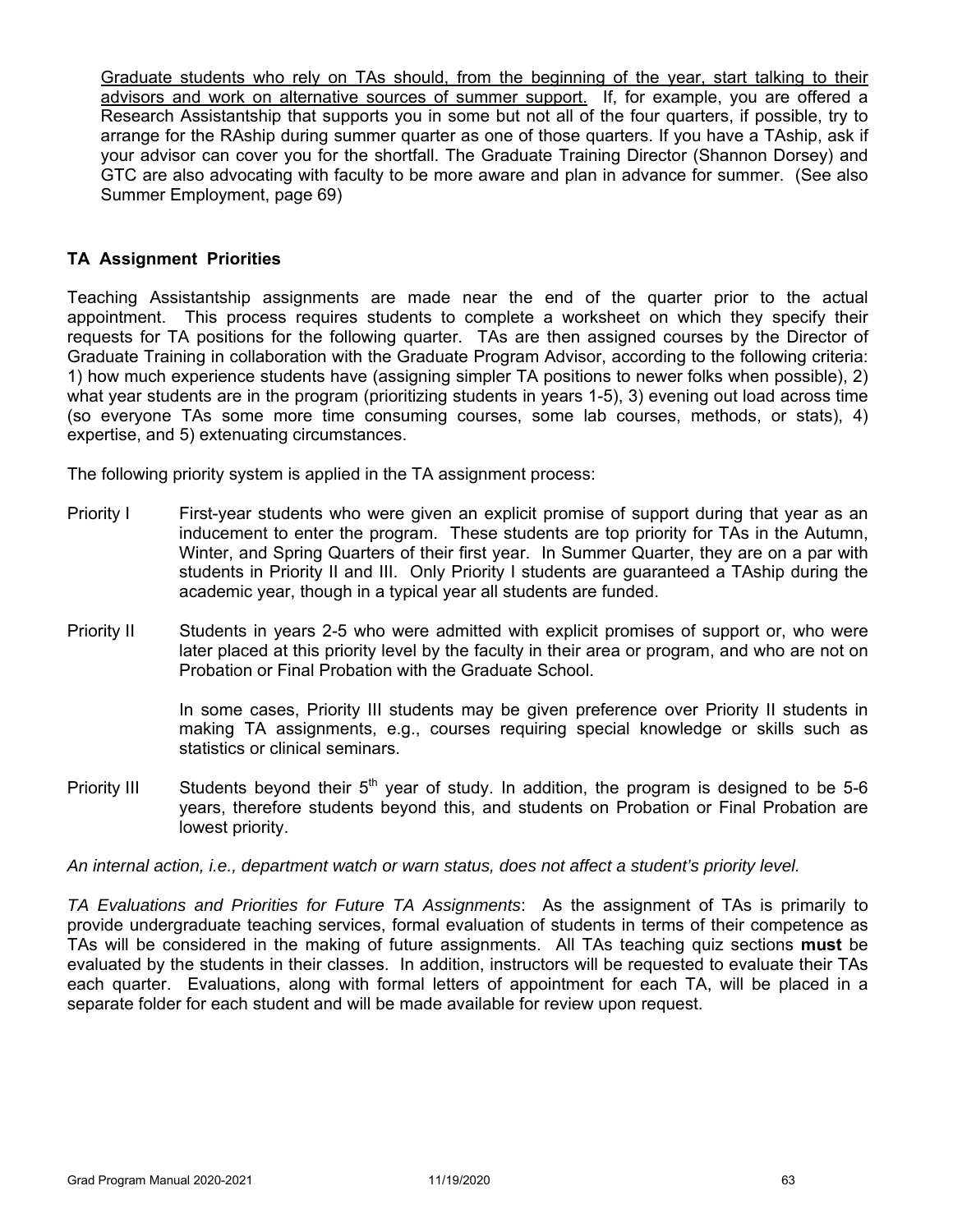<u>Graduate students who rely on TAs should, from the beginning of the year, start talking to their advisors and work on alternative sources of summer support.</u> If, for example, you are offered a Research Assistantship that supports you in some but not all of the four quarters, if possible, try to arrange for the RAship during summer quarter as one of those quarters. If you have a TAship, ask if your advisor can cover you for the shortfall. The Graduate Training Director (Shannon Dorsey) and GTC are also advocating with faculty to be more aware and plan in advance for summer. (See also Summer Employment, page 69)

**TA Assignment Priorities**

Teaching Assistantship assignments are made near the end of the quarter prior to the actual appointment. This process requires students to complete a worksheet on which they specify their requests for TA positions for the following quarter. TAs are then assigned courses by the Director of Graduate Training in collaboration with the Graduate Program Advisor, according to the following criteria: 1) how much experience students have (assigning simpler TA positions to newer folks when possible), 2) what year students are in the program (prioritizing students in years 1-5), 3) evening out load across time (so everyone TAs some more time consuming courses, some lab courses, methods, or stats), 4) expertise, and 5) extenuating circumstances.

The following priority system is applied in the TA assignment process:

Priority I — First-year students who were given an explicit promise of support during that year as an inducement to enter the program. These students are top priority for TAs in the Autumn, Winter, and Spring Quarters of their first year. In Summer Quarter, they are on a par with students in Priority II and III. Only Priority I students are guaranteed a TAship during the academic year, though in a typical year all students are funded.

Priority II — Students in years 2-5 who were admitted with explicit promises of support or, who were later placed at this priority level by the faculty in their area or program, and who are not on Probation or Final Probation with the Graduate School.

In some cases, Priority III students may be given preference over Priority II students in making TA assignments, e.g., courses requiring special knowledge or skills such as statistics or clinical seminars.

Priority III — Students beyond their 5th year of study. In addition, the program is designed to be 5-6 years, therefore students beyond this, and students on Probation or Final Probation are lowest priority.

*An internal action, i.e., department watch or warn status, does not affect a student's priority level.*

*TA Evaluations and Priorities for Future TA Assignments*: As the assignment of TAs is primarily to provide undergraduate teaching services, formal evaluation of students in terms of their competence as TAs will be considered in the making of future assignments. All TAs teaching quiz sections **must** be evaluated by the students in their classes. In addition, instructors will be requested to evaluate their TAs each quarter. Evaluations, along with formal letters of appointment for each TA, will be placed in a separate folder for each student and will be made available for review upon request.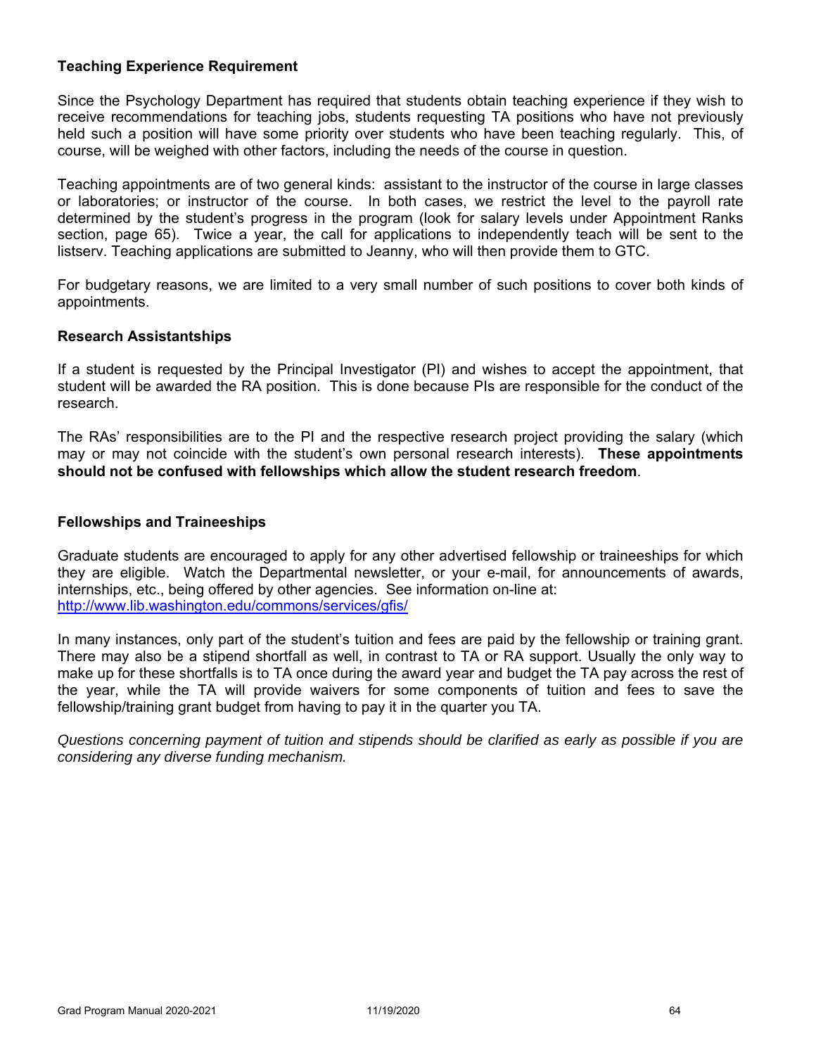### Teaching Experience Requirement

Since the Psychology Department has required that students obtain teaching experience if they wish to receive recommendations for teaching jobs, students requesting TA positions who have not previously held such a position will have some priority over students who have been teaching regularly. This, of course, will be weighed with other factors, including the needs of the course in question.

Teaching appointments are of two general kinds: assistant to the instructor of the course in large classes or laboratories; or instructor of the course. In both cases, we restrict the level to the payroll rate determined by the student's progress in the program (look for salary levels under Appointment Ranks section, page 65). Twice a year, the call for applications to independently teach will be sent to the listserv. Teaching applications are submitted to Jeanny, who will then provide them to GTC.

For budgetary reasons, we are limited to a very small number of such positions to cover both kinds of appointments.

### Research Assistantships

If a student is requested by the Principal Investigator (PI) and wishes to accept the appointment, that student will be awarded the RA position. This is done because PIs are responsible for the conduct of the research.

The RAs' responsibilities are to the PI and the respective research project providing the salary (which may or may not coincide with the student's own personal research interests). **These appointments should not be confused with fellowships which allow the student research freedom**.

### Fellowships and Traineeships

Graduate students are encouraged to apply for any other advertised fellowship or traineeships for which they are eligible. Watch the Departmental newsletter, or your e-mail, for announcements of awards, internships, etc., being offered by other agencies. See information on-line at: [http://www.lib.washington.edu/commons/services/gfis/](http://www.lib.washington.edu/commons/services/gfis/)

In many instances, only part of the student's tuition and fees are paid by the fellowship or training grant. There may also be a stipend shortfall as well, in contrast to TA or RA support. Usually the only way to make up for these shortfalls is to TA once during the award year and budget the TA pay across the rest of the year, while the TA will provide waivers for some components of tuition and fees to save the fellowship/training grant budget from having to pay it in the quarter you TA.

*Questions concerning payment of tuition and stipends should be clarified as early as possible if you are considering any diverse funding mechanism.*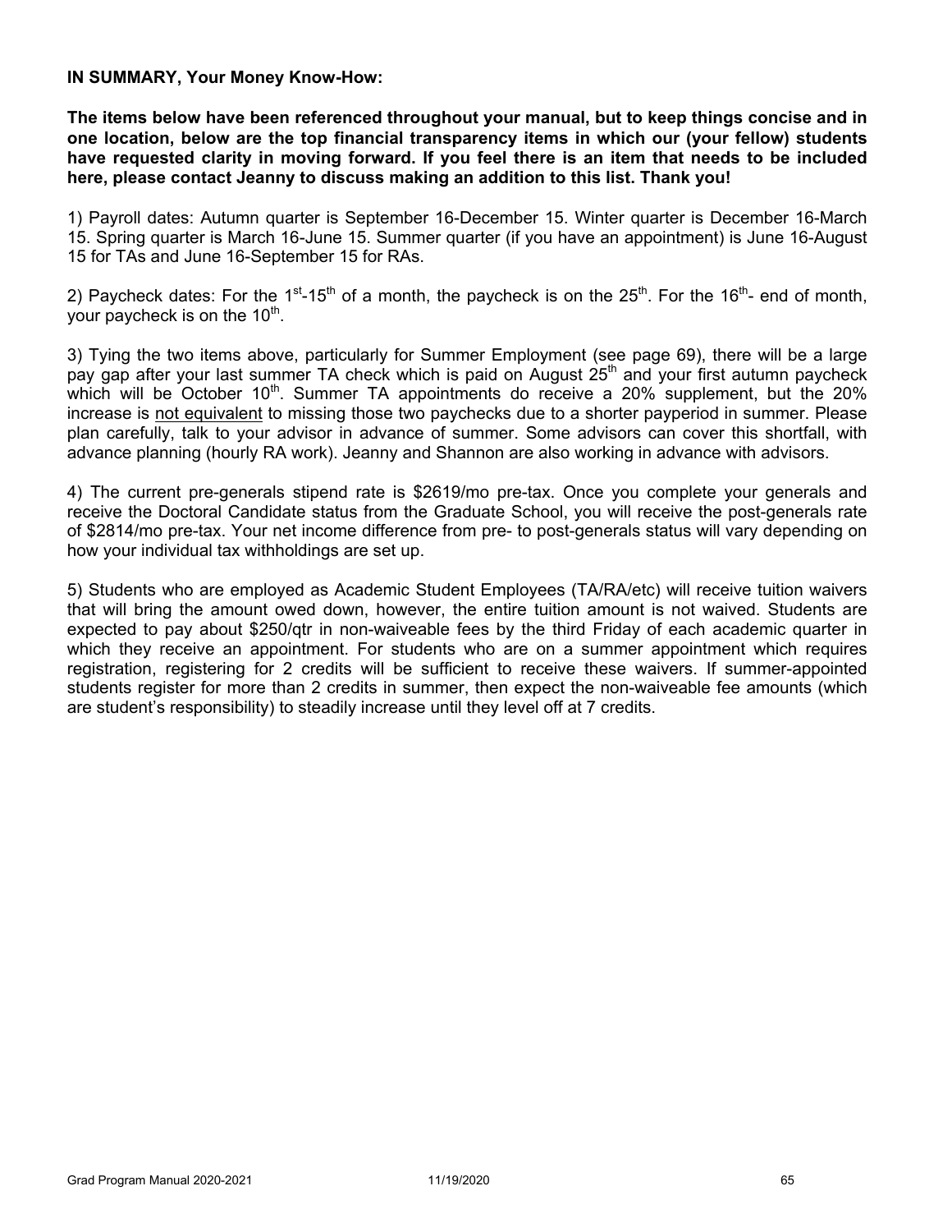**IN SUMMARY, Your Money Know-How:**

**The items below have been referenced throughout your manual, but to keep things concise and in one location, below are the top financial transparency items in which our (your fellow) students have requested clarity in moving forward. If you feel there is an item that needs to be included here, please contact Jeanny to discuss making an addition to this list. Thank you!**

1) Payroll dates: Autumn quarter is September 16-December 15. Winter quarter is December 16-March 15. Spring quarter is March 16-June 15. Summer quarter (if you have an appointment) is June 16-August 15 for TAs and June 16-September 15 for RAs.

2) Paycheck dates: For the 1st-15th of a month, the paycheck is on the 25th. For the 16th- end of month, your paycheck is on the 10th.

3) Tying the two items above, particularly for Summer Employment (see page 69), there will be a large pay gap after your last summer TA check which is paid on August 25th and your first autumn paycheck which will be October 10th. Summer TA appointments do receive a 20% supplement, but the 20% increase is <u>not equivalent</u> to missing those two paychecks due to a shorter payperiod in summer. Please plan carefully, talk to your advisor in advance of summer. Some advisors can cover this shortfall, with advance planning (hourly RA work). Jeanny and Shannon are also working in advance with advisors.

4) The current pre-generals stipend rate is $2619/mo pre-tax. Once you complete your generals and receive the Doctoral Candidate status from the Graduate School, you will receive the post-generals rate of $2814/mo pre-tax. Your net income difference from pre- to post-generals status will vary depending on how your individual tax withholdings are set up.

5) Students who are employed as Academic Student Employees (TA/RA/etc) will receive tuition waivers that will bring the amount owed down, however, the entire tuition amount is not waived. Students are expected to pay about $250/qtr in non-waiveable fees by the third Friday of each academic quarter in which they receive an appointment. For students who are on a summer appointment which requires registration, registering for 2 credits will be sufficient to receive these waivers. If summer-appointed students register for more than 2 credits in summer, then expect the non-waiveable fee amounts (which are student's responsibility) to steadily increase until they level off at 7 credits.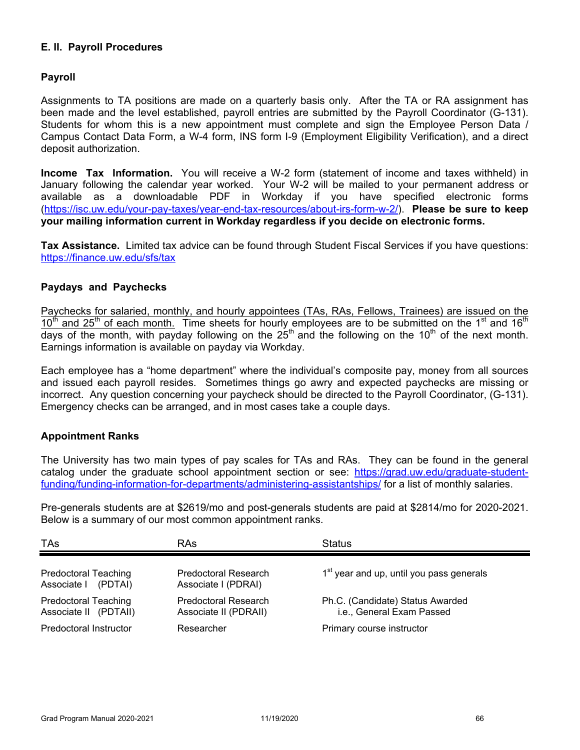## E. II. Payroll Procedures

### Payroll

Assignments to TA positions are made on a quarterly basis only. After the TA or RA assignment has been made and the level established, payroll entries are submitted by the Payroll Coordinator (G-131). Students for whom this is a new appointment must complete and sign the Employee Person Data / Campus Contact Data Form, a W-4 form, INS form I-9 (Employment Eligibility Verification), and a direct deposit authorization.

**Income Tax Information.** You will receive a W-2 form (statement of income and taxes withheld) in January following the calendar year worked. Your W-2 will be mailed to your permanent address or available as a downloadable PDF in Workday if you have specified electronic forms (https://isc.uw.edu/your-pay-taxes/year-end-tax-resources/about-irs-form-w-2/). **Please be sure to keep your mailing information current in Workday regardless if you decide on electronic forms.**

**Tax Assistance.** Limited tax advice can be found through Student Fiscal Services if you have questions: https://finance.uw.edu/sfs/tax

### Paydays and Paychecks

Paychecks for salaried, monthly, and hourly appointees (TAs, RAs, Fellows, Trainees) are issued on the 10th and 25th of each month. Time sheets for hourly employees are to be submitted on the 1st and 16th days of the month, with payday following on the 25th and the following on the 10th of the next month. Earnings information is available on payday via Workday.

Each employee has a "home department" where the individual's composite pay, money from all sources and issued each payroll resides. Sometimes things go awry and expected paychecks are missing or incorrect. Any question concerning your paycheck should be directed to the Payroll Coordinator, (G-131). Emergency checks can be arranged, and in most cases take a couple days.

### Appointment Ranks

The University has two main types of pay scales for TAs and RAs. They can be found in the general catalog under the graduate school appointment section or see: https://grad.uw.edu/graduate-student-funding/funding-information-for-departments/administering-assistantships/ for a list of monthly salaries.

Pre-generals students are at $2619/mo and post-generals students are paid at $2814/mo for 2020-2021. Below is a summary of our most common appointment ranks.

| TAs | RAs | Status |
|---|---|---|
| Predoctoral Teaching Associate I (PDTAI) | Predoctoral Research Associate I (PDRAI) | 1st year and up, until you pass generals |
| Predoctoral Teaching Associate II (PDTAII) | Predoctoral Research Associate II (PDRAII) | Ph.C. (Candidate) Status Awarded i.e., General Exam Passed |
| Predoctoral Instructor | Researcher | Primary course instructor |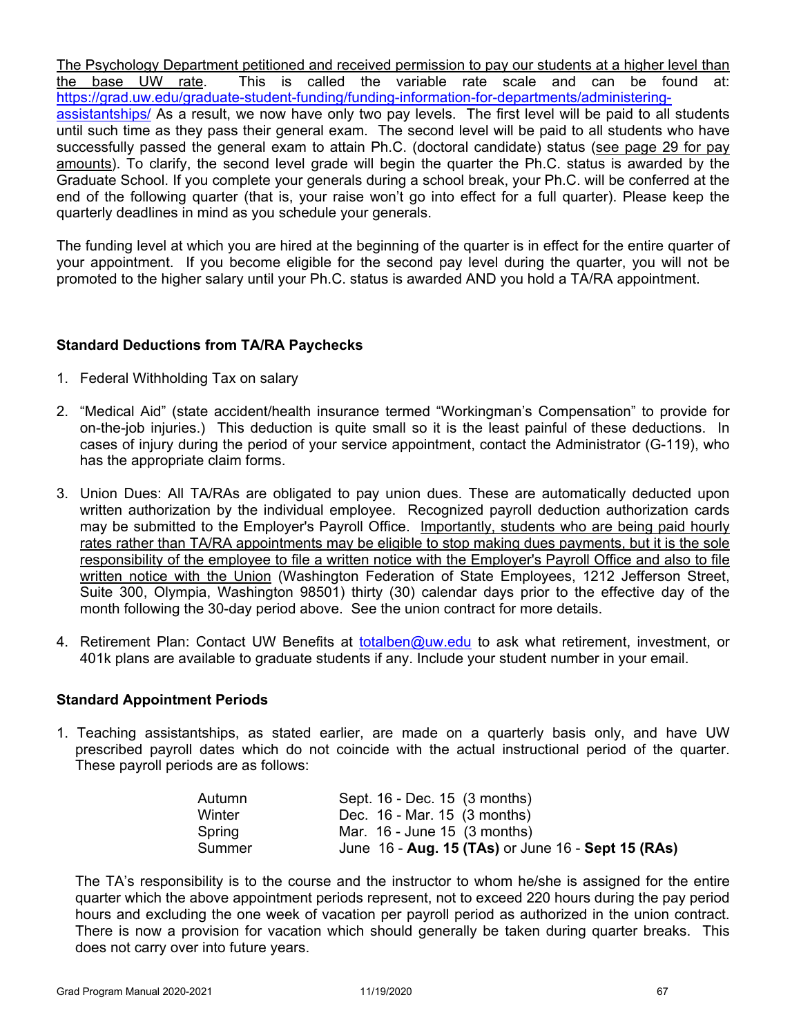The Psychology Department petitioned and received permission to pay our students at a higher level than the base UW rate. This is called the variable rate scale and can be found at: https://grad.uw.edu/graduate-student-funding/funding-information-for-departments/administering-assistantships/ As a result, we now have only two pay levels. The first level will be paid to all students until such time as they pass their general exam. The second level will be paid to all students who have successfully passed the general exam to attain Ph.C. (doctoral candidate) status (see page 29 for pay amounts). To clarify, the second level grade will begin the quarter the Ph.C. status is awarded by the Graduate School. If you complete your generals during a school break, your Ph.C. will be conferred at the end of the following quarter (that is, your raise won't go into effect for a full quarter). Please keep the quarterly deadlines in mind as you schedule your generals.

The funding level at which you are hired at the beginning of the quarter is in effect for the entire quarter of your appointment. If you become eligible for the second pay level during the quarter, you will not be promoted to the higher salary until your Ph.C. status is awarded AND you hold a TA/RA appointment.

**Standard Deductions from TA/RA Paychecks**

1. Federal Withholding Tax on salary

2. "Medical Aid" (state accident/health insurance termed "Workingman's Compensation" to provide for on-the-job injuries.) This deduction is quite small so it is the least painful of these deductions. In cases of injury during the period of your service appointment, contact the Administrator (G-119), who has the appropriate claim forms.

3. Union Dues: All TA/RAs are obligated to pay union dues. These are automatically deducted upon written authorization by the individual employee. Recognized payroll deduction authorization cards may be submitted to the Employer's Payroll Office. Importantly, students who are being paid hourly rates rather than TA/RA appointments may be eligible to stop making dues payments, but it is the sole responsibility of the employee to file a written notice with the Employer's Payroll Office and also to file written notice with the Union (Washington Federation of State Employees, 1212 Jefferson Street, Suite 300, Olympia, Washington 98501) thirty (30) calendar days prior to the effective day of the month following the 30-day period above. See the union contract for more details.

4. Retirement Plan: Contact UW Benefits at totalben@uw.edu to ask what retirement, investment, or 401k plans are available to graduate students if any. Include your student number in your email.

**Standard Appointment Periods**

1. Teaching assistantships, as stated earlier, are made on a quarterly basis only, and have UW prescribed payroll dates which do not coincide with the actual instructional period of the quarter. These payroll periods are as follows:

| | |
|---|---|
| Autumn | Sept. 16 - Dec. 15 (3 months) |
| Winter | Dec. 16 - Mar. 15 (3 months) |
| Spring | Mar. 16 - June 15 (3 months) |
| Summer | June 16 - **Aug. 15 (TAs)** or June 16 - **Sept 15 (RAs)** |

The TA's responsibility is to the course and the instructor to whom he/she is assigned for the entire quarter which the above appointment periods represent, not to exceed 220 hours during the pay period hours and excluding the one week of vacation per payroll period as authorized in the union contract. There is now a provision for vacation which should generally be taken during quarter breaks. This does not carry over into future years.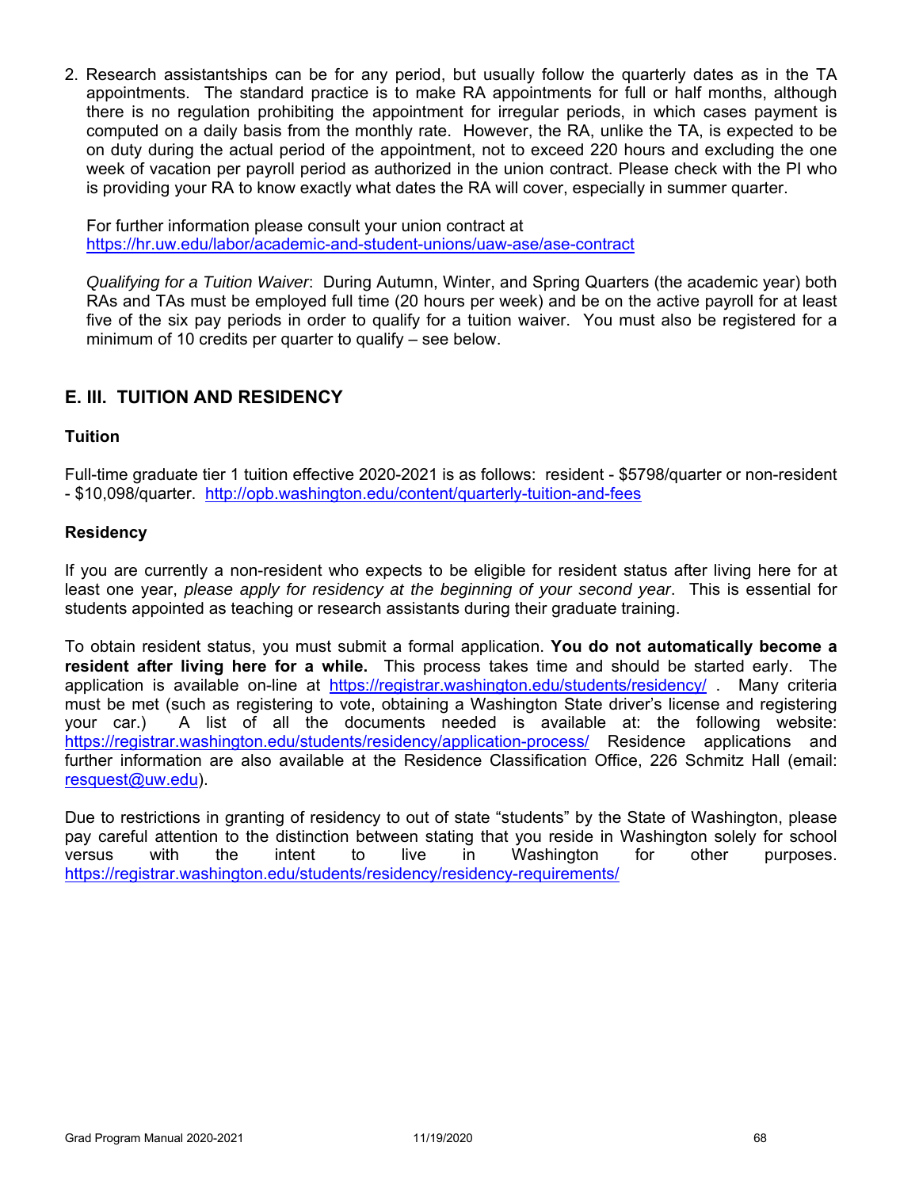2. Research assistantships can be for any period, but usually follow the quarterly dates as in the TA appointments. The standard practice is to make RA appointments for full or half months, although there is no regulation prohibiting the appointment for irregular periods, in which cases payment is computed on a daily basis from the monthly rate. However, the RA, unlike the TA, is expected to be on duty during the actual period of the appointment, not to exceed 220 hours and excluding the one week of vacation per payroll period as authorized in the union contract. Please check with the PI who is providing your RA to know exactly what dates the RA will cover, especially in summer quarter.

   For further information please consult your union contract at https://hr.uw.edu/labor/academic-and-student-unions/uaw-ase/ase-contract

   *Qualifying for a Tuition Waiver*: During Autumn, Winter, and Spring Quarters (the academic year) both RAs and TAs must be employed full time (20 hours per week) and be on the active payroll for at least five of the six pay periods in order to qualify for a tuition waiver. You must also be registered for a minimum of 10 credits per quarter to qualify – see below.

## E. III. TUITION AND RESIDENCY

### Tuition

Full-time graduate tier 1 tuition effective 2020-2021 is as follows: resident - $5798/quarter or non-resident - $10,098/quarter. http://opb.washington.edu/content/quarterly-tuition-and-fees

### Residency

If you are currently a non-resident who expects to be eligible for resident status after living here for at least one year, *please apply for residency at the beginning of your second year*. This is essential for students appointed as teaching or research assistants during their graduate training.

To obtain resident status, you must submit a formal application. **You do not automatically become a resident after living here for a while.** This process takes time and should be started early. The application is available on-line at https://registrar.washington.edu/students/residency/ . Many criteria must be met (such as registering to vote, obtaining a Washington State driver's license and registering your car.) A list of all the documents needed is available at: the following website: https://registrar.washington.edu/students/residency/application-process/ Residence applications and further information are also available at the Residence Classification Office, 226 Schmitz Hall (email: resquest@uw.edu).

Due to restrictions in granting of residency to out of state "students" by the State of Washington, please pay careful attention to the distinction between stating that you reside in Washington solely for school versus with the intent to live in Washington for other purposes. https://registrar.washington.edu/students/residency/residency-requirements/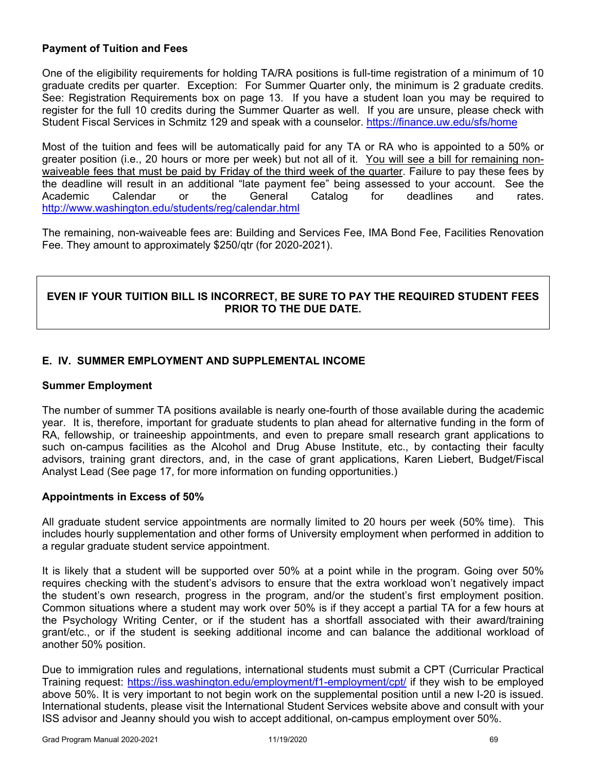### Payment of Tuition and Fees

One of the eligibility requirements for holding TA/RA positions is full-time registration of a minimum of 10 graduate credits per quarter. Exception: For Summer Quarter only, the minimum is 2 graduate credits. See: Registration Requirements box on page 13. If you have a student loan you may be required to register for the full 10 credits during the Summer Quarter as well. If you are unsure, please check with Student Fiscal Services in Schmitz 129 and speak with a counselor. https://finance.uw.edu/sfs/home

Most of the tuition and fees will be automatically paid for any TA or RA who is appointed to a 50% or greater position (i.e., 20 hours or more per week) but not all of it. <u>You will see a bill for remaining non-waiveable fees that must be paid by Friday of the third week of the quarter</u>. Failure to pay these fees by the deadline will result in an additional "late payment fee" being assessed to your account. See the Academic Calendar or the General Catalog for deadlines and rates. http://www.washington.edu/students/reg/calendar.html

The remaining, non-waiveable fees are: Building and Services Fee, IMA Bond Fee, Facilities Renovation Fee. They amount to approximately $250/qtr (for 2020-2021).

**EVEN IF YOUR TUITION BILL IS INCORRECT, BE SURE TO PAY THE REQUIRED STUDENT FEES PRIOR TO THE DUE DATE.**

## E. IV. SUMMER EMPLOYMENT AND SUPPLEMENTAL INCOME

### Summer Employment

The number of summer TA positions available is nearly one-fourth of those available during the academic year. It is, therefore, important for graduate students to plan ahead for alternative funding in the form of RA, fellowship, or traineeship appointments, and even to prepare small research grant applications to such on-campus facilities as the Alcohol and Drug Abuse Institute, etc., by contacting their faculty advisors, training grant directors, and, in the case of grant applications, Karen Liebert, Budget/Fiscal Analyst Lead (See page 17, for more information on funding opportunities.)

### Appointments in Excess of 50%

All graduate student service appointments are normally limited to 20 hours per week (50% time). This includes hourly supplementation and other forms of University employment when performed in addition to a regular graduate student service appointment.

It is likely that a student will be supported over 50% at a point while in the program. Going over 50% requires checking with the student's advisors to ensure that the extra workload won't negatively impact the student's own research, progress in the program, and/or the student's first employment position. Common situations where a student may work over 50% is if they accept a partial TA for a few hours at the Psychology Writing Center, or if the student has a shortfall associated with their award/training grant/etc., or if the student is seeking additional income and can balance the additional workload of another 50% position.

Due to immigration rules and regulations, international students must submit a CPT (Curricular Practical Training request: https://iss.washington.edu/employment/f1-employment/cpt/ if they wish to be employed above 50%. It is very important to not begin work on the supplemental position until a new I-20 is issued. International students, please visit the International Student Services website above and consult with your ISS advisor and Jeanny should you wish to accept additional, on-campus employment over 50%.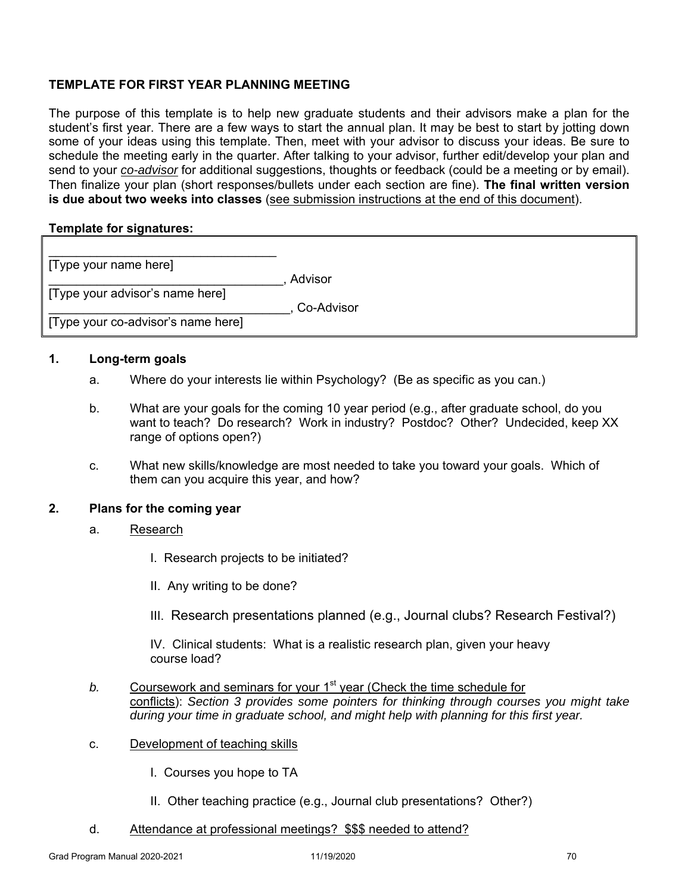**TEMPLATE FOR FIRST YEAR PLANNING MEETING**

The purpose of this template is to help new graduate students and their advisors make a plan for the student's first year. There are a few ways to start the annual plan. It may be best to start by jotting down some of your ideas using this template. Then, meet with your advisor to discuss your ideas. Be sure to schedule the meeting early in the quarter. After talking to your advisor, further edit/develop your plan and send to your *co-advisor* for additional suggestions, thoughts or feedback (could be a meeting or by email). Then finalize your plan (short responses/bullets under each section are fine). **The final written version is due about two weeks into classes** (see submission instructions at the end of this document).

**Template for signatures:**

\_\_\_\_\_\_\_\_\_\_\_\_\_\_\_\_\_\_\_\_\_\_\_\_\_\_\_\_\_\_\_\_\_\_
[Type your name here]

\_\_\_\_\_\_\_\_\_\_\_\_\_\_\_\_\_\_\_\_\_\_\_\_\_\_\_\_\_\_\_\_\_\_\_, Advisor
[Type your advisor's name here]

\_\_\_\_\_\_\_\_\_\_\_\_\_\_\_\_\_\_\_\_\_\_\_\_\_\_\_\_\_\_\_\_\_\_\_, Co-Advisor
[Type your co-advisor's name here]

**1. Long-term goals**

a. Where do your interests lie within Psychology? (Be as specific as you can.)

b. What are your goals for the coming 10 year period (e.g., after graduate school, do you want to teach? Do research? Work in industry? Postdoc? Other? Undecided, keep XX range of options open?)

c. What new skills/knowledge are most needed to take you toward your goals. Which of them can you acquire this year, and how?

**2. Plans for the coming year**

a. Research

I. Research projects to be initiated?

II. Any writing to be done?

III. Research presentations planned (e.g., Journal clubs? Research Festival?)

IV. Clinical students: What is a realistic research plan, given your heavy course load?

*b.* Coursework and seminars for your 1st year (Check the time schedule for conflicts): *Section 3 provides some pointers for thinking through courses you might take during your time in graduate school, and might help with planning for this first year.*

c. Development of teaching skills

I. Courses you hope to TA

II. Other teaching practice (e.g., Journal club presentations? Other?)

d. Attendance at professional meetings? $$$ needed to attend?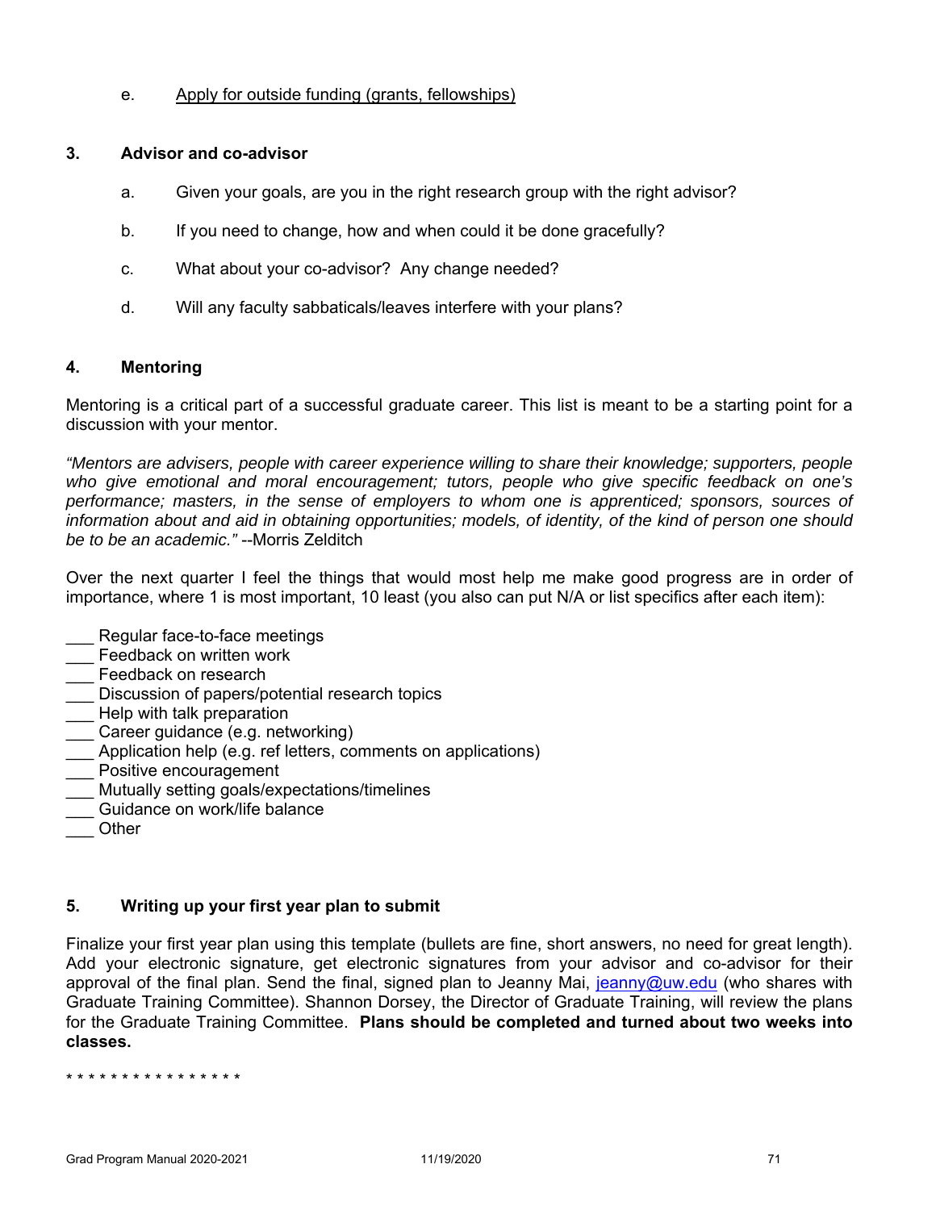e. Apply for outside funding (grants, fellowships)

### 3. Advisor and co-advisor

a. Given your goals, are you in the right research group with the right advisor?

b. If you need to change, how and when could it be done gracefully?

c. What about your co-advisor? Any change needed?

d. Will any faculty sabbaticals/leaves interfere with your plans?

### 4. Mentoring

Mentoring is a critical part of a successful graduate career. This list is meant to be a starting point for a discussion with your mentor.

*"Mentors are advisers, people with career experience willing to share their knowledge; supporters, people who give emotional and moral encouragement; tutors, people who give specific feedback on one's performance; masters, in the sense of employers to whom one is apprenticed; sponsors, sources of information about and aid in obtaining opportunities; models, of identity, of the kind of person one should be to be an academic."* --Morris Zelditch

Over the next quarter I feel the things that would most help me make good progress are in order of importance, where 1 is most important, 10 least (you also can put N/A or list specifics after each item):

___ Regular face-to-face meetings
___ Feedback on written work
___ Feedback on research
___ Discussion of papers/potential research topics
___ Help with talk preparation
___ Career guidance (e.g. networking)
___ Application help (e.g. ref letters, comments on applications)
___ Positive encouragement
___ Mutually setting goals/expectations/timelines
___ Guidance on work/life balance
___ Other

### 5. Writing up your first year plan to submit

Finalize your first year plan using this template (bullets are fine, short answers, no need for great length). Add your electronic signature, get electronic signatures from your advisor and co-advisor for their approval of the final plan. Send the final, signed plan to Jeanny Mai, jeanny@uw.edu (who shares with Graduate Training Committee). Shannon Dorsey, the Director of Graduate Training, will review the plans for the Graduate Training Committee. **Plans should be completed and turned about two weeks into classes.**

* * * * * * * * * * * * * * * *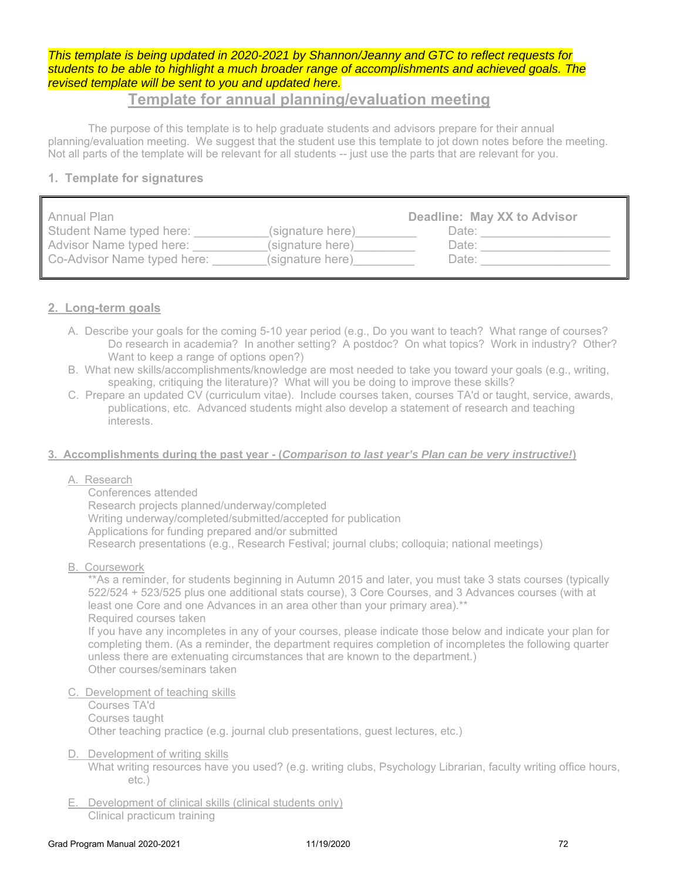*This template is being updated in 2020-2021 by Shannon/Jeanny and GTC to reflect requests for students to be able to highlight a much broader range of accomplishments and achieved goals. The revised template will be sent to you and updated here.*

# Template for annual planning/evaluation meeting

The purpose of this template is to help graduate students and advisors prepare for their annual planning/evaluation meeting. We suggest that the student use this template to jot down notes before the meeting. Not all parts of the template will be relevant for all students -- just use the parts that are relevant for you.

## 1. Template for signatures

| Annual Plan | | **Deadline: May XX to Advisor** |
|---|---|---|
| Student Name typed here: ___________ | (signature here)_________ | Date: ___________________ |
| Advisor Name typed here: ___________ | (signature here)_________ | Date: ___________________ |
| Co-Advisor Name typed here: ________ | (signature here)_________ | Date: ___________________ |

## 2. Long-term goals

A. Describe your goals for the coming 5-10 year period (e.g., Do you want to teach? What range of courses? Do research in academia? In another setting? A postdoc? On what topics? Work in industry? Other? Want to keep a range of options open?)

B. What new skills/accomplishments/knowledge are most needed to take you toward your goals (e.g., writing, speaking, critiquing the literature)? What will you be doing to improve these skills?

C. Prepare an updated CV (curriculum vitae). Include courses taken, courses TA'd or taught, service, awards, publications, etc. Advanced students might also develop a statement of research and teaching interests.

## 3. Accomplishments during the past year - (*Comparison to last year's Plan can be very instructive!*)

A. Research

Conferences attended
Research projects planned/underway/completed
Writing underway/completed/submitted/accepted for publication
Applications for funding prepared and/or submitted
Research presentations (e.g., Research Festival; journal clubs; colloquia; national meetings)

B. Coursework

**As a reminder, for students beginning in Autumn 2015 and later, you must take 3 stats courses (typically 522/524 + 523/525 plus one additional stats course), 3 Core Courses, and 3 Advances courses (with at least one Core and one Advances in an area other than your primary area).**
Required courses taken
If you have any incompletes in any of your courses, please indicate those below and indicate your plan for completing them. (As a reminder, the department requires completion of incompletes the following quarter unless there are extenuating circumstances that are known to the department.)
Other courses/seminars taken

C. Development of teaching skills

Courses TA'd
Courses taught
Other teaching practice (e.g. journal club presentations, guest lectures, etc.)

D. Development of writing skills

What writing resources have you used? (e.g. writing clubs, Psychology Librarian, faculty writing office hours, etc.)

E. Development of clinical skills (clinical students only)

Clinical practicum training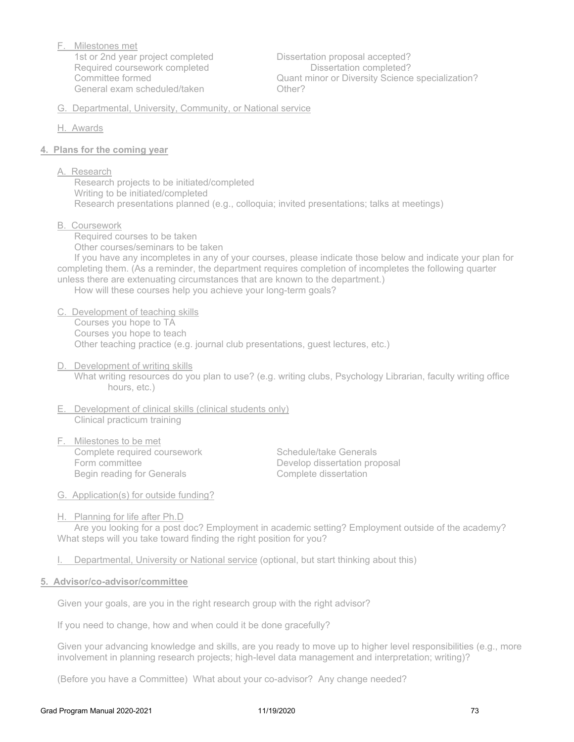F. Milestones met

1st or 2nd year project completed
Required coursework completed
Committee formed
General exam scheduled/taken
Dissertation proposal accepted?
Dissertation completed?
Quant minor or Diversity Science specialization?
Other?

G. Departmental, University, Community, or National service

H. Awards

**4. Plans for the coming year**

A. Research

Research projects to be initiated/completed
Writing to be initiated/completed
Research presentations planned (e.g., colloquia; invited presentations; talks at meetings)

B. Coursework

Required courses to be taken
Other courses/seminars to be taken
If you have any incompletes in any of your courses, please indicate those below and indicate your plan for completing them. (As a reminder, the department requires completion of incompletes the following quarter unless there are extenuating circumstances that are known to the department.)
How will these courses help you achieve your long-term goals?

C. Development of teaching skills

Courses you hope to TA
Courses you hope to teach
Other teaching practice (e.g. journal club presentations, guest lectures, etc.)

D. Development of writing skills

What writing resources do you plan to use? (e.g. writing clubs, Psychology Librarian, faculty writing office hours, etc.)

E. Development of clinical skills (clinical students only)

Clinical practicum training

F. Milestones to be met

Complete required coursework
Form committee
Begin reading for Generals
Schedule/take Generals
Develop dissertation proposal
Complete dissertation

G. Application(s) for outside funding?

H. Planning for life after Ph.D

Are you looking for a post doc? Employment in academic setting? Employment outside of the academy? What steps will you take toward finding the right position for you?

I. Departmental, University or National service (optional, but start thinking about this)

**5. Advisor/co-advisor/committee**

Given your goals, are you in the right research group with the right advisor?

If you need to change, how and when could it be done gracefully?

Given your advancing knowledge and skills, are you ready to move up to higher level responsibilities (e.g., more involvement in planning research projects; high-level data management and interpretation; writing)?

(Before you have a Committee) What about your co-advisor? Any change needed?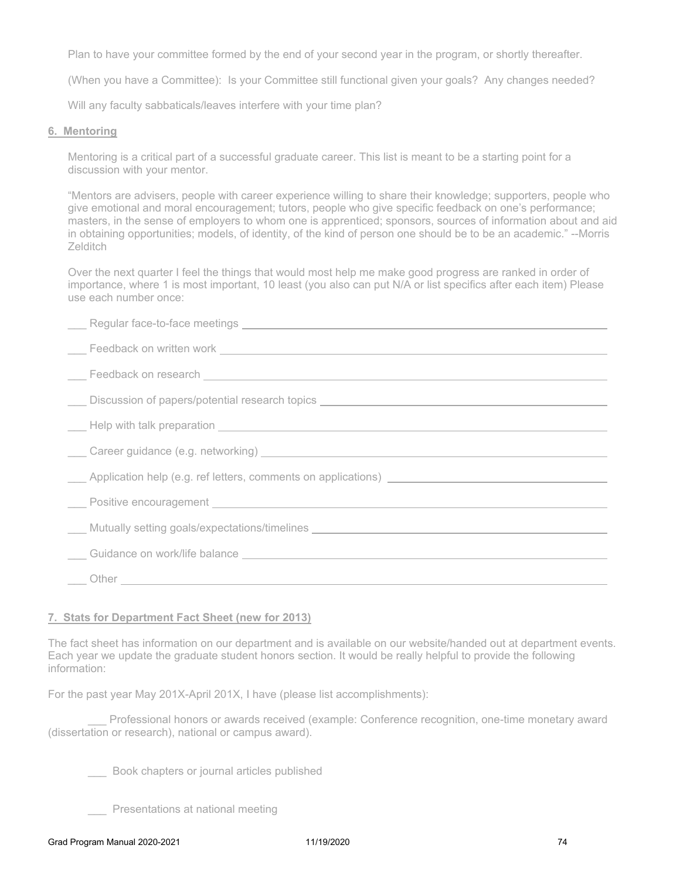Plan to have your committee formed by the end of your second year in the program, or shortly thereafter.

(When you have a Committee): Is your Committee still functional given your goals? Any changes needed?

Will any faculty sabbaticals/leaves interfere with your time plan?

## 6. Mentoring

Mentoring is a critical part of a successful graduate career. This list is meant to be a starting point for a discussion with your mentor.

"Mentors are advisers, people with career experience willing to share their knowledge; supporters, people who give emotional and moral encouragement; tutors, people who give specific feedback on one's performance; masters, in the sense of employers to whom one is apprenticed; sponsors, sources of information about and aid in obtaining opportunities; models, of identity, of the kind of person one should be to be an academic." --Morris Zelditch

Over the next quarter I feel the things that would most help me make good progress are ranked in order of importance, where 1 is most important, 10 least (you also can put N/A or list specifics after each item) Please use each number once:

___ Regular face-to-face meetings ______________________________

___ Feedback on written work ______________________________

___ Feedback on research ______________________________

___ Discussion of papers/potential research topics ______________________________

___ Help with talk preparation ______________________________

___ Career guidance (e.g. networking) ______________________________

___ Application help (e.g. ref letters, comments on applications) ______________________________

___ Positive encouragement ______________________________

___ Mutually setting goals/expectations/timelines ______________________________

___ Guidance on work/life balance ______________________________

___ Other ______________________________

## 7. Stats for Department Fact Sheet (new for 2013)

The fact sheet has information on our department and is available on our website/handed out at department events. Each year we update the graduate student honors section. It would be really helpful to provide the following information:

For the past year May 201X-April 201X, I have (please list accomplishments):

___ Professional honors or awards received (example: Conference recognition, one-time monetary award (dissertation or research), national or campus award).

___ Book chapters or journal articles published

___ Presentations at national meeting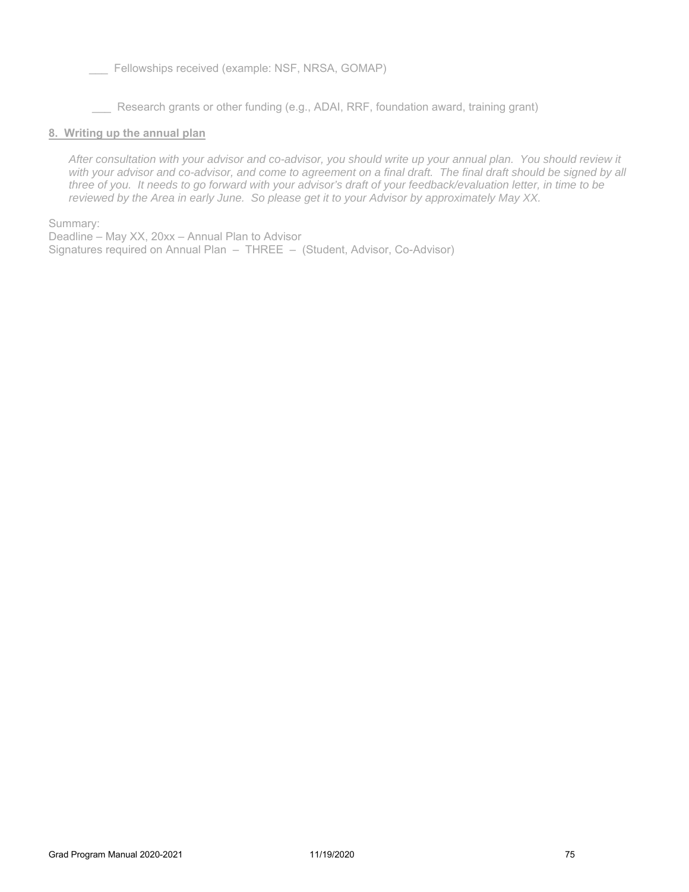___ Fellowships received (example: NSF, NRSA, GOMAP)

___ Research grants or other funding (e.g., ADAI, RRF, foundation award, training grant)

**8. Writing up the annual plan**

*After consultation with your advisor and co-advisor, you should write up your annual plan. You should review it with your advisor and co-advisor, and come to agreement on a final draft. The final draft should be signed by all three of you. It needs to go forward with your advisor's draft of your feedback/evaluation letter, in time to be reviewed by the Area in early June. So please get it to your Advisor by approximately May XX.*

Summary:
Deadline – May XX, 20xx – Annual Plan to Advisor
Signatures required on Annual Plan – THREE – (Student, Advisor, Co-Advisor)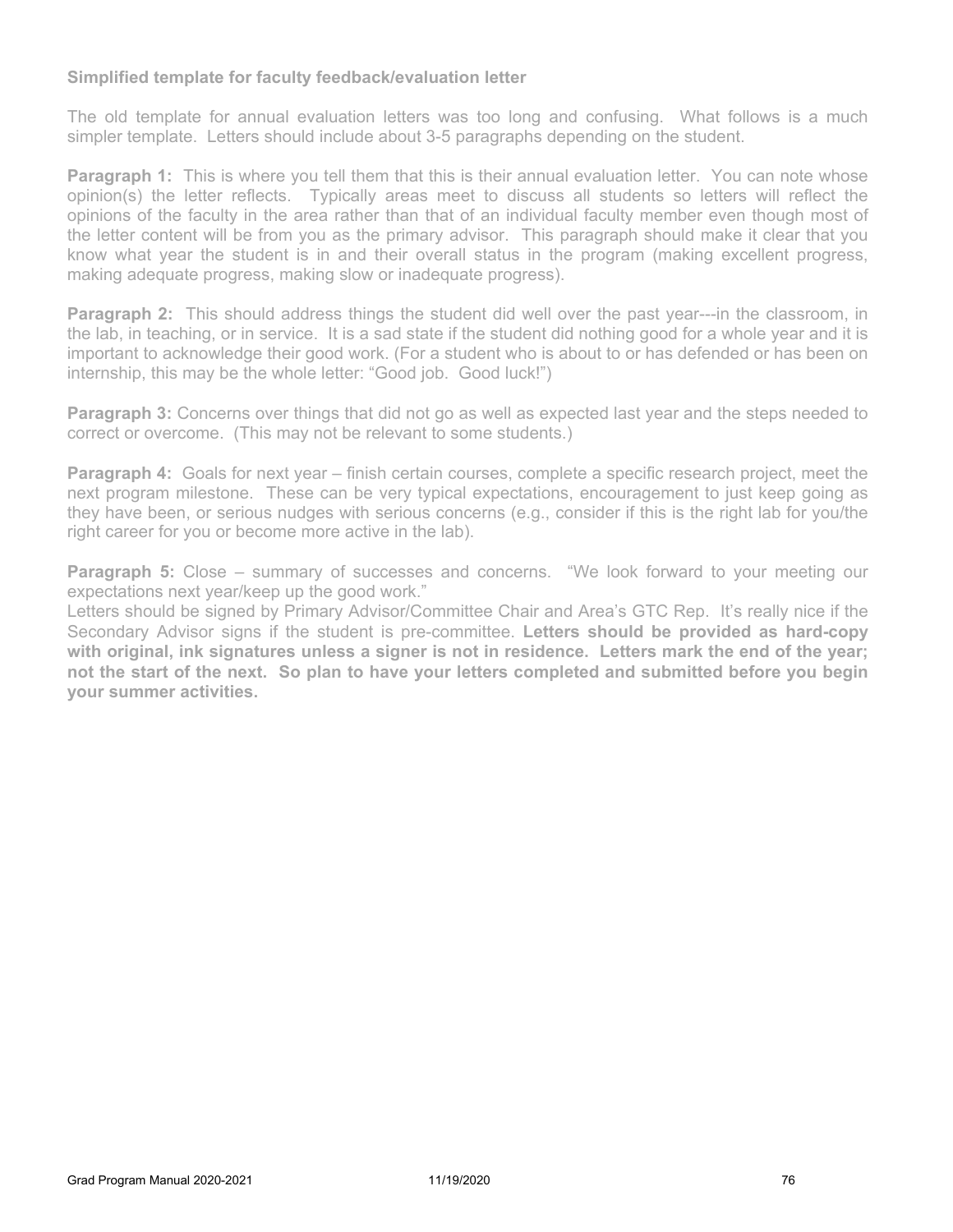**Simplified template for faculty feedback/evaluation letter**

The old template for annual evaluation letters was too long and confusing. What follows is a much simpler template. Letters should include about 3-5 paragraphs depending on the student.

**Paragraph 1:** This is where you tell them that this is their annual evaluation letter. You can note whose opinion(s) the letter reflects. Typically areas meet to discuss all students so letters will reflect the opinions of the faculty in the area rather than that of an individual faculty member even though most of the letter content will be from you as the primary advisor. This paragraph should make it clear that you know what year the student is in and their overall status in the program (making excellent progress, making adequate progress, making slow or inadequate progress).

**Paragraph 2:** This should address things the student did well over the past year---in the classroom, in the lab, in teaching, or in service. It is a sad state if the student did nothing good for a whole year and it is important to acknowledge their good work. (For a student who is about to or has defended or has been on internship, this may be the whole letter: "Good job. Good luck!")

**Paragraph 3:** Concerns over things that did not go as well as expected last year and the steps needed to correct or overcome. (This may not be relevant to some students.)

**Paragraph 4:** Goals for next year – finish certain courses, complete a specific research project, meet the next program milestone. These can be very typical expectations, encouragement to just keep going as they have been, or serious nudges with serious concerns (e.g., consider if this is the right lab for you/the right career for you or become more active in the lab).

**Paragraph 5:** Close – summary of successes and concerns. "We look forward to your meeting our expectations next year/keep up the good work."

Letters should be signed by Primary Advisor/Committee Chair and Area's GTC Rep. It's really nice if the Secondary Advisor signs if the student is pre-committee. **Letters should be provided as hard-copy with original, ink signatures unless a signer is not in residence. Letters mark the end of the year; not the start of the next. So plan to have your letters completed and submitted before you begin your summer activities.**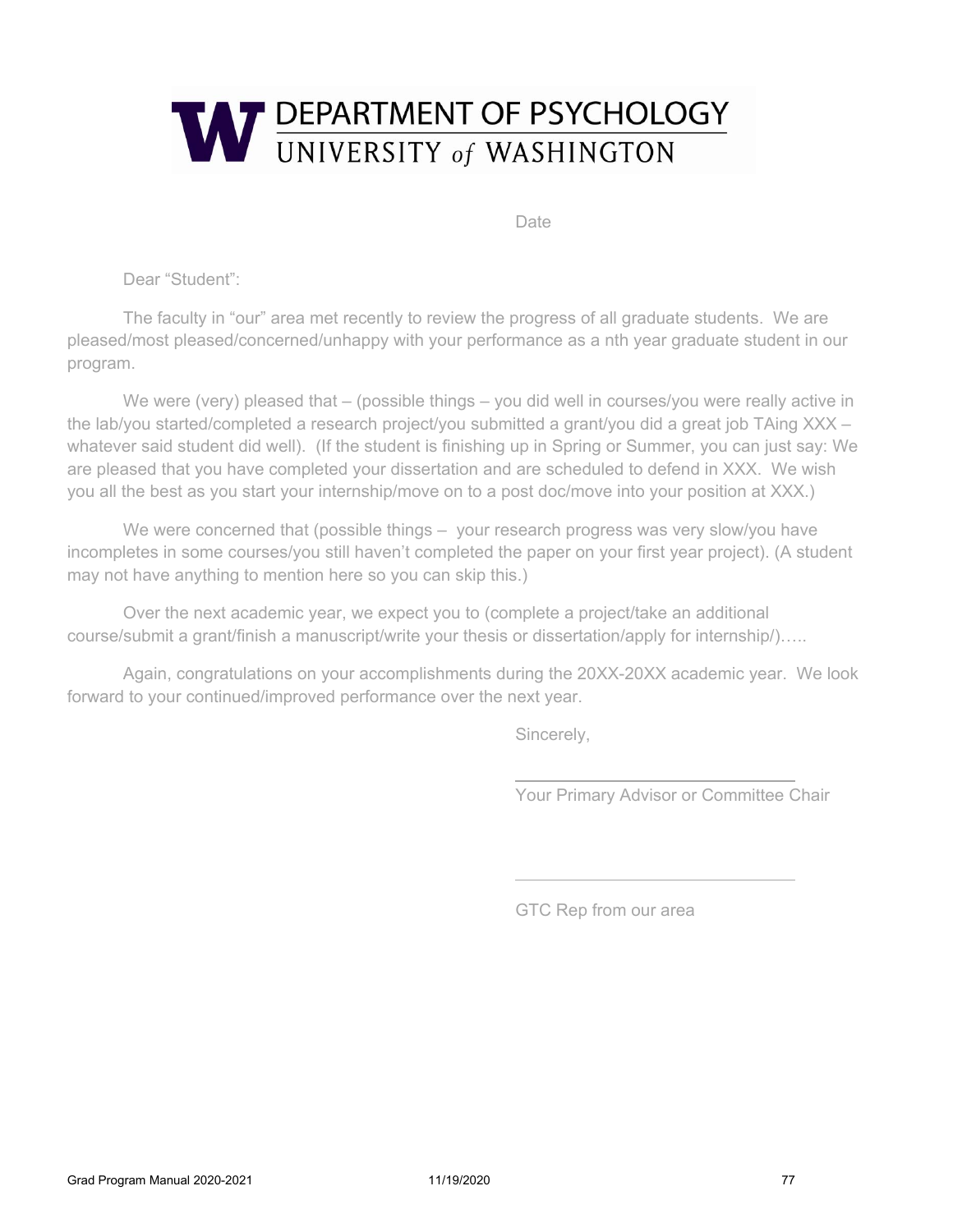**DEPARTMENT OF PSYCHOLOGY**
UNIVERSITY *of* WASHINGTON

Date

Dear "Student":

The faculty in "our" area met recently to review the progress of all graduate students. We are pleased/most pleased/concerned/unhappy with your performance as a nth year graduate student in our program.

We were (very) pleased that – (possible things – you did well in courses/you were really active in the lab/you started/completed a research project/you submitted a grant/you did a great job TAing XXX – whatever said student did well). (If the student is finishing up in Spring or Summer, you can just say: We are pleased that you have completed your dissertation and are scheduled to defend in XXX. We wish you all the best as you start your internship/move on to a post doc/move into your position at XXX.)

We were concerned that (possible things – your research progress was very slow/you have incompletes in some courses/you still haven't completed the paper on your first year project). (A student may not have anything to mention here so you can skip this.)

Over the next academic year, we expect you to (complete a project/take an additional course/submit a grant/finish a manuscript/write your thesis or dissertation/apply for internship/)…..

Again, congratulations on your accomplishments during the 20XX-20XX academic year. We look forward to your continued/improved performance over the next year.

Sincerely,

______________________________

Your Primary Advisor or Committee Chair

______________________________

GTC Rep from our area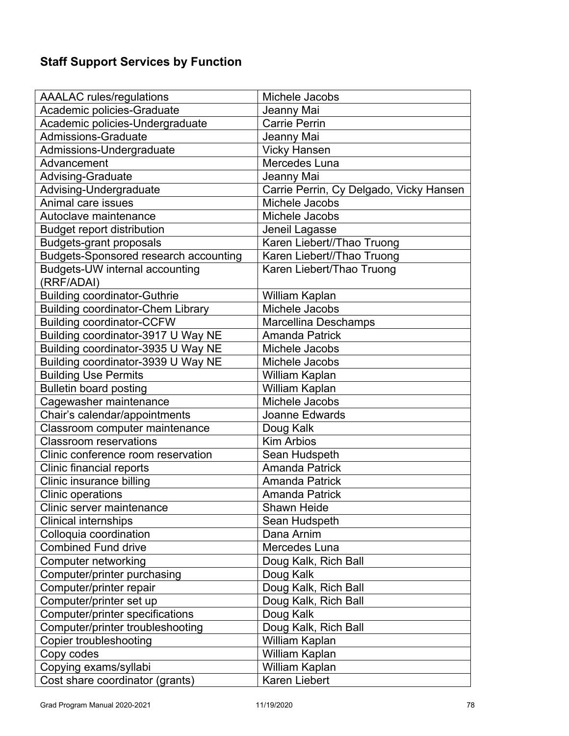## Staff Support Services by Function

| | |
|---|---|
| AAALAC rules/regulations | Michele Jacobs |
| Academic policies-Graduate | Jeanny Mai |
| Academic policies-Undergraduate | Carrie Perrin |
| Admissions-Graduate | Jeanny Mai |
| Admissions-Undergraduate | Vicky Hansen |
| Advancement | Mercedes Luna |
| Advising-Graduate | Jeanny Mai |
| Advising-Undergraduate | Carrie Perrin, Cy Delgado, Vicky Hansen |
| Animal care issues | Michele Jacobs |
| Autoclave maintenance | Michele Jacobs |
| Budget report distribution | Jeneil Lagasse |
| Budgets-grant proposals | Karen Liebert//Thao Truong |
| Budgets-Sponsored research accounting | Karen Liebert//Thao Truong |
| Budgets-UW internal accounting (RRF/ADAI) | Karen Liebert/Thao Truong |
| Building coordinator-Guthrie | William Kaplan |
| Building coordinator-Chem Library | Michele Jacobs |
| Building coordinator-CCFW | Marcellina Deschamps |
| Building coordinator-3917 U Way NE | Amanda Patrick |
| Building coordinator-3935 U Way NE | Michele Jacobs |
| Building coordinator-3939 U Way NE | Michele Jacobs |
| Building Use Permits | William Kaplan |
| Bulletin board posting | William Kaplan |
| Cagewasher maintenance | Michele Jacobs |
| Chair's calendar/appointments | Joanne Edwards |
| Classroom computer maintenance | Doug Kalk |
| Classroom reservations | Kim Arbios |
| Clinic conference room reservation | Sean Hudspeth |
| Clinic financial reports | Amanda Patrick |
| Clinic insurance billing | Amanda Patrick |
| Clinic operations | Amanda Patrick |
| Clinic server maintenance | Shawn Heide |
| Clinical internships | Sean Hudspeth |
| Colloquia coordination | Dana Arnim |
| Combined Fund drive | Mercedes Luna |
| Computer networking | Doug Kalk, Rich Ball |
| Computer/printer purchasing | Doug Kalk |
| Computer/printer repair | Doug Kalk, Rich Ball |
| Computer/printer set up | Doug Kalk, Rich Ball |
| Computer/printer specifications | Doug Kalk |
| Computer/printer troubleshooting | Doug Kalk, Rich Ball |
| Copier troubleshooting | William Kaplan |
| Copy codes | William Kaplan |
| Copying exams/syllabi | William Kaplan |
| Cost share coordinator (grants) | Karen Liebert |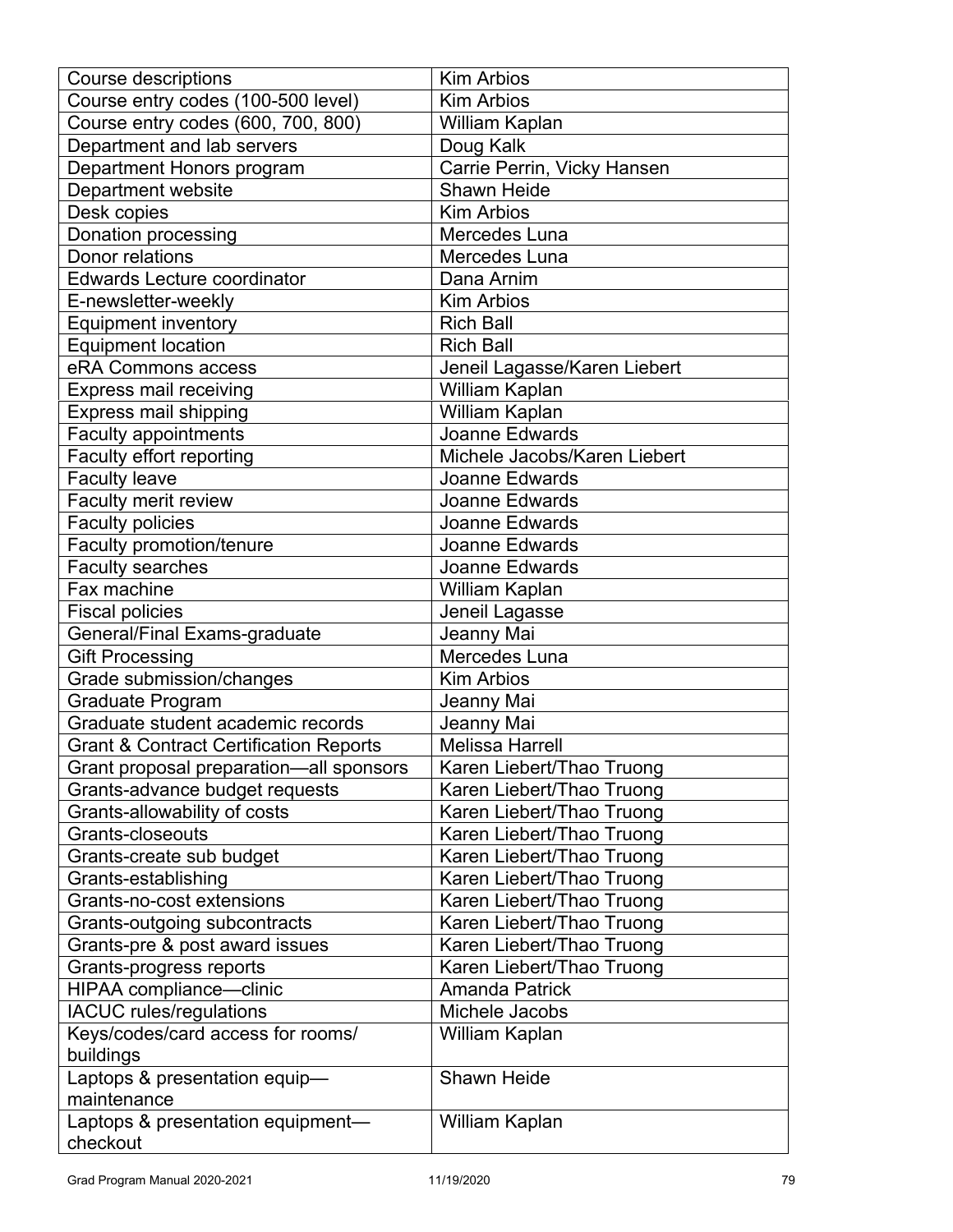| | |
|---|---|
| Course descriptions | Kim Arbios |
| Course entry codes (100-500 level) | Kim Arbios |
| Course entry codes (600, 700, 800) | William Kaplan |
| Department and lab servers | Doug Kalk |
| Department Honors program | Carrie Perrin, Vicky Hansen |
| Department website | Shawn Heide |
| Desk copies | Kim Arbios |
| Donation processing | Mercedes Luna |
| Donor relations | Mercedes Luna |
| Edwards Lecture coordinator | Dana Arnim |
| E-newsletter-weekly | Kim Arbios |
| Equipment inventory | Rich Ball |
| Equipment location | Rich Ball |
| eRA Commons access | Jeneil Lagasse/Karen Liebert |
| Express mail receiving | William Kaplan |
| Express mail shipping | William Kaplan |
| Faculty appointments | Joanne Edwards |
| Faculty effort reporting | Michele Jacobs/Karen Liebert |
| Faculty leave | Joanne Edwards |
| Faculty merit review | Joanne Edwards |
| Faculty policies | Joanne Edwards |
| Faculty promotion/tenure | Joanne Edwards |
| Faculty searches | Joanne Edwards |
| Fax machine | William Kaplan |
| Fiscal policies | Jeneil Lagasse |
| General/Final Exams-graduate | Jeanny Mai |
| Gift Processing | Mercedes Luna |
| Grade submission/changes | Kim Arbios |
| Graduate Program | Jeanny Mai |
| Graduate student academic records | Jeanny Mai |
| Grant & Contract Certification Reports | Melissa Harrell |
| Grant proposal preparation—all sponsors | Karen Liebert/Thao Truong |
| Grants-advance budget requests | Karen Liebert/Thao Truong |
| Grants-allowability of costs | Karen Liebert/Thao Truong |
| Grants-closeouts | Karen Liebert/Thao Truong |
| Grants-create sub budget | Karen Liebert/Thao Truong |
| Grants-establishing | Karen Liebert/Thao Truong |
| Grants-no-cost extensions | Karen Liebert/Thao Truong |
| Grants-outgoing subcontracts | Karen Liebert/Thao Truong |
| Grants-pre & post award issues | Karen Liebert/Thao Truong |
| Grants-progress reports | Karen Liebert/Thao Truong |
| HIPAA compliance—clinic | Amanda Patrick |
| IACUC rules/regulations | Michele Jacobs |
| Keys/codes/card access for rooms/ buildings | William Kaplan |
| Laptops & presentation equip—maintenance | Shawn Heide |
| Laptops & presentation equipment—checkout | William Kaplan |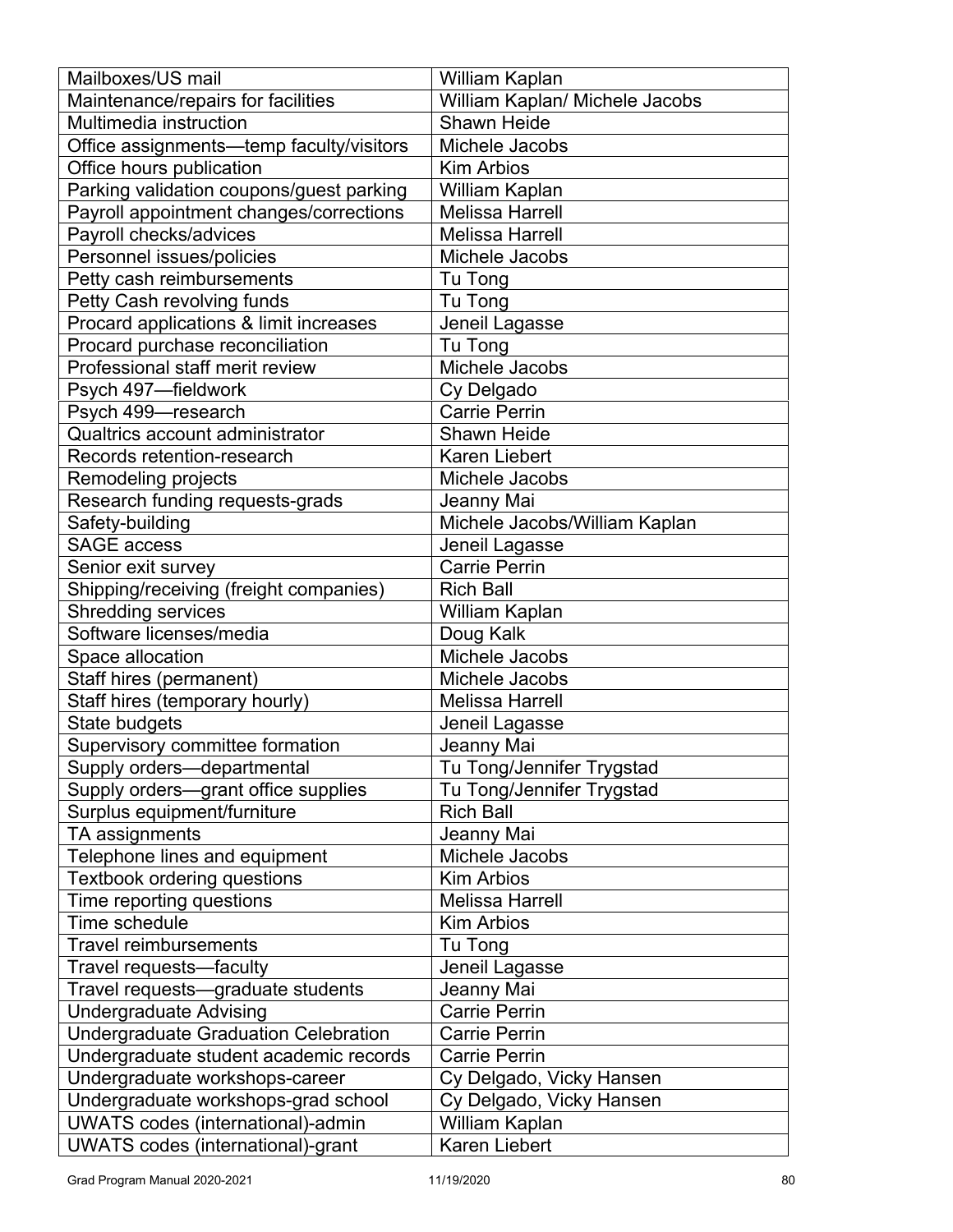| Mailboxes/US mail | William Kaplan |
|---|---|
| Maintenance/repairs for facilities | William Kaplan/ Michele Jacobs |
| Multimedia instruction | Shawn Heide |
| Office assignments—temp faculty/visitors | Michele Jacobs |
| Office hours publication | Kim Arbios |
| Parking validation coupons/guest parking | William Kaplan |
| Payroll appointment changes/corrections | Melissa Harrell |
| Payroll checks/advices | Melissa Harrell |
| Personnel issues/policies | Michele Jacobs |
| Petty cash reimbursements | Tu Tong |
| Petty Cash revolving funds | Tu Tong |
| Procard applications & limit increases | Jeneil Lagasse |
| Procard purchase reconciliation | Tu Tong |
| Professional staff merit review | Michele Jacobs |
| Psych 497—fieldwork | Cy Delgado |
| Psych 499—research | Carrie Perrin |
| Qualtrics account administrator | Shawn Heide |
| Records retention-research | Karen Liebert |
| Remodeling projects | Michele Jacobs |
| Research funding requests-grads | Jeanny Mai |
| Safety-building | Michele Jacobs/William Kaplan |
| SAGE access | Jeneil Lagasse |
| Senior exit survey | Carrie Perrin |
| Shipping/receiving (freight companies) | Rich Ball |
| Shredding services | William Kaplan |
| Software licenses/media | Doug Kalk |
| Space allocation | Michele Jacobs |
| Staff hires (permanent) | Michele Jacobs |
| Staff hires (temporary hourly) | Melissa Harrell |
| State budgets | Jeneil Lagasse |
| Supervisory committee formation | Jeanny Mai |
| Supply orders—departmental | Tu Tong/Jennifer Trygstad |
| Supply orders—grant office supplies | Tu Tong/Jennifer Trygstad |
| Surplus equipment/furniture | Rich Ball |
| TA assignments | Jeanny Mai |
| Telephone lines and equipment | Michele Jacobs |
| Textbook ordering questions | Kim Arbios |
| Time reporting questions | Melissa Harrell |
| Time schedule | Kim Arbios |
| Travel reimbursements | Tu Tong |
| Travel requests—faculty | Jeneil Lagasse |
| Travel requests—graduate students | Jeanny Mai |
| Undergraduate Advising | Carrie Perrin |
| Undergraduate Graduation Celebration | Carrie Perrin |
| Undergraduate student academic records | Carrie Perrin |
| Undergraduate workshops-career | Cy Delgado, Vicky Hansen |
| Undergraduate workshops-grad school | Cy Delgado, Vicky Hansen |
| UWATS codes (international)-admin | William Kaplan |
| UWATS codes (international)-grant | Karen Liebert |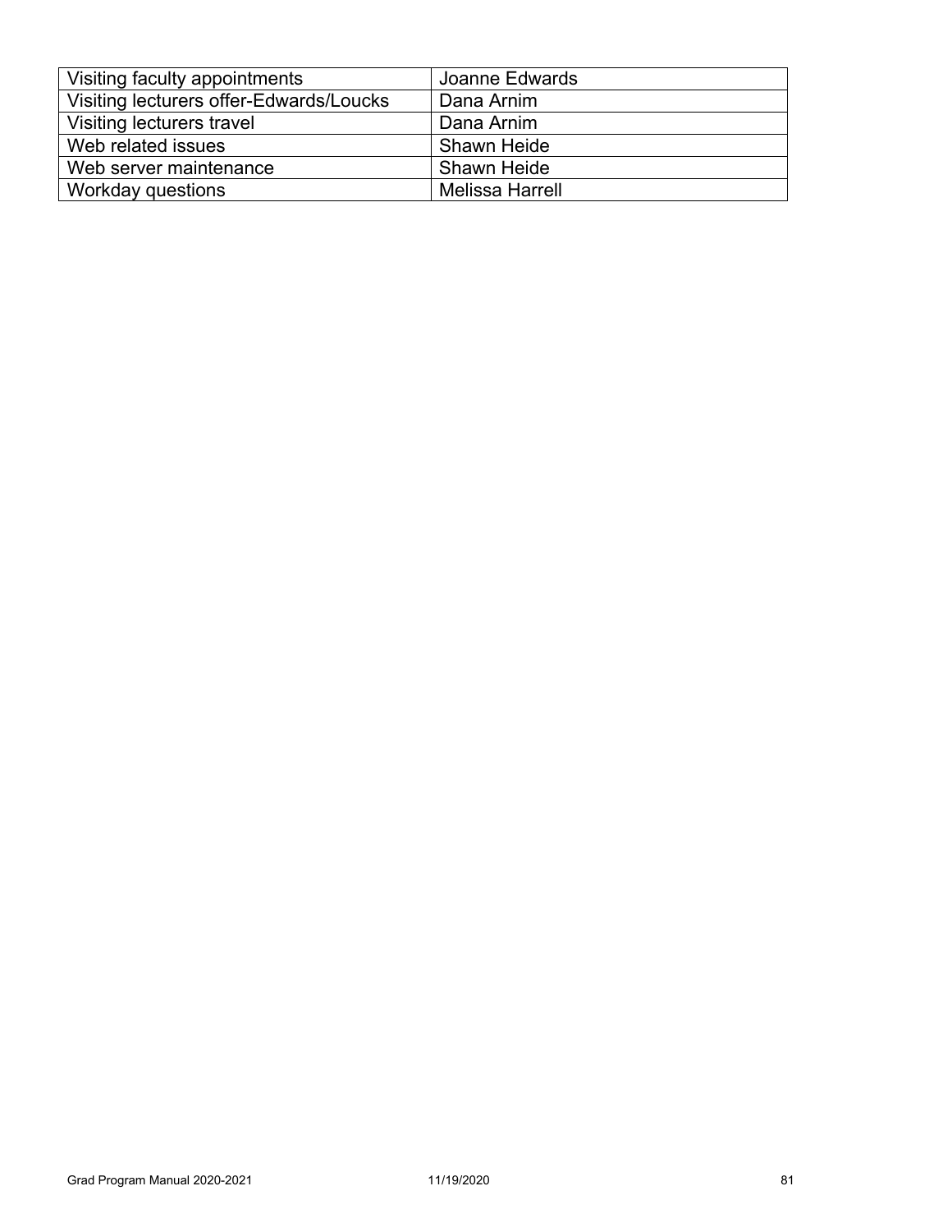| Visiting faculty appointments | Joanne Edwards |
|---|---|
| Visiting lecturers offer-Edwards/Loucks | Dana Arnim |
| Visiting lecturers travel | Dana Arnim |
| Web related issues | Shawn Heide |
| Web server maintenance | Shawn Heide |
| Workday questions | Melissa Harrell |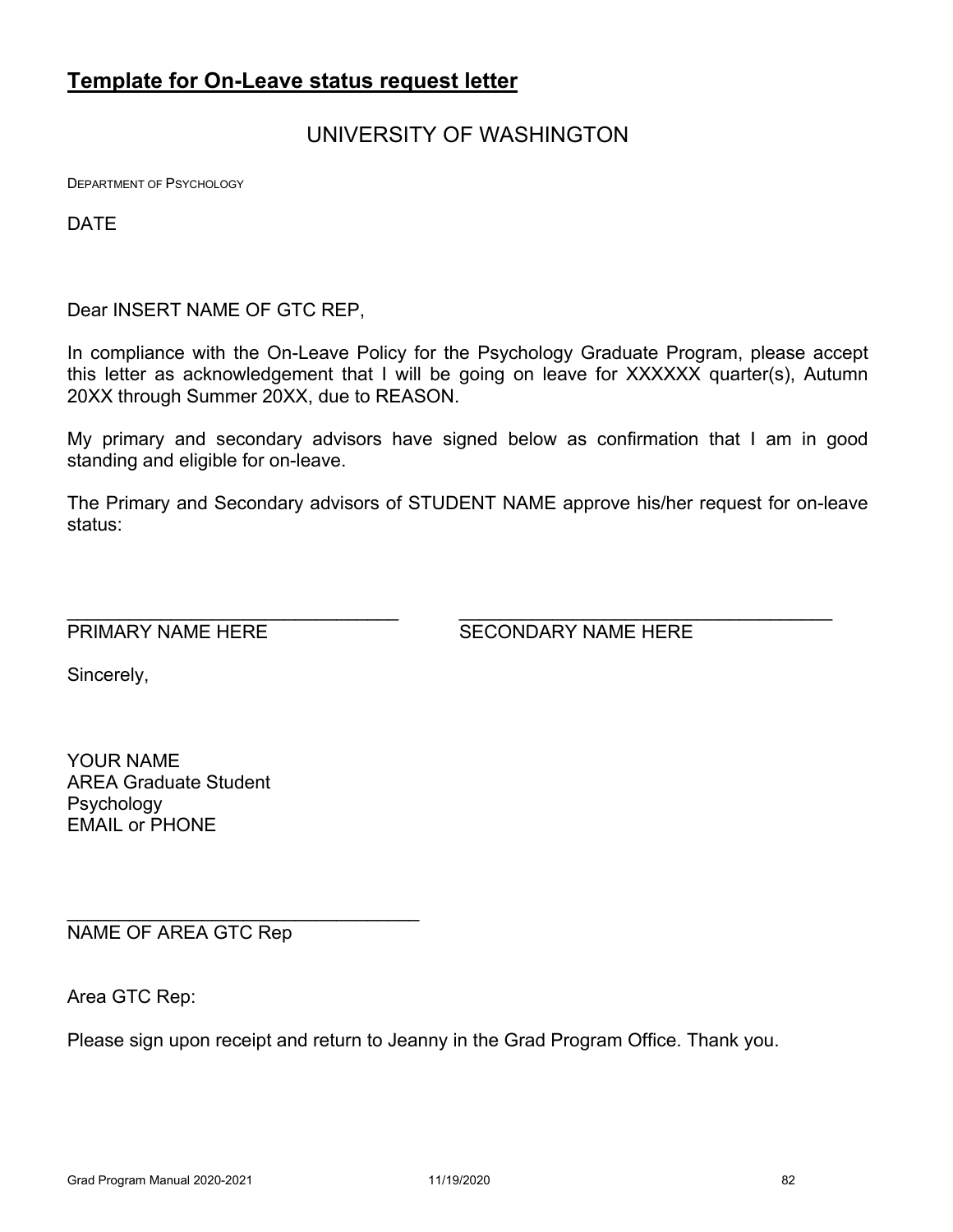## **Template for On-Leave status request letter**

UNIVERSITY OF WASHINGTON

DEPARTMENT OF PSYCHOLOGY

DATE

Dear INSERT NAME OF GTC REP,

In compliance with the On-Leave Policy for the Psychology Graduate Program, please accept this letter as acknowledgement that I will be going on leave for XXXXXX quarter(s), Autumn 20XX through Summer 20XX, due to REASON.

My primary and secondary advisors have signed below as confirmation that I am in good standing and eligible for on-leave.

The Primary and Secondary advisors of STUDENT NAME approve his/her request for on-leave status:

\_\_\_\_\_\_\_\_\_\_\_\_\_\_\_\_\_\_\_\_\_\_\_\_\_\_\_\_\_\_\_\_\_ \_\_\_\_\_\_\_\_\_\_\_\_\_\_\_\_\_\_\_\_\_\_\_\_\_\_\_\_\_\_\_\_\_\_\_\_\_\_
PRIMARY NAME HERE SECONDARY NAME HERE

Sincerely,

YOUR NAME
AREA Graduate Student
Psychology
EMAIL or PHONE

\_\_\_\_\_\_\_\_\_\_\_\_\_\_\_\_\_\_\_\_\_\_\_\_\_\_\_\_\_\_\_\_\_\_\_
NAME OF AREA GTC Rep

Area GTC Rep:

Please sign upon receipt and return to Jeanny in the Grad Program Office. Thank you.